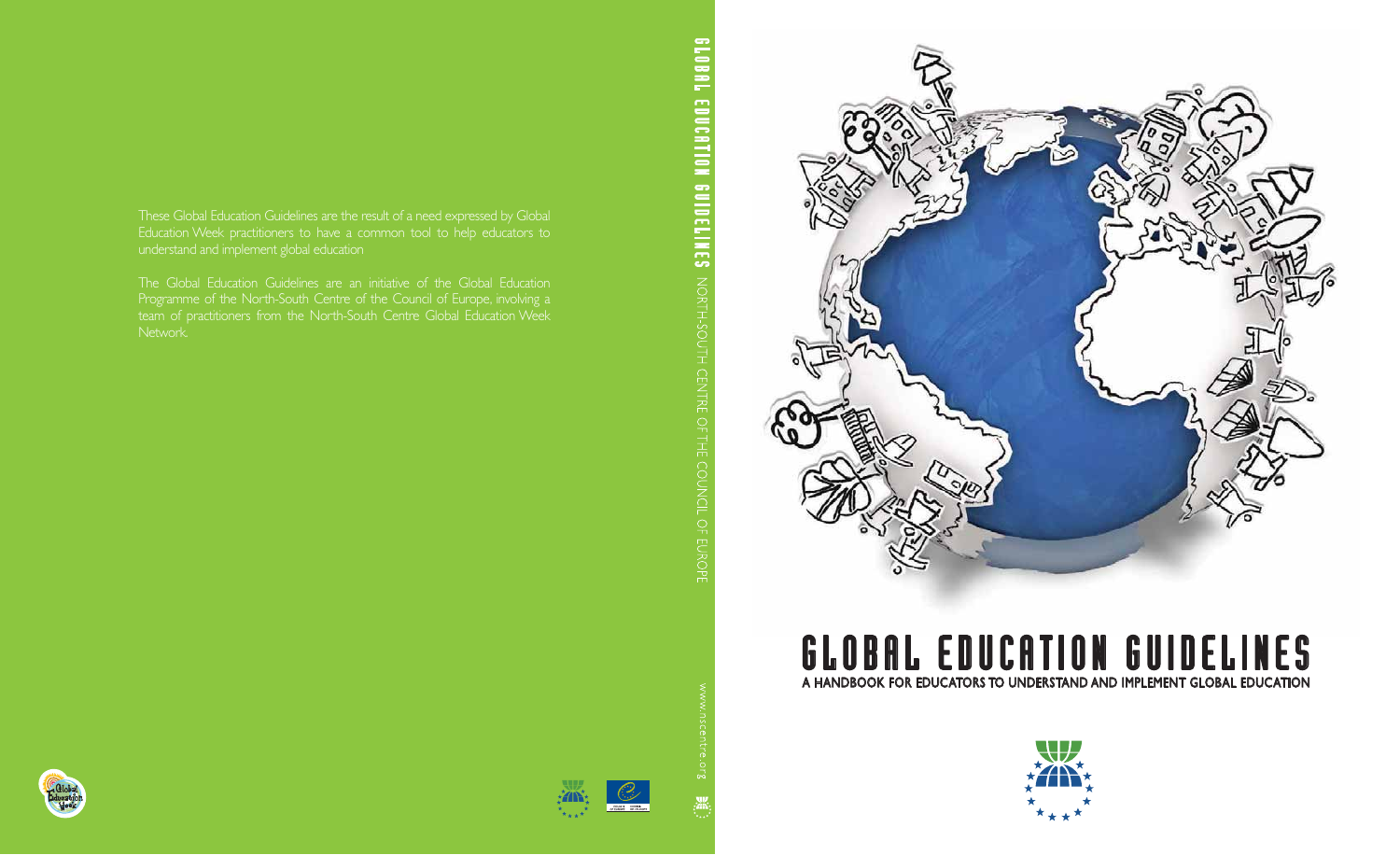# GLOBAL EDUCATION GUIDELINES

## A HANDBOOK FOR EDUCATORS TO UNDERSTAND AND IMPLEMENT GLOBAL EDUCATION

GLOBAL EDUCATION GUIDELINES NORTH-SOUTH CENTRE OF THE COUNCIL OF EUROPE

These Global Education Guidelines are the result of a need expressed by Global Education Week practitioners to have a common tool to help educators to understand and implement global education

The Global Education Guidelines are an initiative of the Global Education Programme of the North-South Centre of the Council of Europe, involving a team of practitioners from the North-South Centre Global Education Week Network.

www.nscentre.org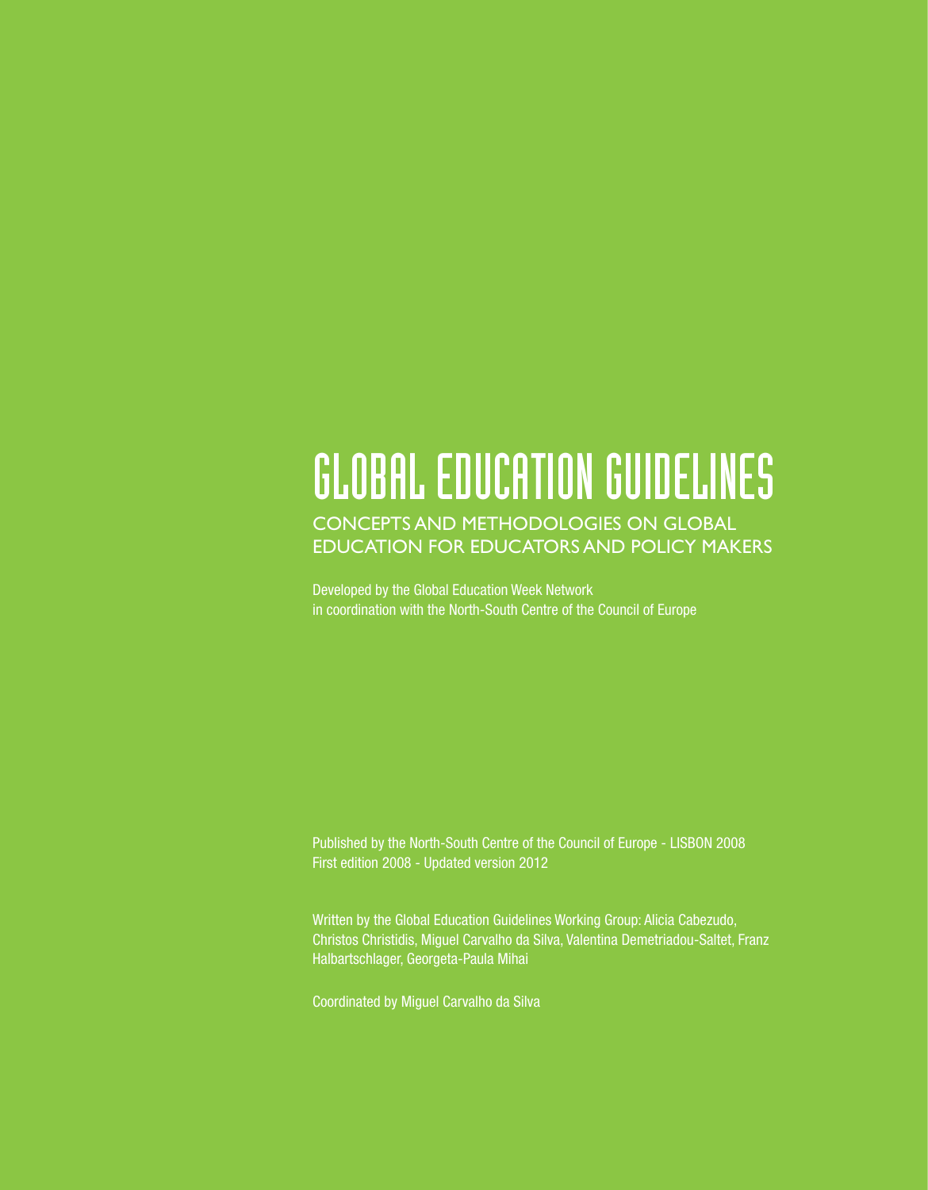# GLOBAL EDUCATION GUIDELINES

## CONCEPTS AND METHODOLOGIES ON GLOBAL EDUCATION FOR EDUCATORS AND POLICY MAKERS

Developed by the Global Education Week Network
in coordination with the North-South Centre of the Council of Europe

Published by the North-South Centre of the Council of Europe - LISBON 2008
First edition 2008 - Updated version 2012

Written by the Global Education Guidelines Working Group: Alicia Cabezudo, Christos Christidis, Miguel Carvalho da Silva, Valentina Demetriadou-Saltet, Franz Halbartschlager, Georgeta-Paula Mihai

Coordinated by Miguel Carvalho da Silva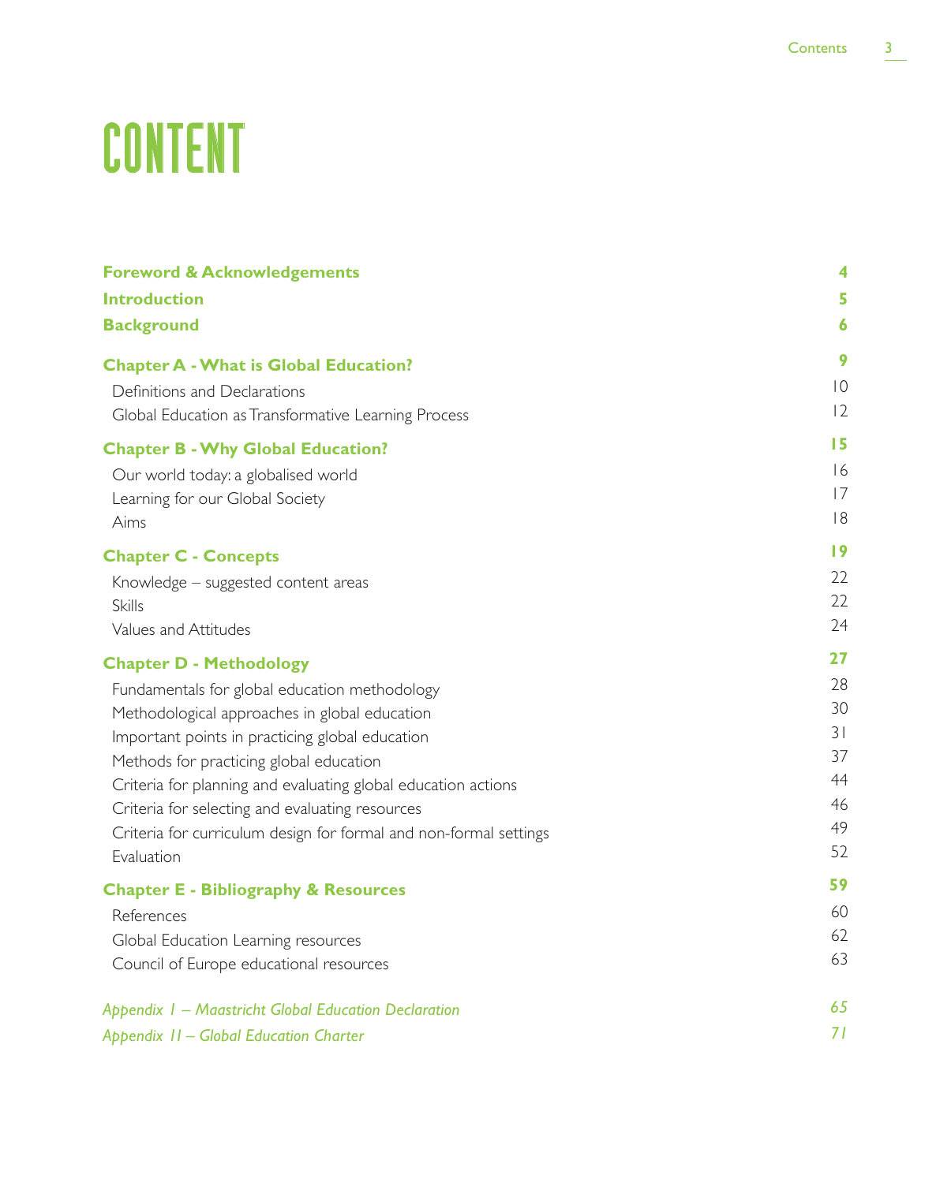# CONTENT

| | |
|---|---|
| **Foreword & Acknowledgements** | **4** |
| **Introduction** | **5** |
| **Background** | **6** |
| **Chapter A - What is Global Education?** | **9** |
| Definitions and Declarations | 10 |
| Global Education as Transformative Learning Process | 12 |
| **Chapter B - Why Global Education?** | **15** |
| Our world today: a globalised world | 16 |
| Learning for our Global Society | 17 |
| Aims | 18 |
| **Chapter C - Concepts** | **19** |
| Knowledge – suggested content areas | 22 |
| Skills | 22 |
| Values and Attitudes | 24 |
| **Chapter D - Methodology** | **27** |
| Fundamentals for global education methodology | 28 |
| Methodological approaches in global education | 30 |
| Important points in practicing global education | 31 |
| Methods for practicing global education | 37 |
| Criteria for planning and evaluating global education actions | 44 |
| Criteria for selecting and evaluating resources | 46 |
| Criteria for curriculum design for formal and non-formal settings | 49 |
| Evaluation | 52 |
| **Chapter E - Bibliography & Resources** | **59** |
| References | 60 |
| Global Education Learning resources | 62 |
| Council of Europe educational resources | 63 |
| *Appendix I – Maastricht Global Education Declaration* | *65* |
| *Appendix II – Global Education Charter* | *71* |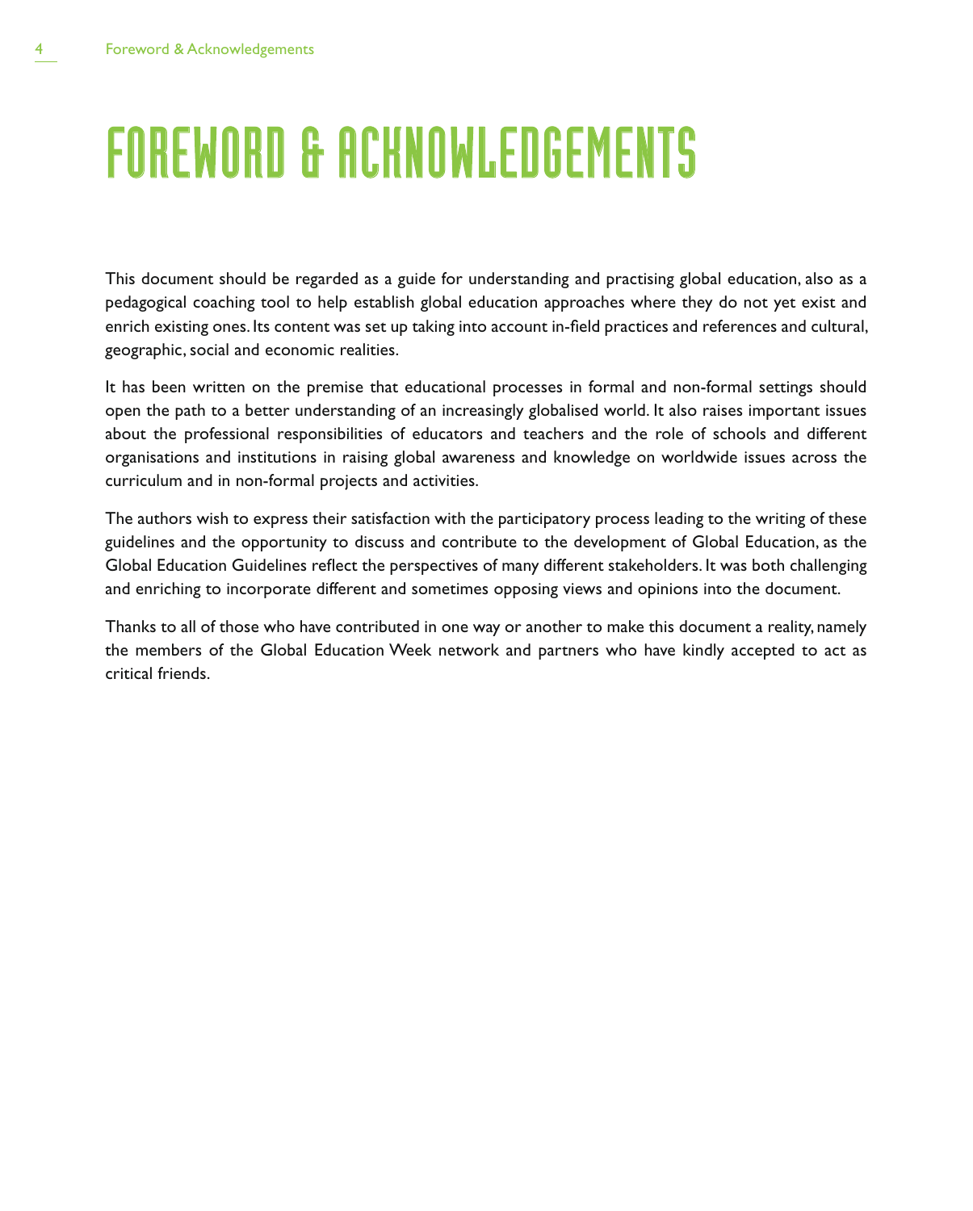# FOREWORD & ACKNOWLEDGEMENTS

This document should be regarded as a guide for understanding and practising global education, also as a pedagogical coaching tool to help establish global education approaches where they do not yet exist and enrich existing ones. Its content was set up taking into account in-field practices and references and cultural, geographic, social and economic realities.

It has been written on the premise that educational processes in formal and non-formal settings should open the path to a better understanding of an increasingly globalised world. It also raises important issues about the professional responsibilities of educators and teachers and the role of schools and different organisations and institutions in raising global awareness and knowledge on worldwide issues across the curriculum and in non-formal projects and activities.

The authors wish to express their satisfaction with the participatory process leading to the writing of these guidelines and the opportunity to discuss and contribute to the development of Global Education, as the Global Education Guidelines reflect the perspectives of many different stakeholders. It was both challenging and enriching to incorporate different and sometimes opposing views and opinions into the document.

Thanks to all of those who have contributed in one way or another to make this document a reality, namely the members of the Global Education Week network and partners who have kindly accepted to act as critical friends.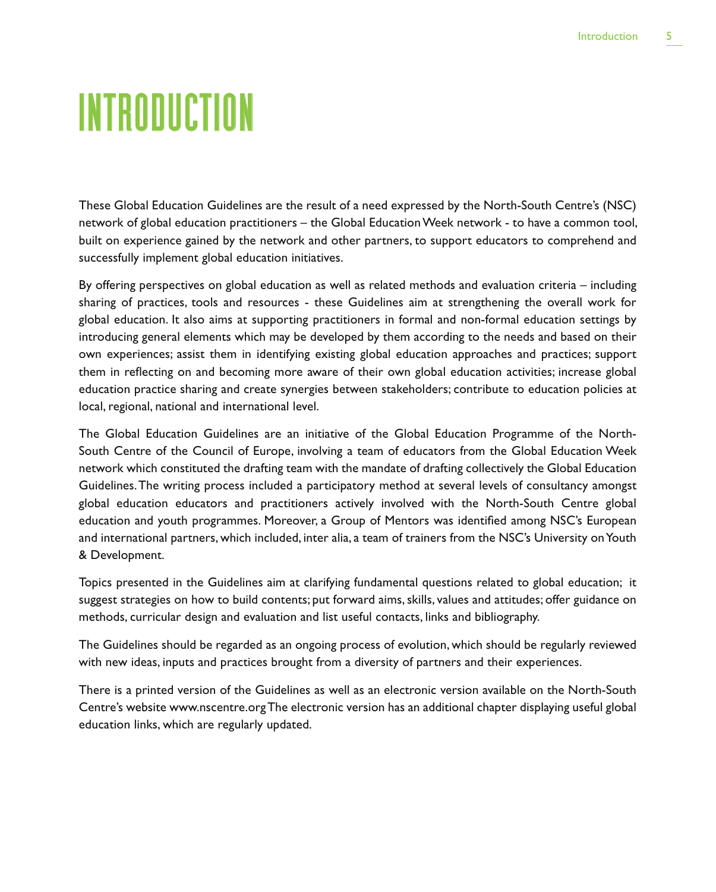# INTRODUCTION

These Global Education Guidelines are the result of a need expressed by the North-South Centre's (NSC) network of global education practitioners – the Global Education Week network - to have a common tool, built on experience gained by the network and other partners, to support educators to comprehend and successfully implement global education initiatives.

By offering perspectives on global education as well as related methods and evaluation criteria – including sharing of practices, tools and resources - these Guidelines aim at strengthening the overall work for global education. It also aims at supporting practitioners in formal and non-formal education settings by introducing general elements which may be developed by them according to the needs and based on their own experiences; assist them in identifying existing global education approaches and practices; support them in reflecting on and becoming more aware of their own global education activities; increase global education practice sharing and create synergies between stakeholders; contribute to education policies at local, regional, national and international level.

The Global Education Guidelines are an initiative of the Global Education Programme of the North-South Centre of the Council of Europe, involving a team of educators from the Global Education Week network which constituted the drafting team with the mandate of drafting collectively the Global Education Guidelines. The writing process included a participatory method at several levels of consultancy amongst global education educators and practitioners actively involved with the North-South Centre global education and youth programmes. Moreover, a Group of Mentors was identified among NSC's European and international partners, which included, inter alia, a team of trainers from the NSC's University on Youth & Development.

Topics presented in the Guidelines aim at clarifying fundamental questions related to global education; it suggest strategies on how to build contents; put forward aims, skills, values and attitudes; offer guidance on methods, curricular design and evaluation and list useful contacts, links and bibliography.

The Guidelines should be regarded as an ongoing process of evolution, which should be regularly reviewed with new ideas, inputs and practices brought from a diversity of partners and their experiences.

There is a printed version of the Guidelines as well as an electronic version available on the North-South Centre's website www.nscentre.org The electronic version has an additional chapter displaying useful global education links, which are regularly updated.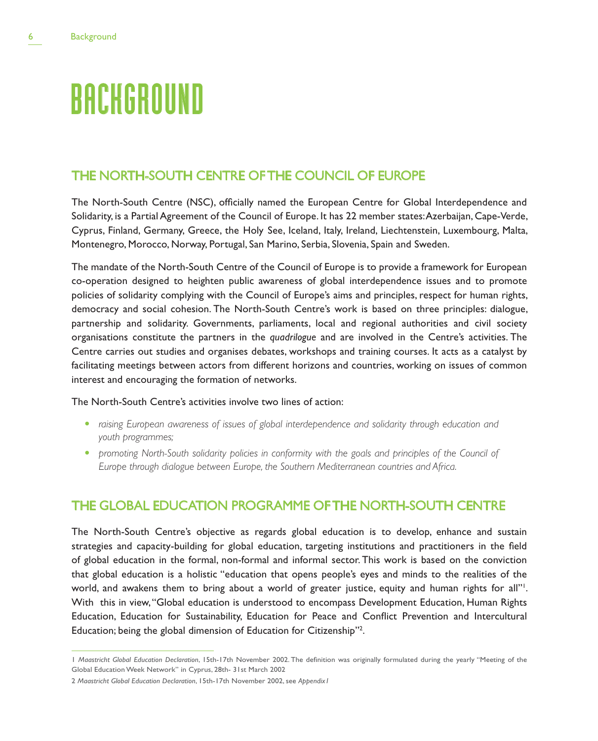# BACKGROUND

## THE NORTH-SOUTH CENTRE OF THE COUNCIL OF EUROPE

The North-South Centre (NSC), officially named the European Centre for Global Interdependence and Solidarity, is a Partial Agreement of the Council of Europe. It has 22 member states: Azerbaijan, Cape-Verde, Cyprus, Finland, Germany, Greece, the Holy See, Iceland, Italy, Ireland, Liechtenstein, Luxembourg, Malta, Montenegro, Morocco, Norway, Portugal, San Marino, Serbia, Slovenia, Spain and Sweden.

The mandate of the North-South Centre of the Council of Europe is to provide a framework for European co-operation designed to heighten public awareness of global interdependence issues and to promote policies of solidarity complying with the Council of Europe's aims and principles, respect for human rights, democracy and social cohesion. The North-South Centre's work is based on three principles: dialogue, partnership and solidarity. Governments, parliaments, local and regional authorities and civil society organisations constitute the partners in the *quadrilogue* and are involved in the Centre's activities. The Centre carries out studies and organises debates, workshops and training courses. It acts as a catalyst by facilitating meetings between actors from different horizons and countries, working on issues of common interest and encouraging the formation of networks.

The North-South Centre's activities involve two lines of action:

- *raising European awareness of issues of global interdependence and solidarity through education and youth programmes;*
- *promoting North-South solidarity policies in conformity with the goals and principles of the Council of Europe through dialogue between Europe, the Southern Mediterranean countries and Africa.*

## THE GLOBAL EDUCATION PROGRAMME OF THE NORTH-SOUTH CENTRE

The North-South Centre's objective as regards global education is to develop, enhance and sustain strategies and capacity-building for global education, targeting institutions and practitioners in the field of global education in the formal, non-formal and informal sector. This work is based on the conviction that global education is a holistic "education that opens people's eyes and minds to the realities of the world, and awakens them to bring about a world of greater justice, equity and human rights for all"[1]. With this in view, "Global education is understood to encompass Development Education, Human Rights Education, Education for Sustainability, Education for Peace and Conflict Prevention and Intercultural Education; being the global dimension of Education for Citizenship"[2].

---

1 *Maastricht Global Education Declaration*, 15th-17th November 2002. The definition was originally formulated during the yearly "Meeting of the Global Education Week Network" in Cyprus, 28th- 31st March 2002

2 *Maastricht Global Education Declaration*, 15th-17th November 2002, see *Appendix1*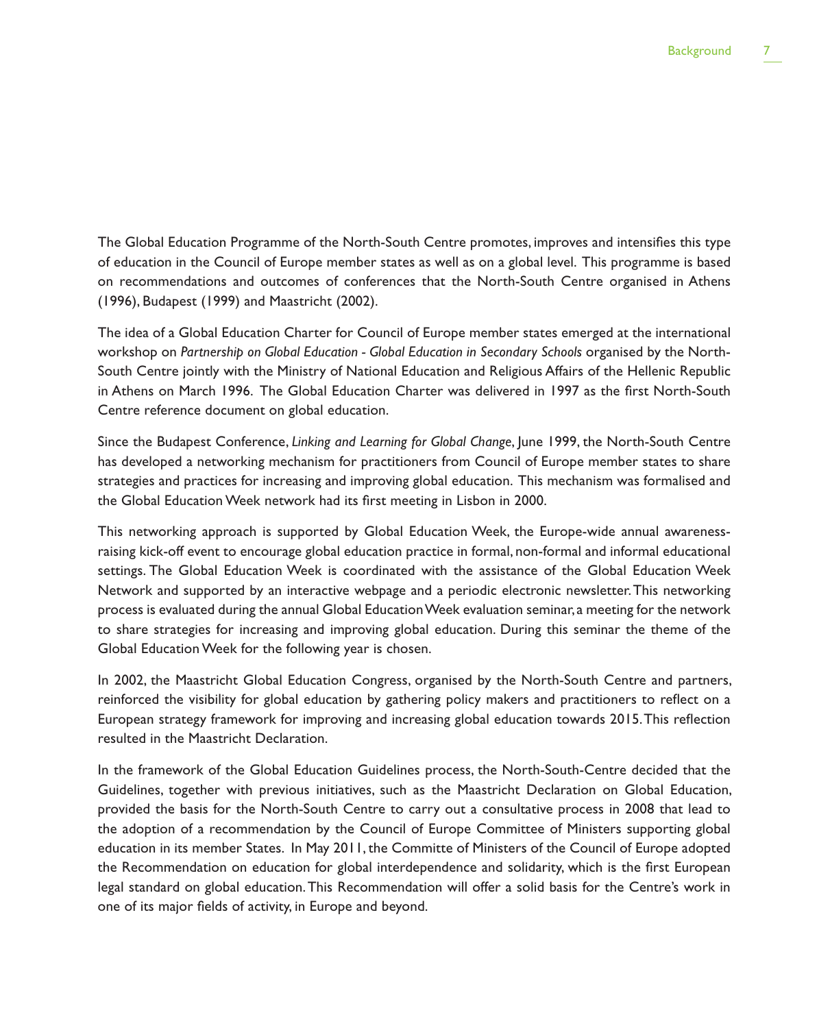The Global Education Programme of the North-South Centre promotes, improves and intensifies this type of education in the Council of Europe member states as well as on a global level. This programme is based on recommendations and outcomes of conferences that the North-South Centre organised in Athens (1996), Budapest (1999) and Maastricht (2002).

The idea of a Global Education Charter for Council of Europe member states emerged at the international workshop on *Partnership on Global Education - Global Education in Secondary Schools* organised by the North-South Centre jointly with the Ministry of National Education and Religious Affairs of the Hellenic Republic in Athens on March 1996. The Global Education Charter was delivered in 1997 as the first North-South Centre reference document on global education.

Since the Budapest Conference, *Linking and Learning for Global Change*, June 1999, the North-South Centre has developed a networking mechanism for practitioners from Council of Europe member states to share strategies and practices for increasing and improving global education. This mechanism was formalised and the Global Education Week network had its first meeting in Lisbon in 2000.

This networking approach is supported by Global Education Week, the Europe-wide annual awareness-raising kick-off event to encourage global education practice in formal, non-formal and informal educational settings. The Global Education Week is coordinated with the assistance of the Global Education Week Network and supported by an interactive webpage and a periodic electronic newsletter. This networking process is evaluated during the annual Global Education Week evaluation seminar, a meeting for the network to share strategies for increasing and improving global education. During this seminar the theme of the Global Education Week for the following year is chosen.

In 2002, the Maastricht Global Education Congress, organised by the North-South Centre and partners, reinforced the visibility for global education by gathering policy makers and practitioners to reflect on a European strategy framework for improving and increasing global education towards 2015. This reflection resulted in the Maastricht Declaration.

In the framework of the Global Education Guidelines process, the North-South-Centre decided that the Guidelines, together with previous initiatives, such as the Maastricht Declaration on Global Education, provided the basis for the North-South Centre to carry out a consultative process in 2008 that lead to the adoption of a recommendation by the Council of Europe Committee of Ministers supporting global education in its member States. In May 2011, the Committe of Ministers of the Council of Europe adopted the Recommendation on education for global interdependence and solidarity, which is the first European legal standard on global education. This Recommendation will offer a solid basis for the Centre's work in one of its major fields of activity, in Europe and beyond.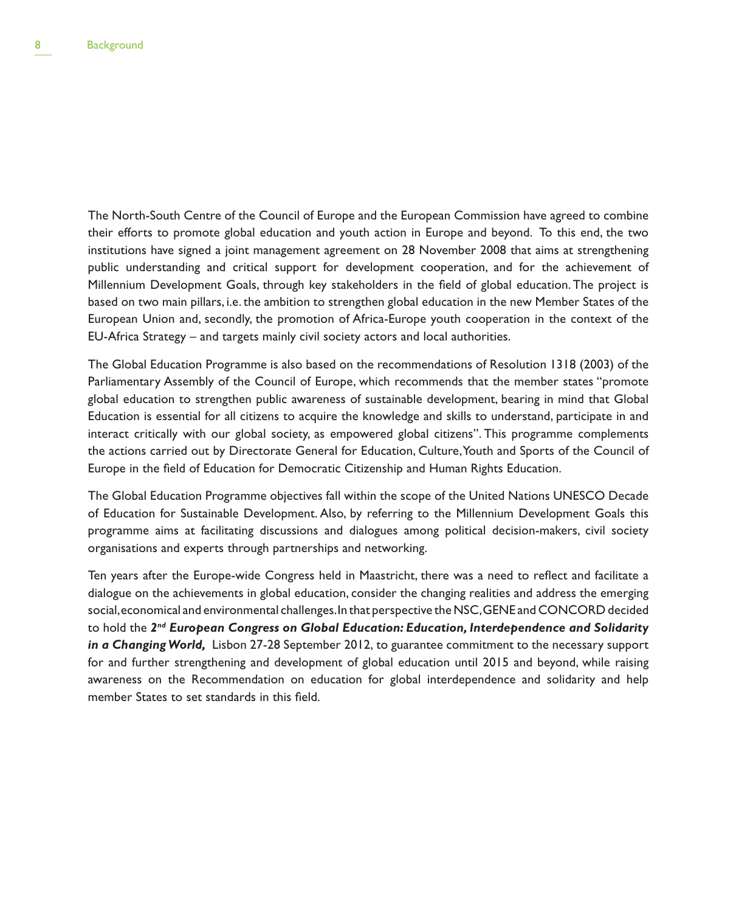The North-South Centre of the Council of Europe and the European Commission have agreed to combine their efforts to promote global education and youth action in Europe and beyond. To this end, the two institutions have signed a joint management agreement on 28 November 2008 that aims at strengthening public understanding and critical support for development cooperation, and for the achievement of Millennium Development Goals, through key stakeholders in the field of global education. The project is based on two main pillars, i.e. the ambition to strengthen global education in the new Member States of the European Union and, secondly, the promotion of Africa-Europe youth cooperation in the context of the EU-Africa Strategy – and targets mainly civil society actors and local authorities.

The Global Education Programme is also based on the recommendations of Resolution 1318 (2003) of the Parliamentary Assembly of the Council of Europe, which recommends that the member states "promote global education to strengthen public awareness of sustainable development, bearing in mind that Global Education is essential for all citizens to acquire the knowledge and skills to understand, participate in and interact critically with our global society, as empowered global citizens". This programme complements the actions carried out by Directorate General for Education, Culture, Youth and Sports of the Council of Europe in the field of Education for Democratic Citizenship and Human Rights Education.

The Global Education Programme objectives fall within the scope of the United Nations UNESCO Decade of Education for Sustainable Development. Also, by referring to the Millennium Development Goals this programme aims at facilitating discussions and dialogues among political decision-makers, civil society organisations and experts through partnerships and networking.

Ten years after the Europe-wide Congress held in Maastricht, there was a need to reflect and facilitate a dialogue on the achievements in global education, consider the changing realities and address the emerging social, economical and environmental challenges. In that perspective the NSC, GENE and CONCORD decided to hold the ***2nd European Congress on Global Education: Education, Interdependence and Solidarity in a Changing World,*** Lisbon 27-28 September 2012, to guarantee commitment to the necessary support for and further strengthening and development of global education until 2015 and beyond, while raising awareness on the Recommendation on education for global interdependence and solidarity and help member States to set standards in this field.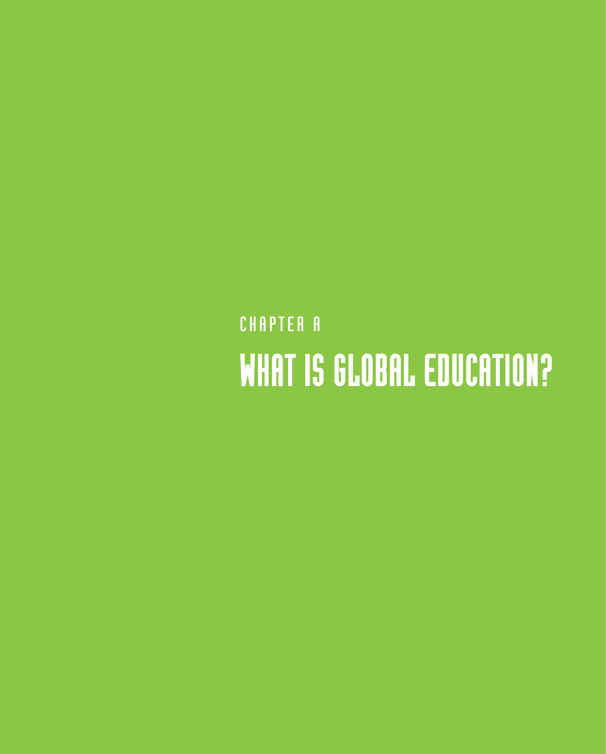CHAPTER A

# WHAT IS GLOBAL EDUCATION?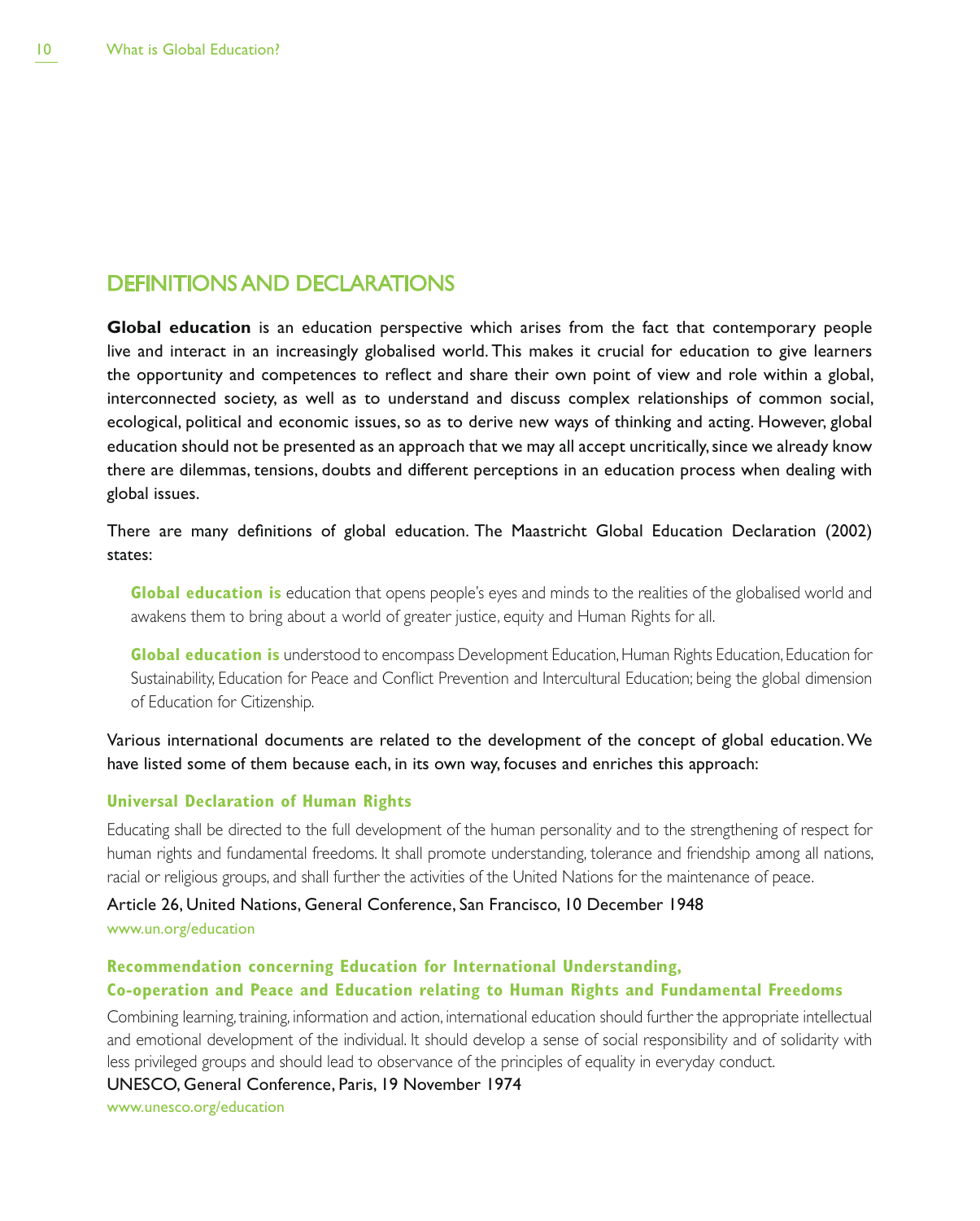## DEFINITIONS AND DECLARATIONS

**Global education** is an education perspective which arises from the fact that contemporary people live and interact in an increasingly globalised world. This makes it crucial for education to give learners the opportunity and competences to reflect and share their own point of view and role within a global, interconnected society, as well as to understand and discuss complex relationships of common social, ecological, political and economic issues, so as to derive new ways of thinking and acting. However, global education should not be presented as an approach that we may all accept uncritically, since we already know there are dilemmas, tensions, doubts and different perceptions in an education process when dealing with global issues.

There are many definitions of global education. The Maastricht Global Education Declaration (2002) states:

> **Global education is** education that opens people's eyes and minds to the realities of the globalised world and awakens them to bring about a world of greater justice, equity and Human Rights for all.
>
> **Global education is** understood to encompass Development Education, Human Rights Education, Education for Sustainability, Education for Peace and Conflict Prevention and Intercultural Education; being the global dimension of Education for Citizenship.

Various international documents are related to the development of the concept of global education. We have listed some of them because each, in its own way, focuses and enriches this approach:

**Universal Declaration of Human Rights**

Educating shall be directed to the full development of the human personality and to the strengthening of respect for human rights and fundamental freedoms. It shall promote understanding, tolerance and friendship among all nations, racial or religious groups, and shall further the activities of the United Nations for the maintenance of peace.

Article 26, United Nations, General Conference, San Francisco, 10 December 1948
www.un.org/education

**Recommendation concerning Education for International Understanding, Co-operation and Peace and Education relating to Human Rights and Fundamental Freedoms**

Combining learning, training, information and action, international education should further the appropriate intellectual and emotional development of the individual. It should develop a sense of social responsibility and of solidarity with less privileged groups and should lead to observance of the principles of equality in everyday conduct.

UNESCO, General Conference, Paris, 19 November 1974
www.unesco.org/education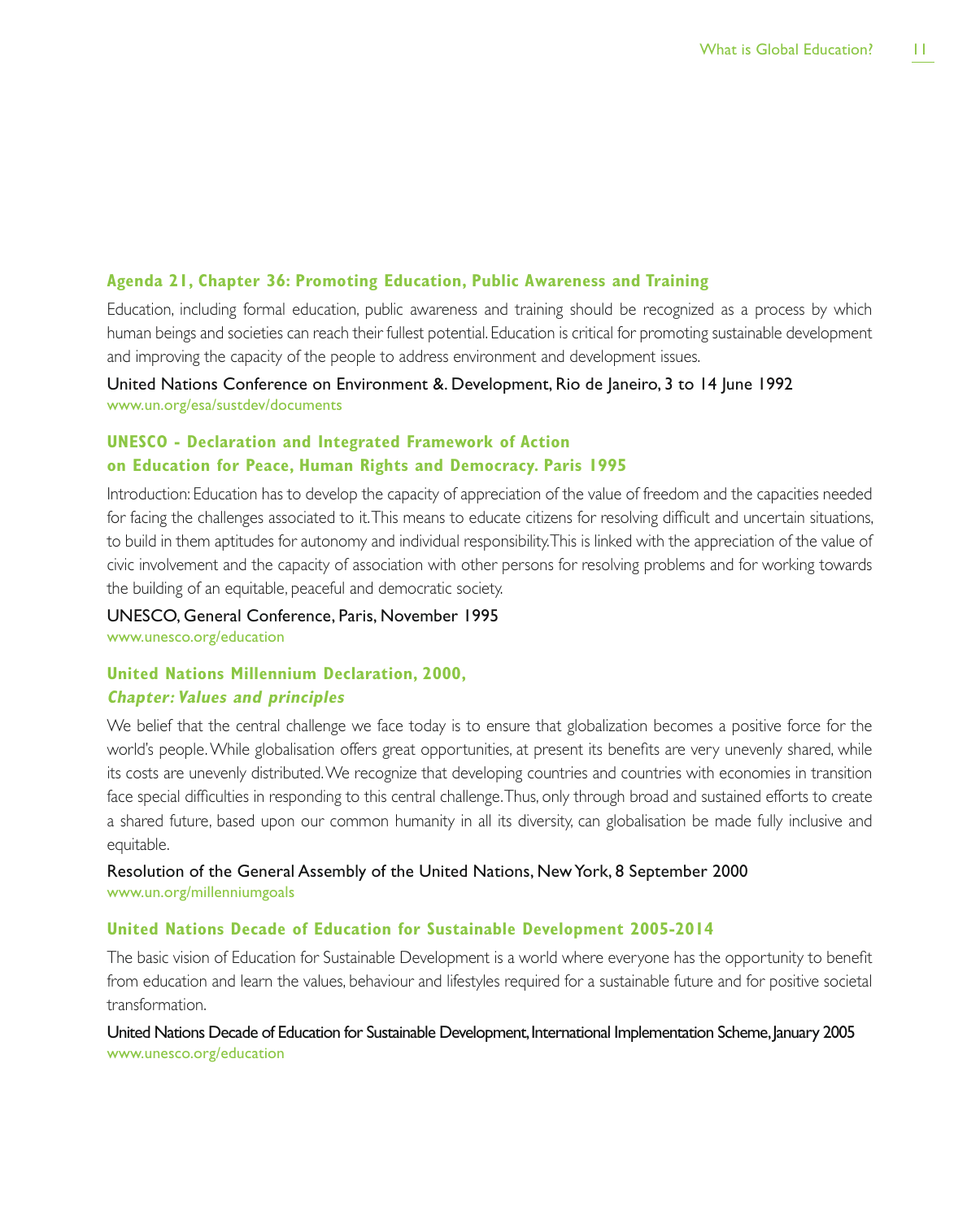### Agenda 21, Chapter 36: Promoting Education, Public Awareness and Training

Education, including formal education, public awareness and training should be recognized as a process by which human beings and societies can reach their fullest potential. Education is critical for promoting sustainable development and improving the capacity of the people to address environment and development issues.

United Nations Conference on Environment &. Development, Rio de Janeiro, 3 to 14 June 1992
www.un.org/esa/sustdev/documents

### UNESCO - Declaration and Integrated Framework of Action on Education for Peace, Human Rights and Democracy. Paris 1995

Introduction: Education has to develop the capacity of appreciation of the value of freedom and the capacities needed for facing the challenges associated to it. This means to educate citizens for resolving difficult and uncertain situations, to build in them aptitudes for autonomy and individual responsibility. This is linked with the appreciation of the value of civic involvement and the capacity of association with other persons for resolving problems and for working towards the building of an equitable, peaceful and democratic society.

UNESCO, General Conference, Paris, November 1995
www.unesco.org/education

### United Nations Millennium Declaration, 2000, *Chapter: Values and principles*

We belief that the central challenge we face today is to ensure that globalization becomes a positive force for the world's people. While globalisation offers great opportunities, at present its benefits are very unevenly shared, while its costs are unevenly distributed. We recognize that developing countries and countries with economies in transition face special difficulties in responding to this central challenge. Thus, only through broad and sustained efforts to create a shared future, based upon our common humanity in all its diversity, can globalisation be made fully inclusive and equitable.

Resolution of the General Assembly of the United Nations, New York, 8 September 2000
www.un.org/millenniumgoals

### United Nations Decade of Education for Sustainable Development 2005-2014

The basic vision of Education for Sustainable Development is a world where everyone has the opportunity to benefit from education and learn the values, behaviour and lifestyles required for a sustainable future and for positive societal transformation.

United Nations Decade of Education for Sustainable Development, International Implementation Scheme, January 2005
www.unesco.org/education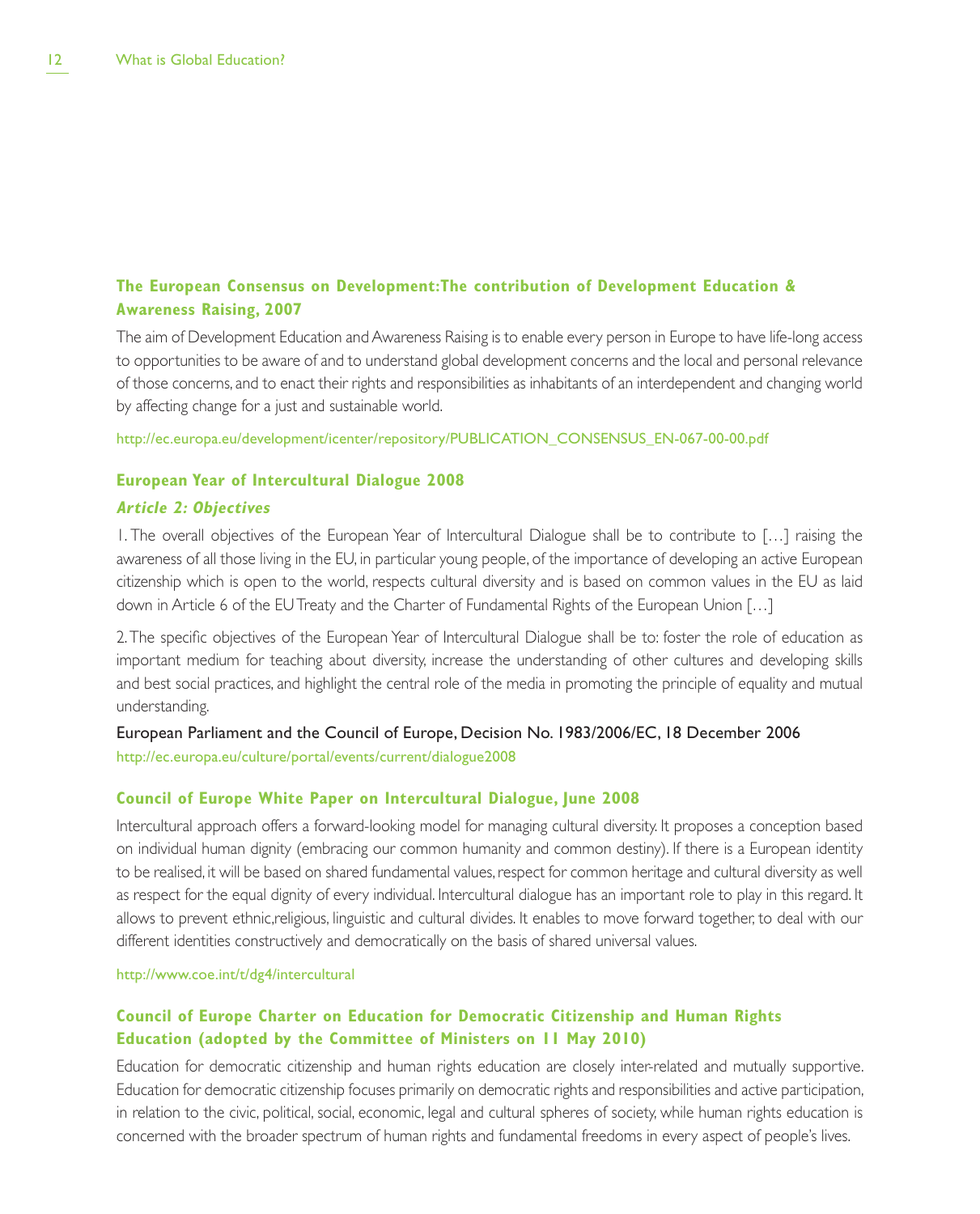### The European Consensus on Development: The contribution of Development Education & Awareness Raising, 2007

The aim of Development Education and Awareness Raising is to enable every person in Europe to have life-long access to opportunities to be aware of and to understand global development concerns and the local and personal relevance of those concerns, and to enact their rights and responsibilities as inhabitants of an interdependent and changing world by affecting change for a just and sustainable world.

http://ec.europa.eu/development/icenter/repository/PUBLICATION_CONSENSUS_EN-067-00-00.pdf

### European Year of Intercultural Dialogue 2008

#### *Article 2: Objectives*

1. The overall objectives of the European Year of Intercultural Dialogue shall be to contribute to […] raising the awareness of all those living in the EU, in particular young people, of the importance of developing an active European citizenship which is open to the world, respects cultural diversity and is based on common values in the EU as laid down in Article 6 of the EU Treaty and the Charter of Fundamental Rights of the European Union […]

2. The specific objectives of the European Year of Intercultural Dialogue shall be to: foster the role of education as important medium for teaching about diversity, increase the understanding of other cultures and developing skills and best social practices, and highlight the central role of the media in promoting the principle of equality and mutual understanding.

European Parliament and the Council of Europe, Decision No. 1983/2006/EC, 18 December 2006
http://ec.europa.eu/culture/portal/events/current/dialogue2008

### Council of Europe White Paper on Intercultural Dialogue, June 2008

Intercultural approach offers a forward-looking model for managing cultural diversity. It proposes a conception based on individual human dignity (embracing our common humanity and common destiny). If there is a European identity to be realised, it will be based on shared fundamental values, respect for common heritage and cultural diversity as well as respect for the equal dignity of every individual. Intercultural dialogue has an important role to play in this regard. It allows to prevent ethnic, religious, linguistic and cultural divides. It enables to move forward together, to deal with our different identities constructively and democratically on the basis of shared universal values.

http://www.coe.int/t/dg4/intercultural

### Council of Europe Charter on Education for Democratic Citizenship and Human Rights Education (adopted by the Committee of Ministers on 11 May 2010)

Education for democratic citizenship and human rights education are closely inter-related and mutually supportive. Education for democratic citizenship focuses primarily on democratic rights and responsibilities and active participation, in relation to the civic, political, social, economic, legal and cultural spheres of society, while human rights education is concerned with the broader spectrum of human rights and fundamental freedoms in every aspect of people's lives.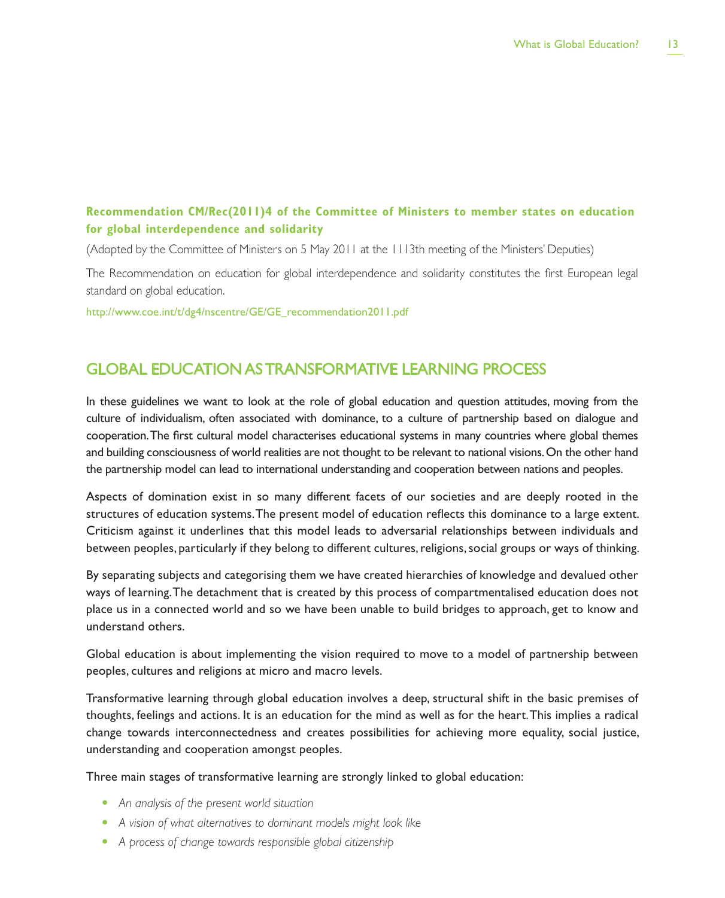**Recommendation CM/Rec(2011)4 of the Committee of Ministers to member states on education for global interdependence and solidarity**

(Adopted by the Committee of Ministers on 5 May 2011 at the 1113th meeting of the Ministers' Deputies)

The Recommendation on education for global interdependence and solidarity constitutes the first European legal standard on global education.

http://www.coe.int/t/dg4/nscentre/GE/GE_recommendation2011.pdf

## GLOBAL EDUCATION AS TRANSFORMATIVE LEARNING PROCESS

In these guidelines we want to look at the role of global education and question attitudes, moving from the culture of individualism, often associated with dominance, to a culture of partnership based on dialogue and cooperation. The first cultural model characterises educational systems in many countries where global themes and building consciousness of world realities are not thought to be relevant to national visions. On the other hand the partnership model can lead to international understanding and cooperation between nations and peoples.

Aspects of domination exist in so many different facets of our societies and are deeply rooted in the structures of education systems. The present model of education reflects this dominance to a large extent. Criticism against it underlines that this model leads to adversarial relationships between individuals and between peoples, particularly if they belong to different cultures, religions, social groups or ways of thinking.

By separating subjects and categorising them we have created hierarchies of knowledge and devalued other ways of learning. The detachment that is created by this process of compartmentalised education does not place us in a connected world and so we have been unable to build bridges to approach, get to know and understand others.

Global education is about implementing the vision required to move to a model of partnership between peoples, cultures and religions at micro and macro levels.

Transformative learning through global education involves a deep, structural shift in the basic premises of thoughts, feelings and actions. It is an education for the mind as well as for the heart. This implies a radical change towards interconnectedness and creates possibilities for achieving more equality, social justice, understanding and cooperation amongst peoples.

Three main stages of transformative learning are strongly linked to global education:

- *An analysis of the present world situation*
- *A vision of what alternatives to dominant models might look like*
- *A process of change towards responsible global citizenship*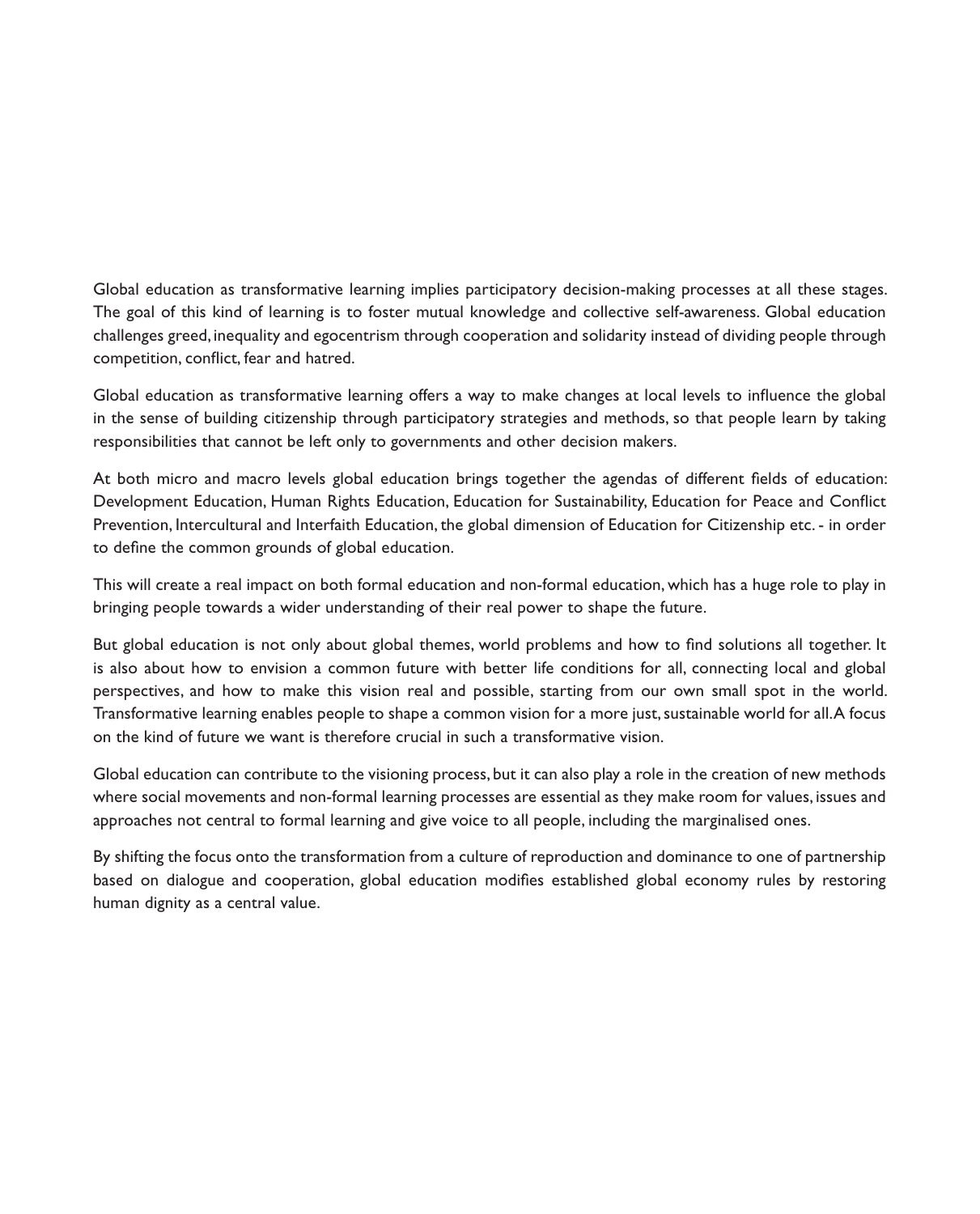Global education as transformative learning implies participatory decision-making processes at all these stages. The goal of this kind of learning is to foster mutual knowledge and collective self-awareness. Global education challenges greed, inequality and egocentrism through cooperation and solidarity instead of dividing people through competition, conflict, fear and hatred.

Global education as transformative learning offers a way to make changes at local levels to influence the global in the sense of building citizenship through participatory strategies and methods, so that people learn by taking responsibilities that cannot be left only to governments and other decision makers.

At both micro and macro levels global education brings together the agendas of different fields of education: Development Education, Human Rights Education, Education for Sustainability, Education for Peace and Conflict Prevention, Intercultural and Interfaith Education, the global dimension of Education for Citizenship etc. - in order to define the common grounds of global education.

This will create a real impact on both formal education and non-formal education, which has a huge role to play in bringing people towards a wider understanding of their real power to shape the future.

But global education is not only about global themes, world problems and how to find solutions all together. It is also about how to envision a common future with better life conditions for all, connecting local and global perspectives, and how to make this vision real and possible, starting from our own small spot in the world. Transformative learning enables people to shape a common vision for a more just, sustainable world for all. A focus on the kind of future we want is therefore crucial in such a transformative vision.

Global education can contribute to the visioning process, but it can also play a role in the creation of new methods where social movements and non-formal learning processes are essential as they make room for values, issues and approaches not central to formal learning and give voice to all people, including the marginalised ones.

By shifting the focus onto the transformation from a culture of reproduction and dominance to one of partnership based on dialogue and cooperation, global education modifies established global economy rules by restoring human dignity as a central value.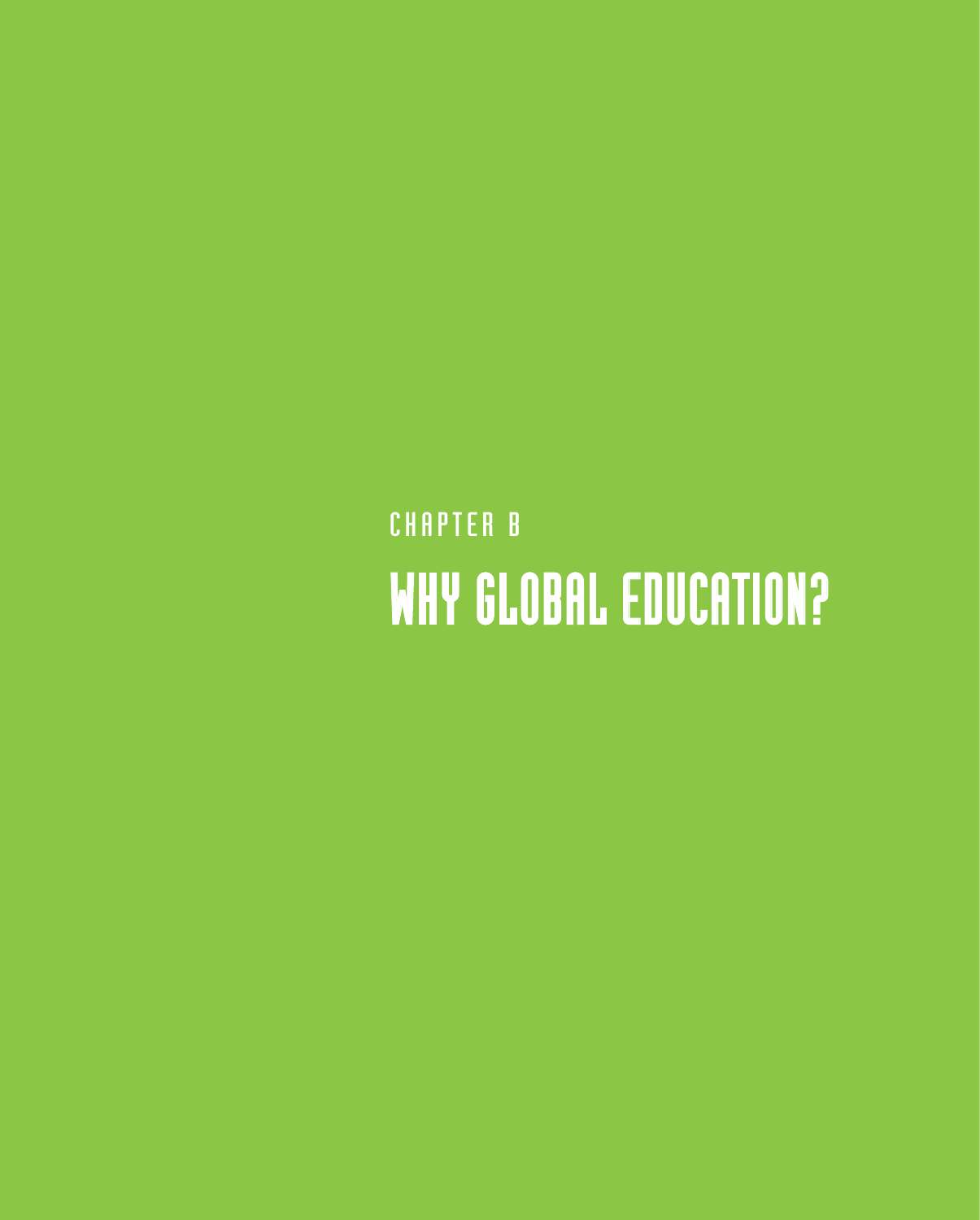CHAPTER B

# WHY GLOBAL EDUCATION?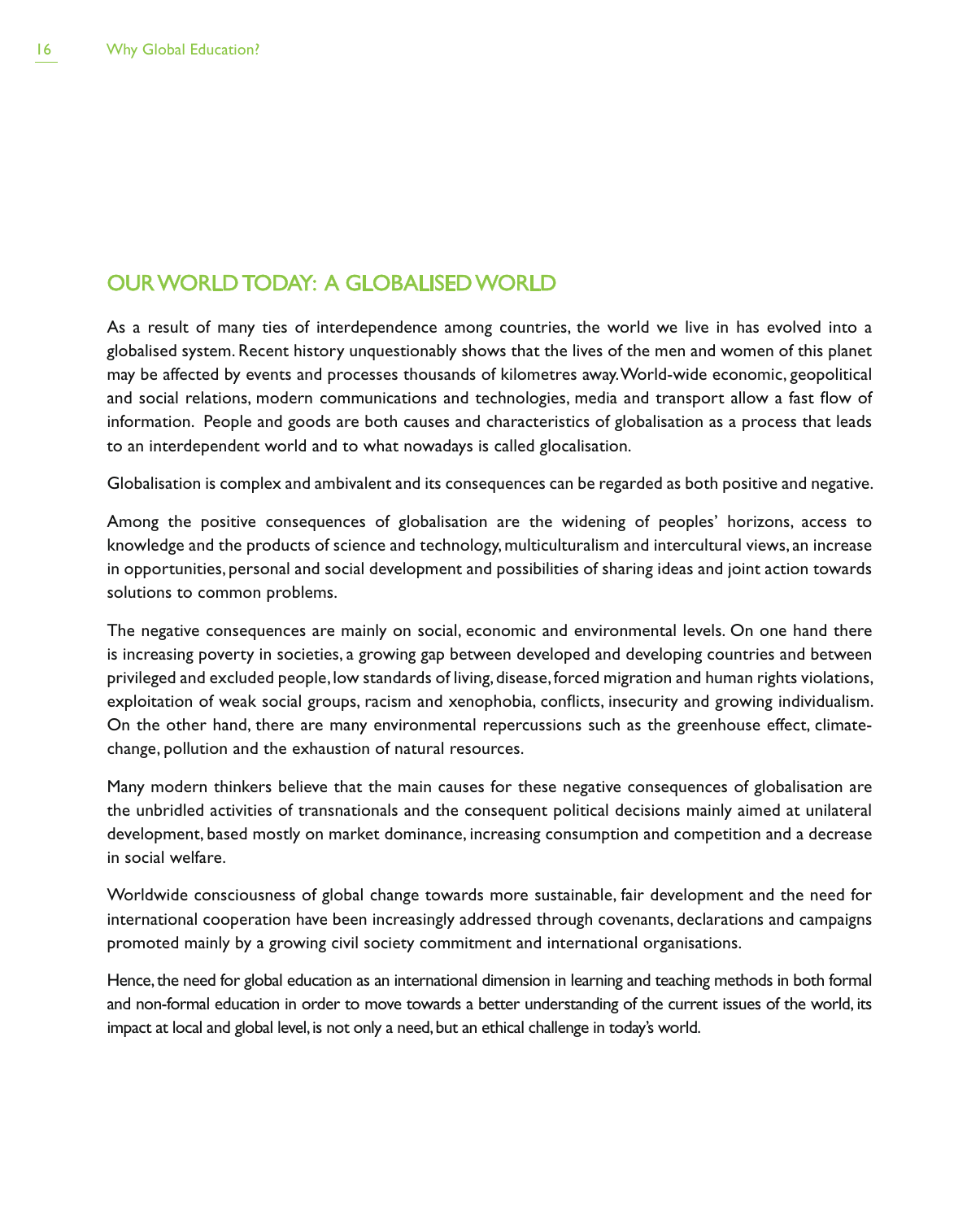## OUR WORLD TODAY: A GLOBALISED WORLD

As a result of many ties of interdependence among countries, the world we live in has evolved into a globalised system. Recent history unquestionably shows that the lives of the men and women of this planet may be affected by events and processes thousands of kilometres away. World-wide economic, geopolitical and social relations, modern communications and technologies, media and transport allow a fast flow of information. People and goods are both causes and characteristics of globalisation as a process that leads to an interdependent world and to what nowadays is called glocalisation.

Globalisation is complex and ambivalent and its consequences can be regarded as both positive and negative.

Among the positive consequences of globalisation are the widening of peoples' horizons, access to knowledge and the products of science and technology, multiculturalism and intercultural views, an increase in opportunities, personal and social development and possibilities of sharing ideas and joint action towards solutions to common problems.

The negative consequences are mainly on social, economic and environmental levels. On one hand there is increasing poverty in societies, a growing gap between developed and developing countries and between privileged and excluded people, low standards of living, disease, forced migration and human rights violations, exploitation of weak social groups, racism and xenophobia, conflicts, insecurity and growing individualism. On the other hand, there are many environmental repercussions such as the greenhouse effect, climate-change, pollution and the exhaustion of natural resources.

Many modern thinkers believe that the main causes for these negative consequences of globalisation are the unbridled activities of transnationals and the consequent political decisions mainly aimed at unilateral development, based mostly on market dominance, increasing consumption and competition and a decrease in social welfare.

Worldwide consciousness of global change towards more sustainable, fair development and the need for international cooperation have been increasingly addressed through covenants, declarations and campaigns promoted mainly by a growing civil society commitment and international organisations.

Hence, the need for global education as an international dimension in learning and teaching methods in both formal and non-formal education in order to move towards a better understanding of the current issues of the world, its impact at local and global level, is not only a need, but an ethical challenge in today's world.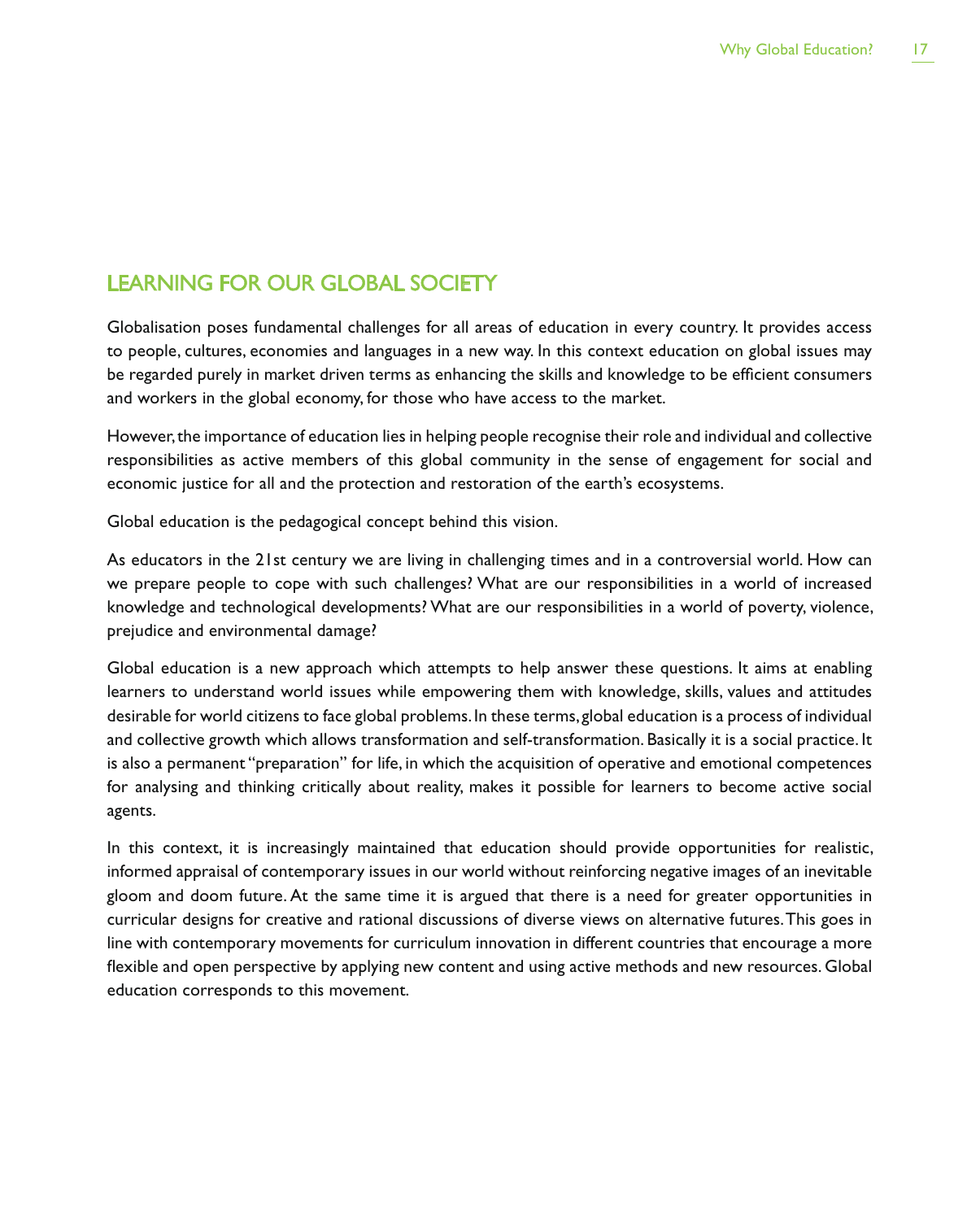## LEARNING FOR OUR GLOBAL SOCIETY

Globalisation poses fundamental challenges for all areas of education in every country. It provides access to people, cultures, economies and languages in a new way. In this context education on global issues may be regarded purely in market driven terms as enhancing the skills and knowledge to be efficient consumers and workers in the global economy, for those who have access to the market.

However, the importance of education lies in helping people recognise their role and individual and collective responsibilities as active members of this global community in the sense of engagement for social and economic justice for all and the protection and restoration of the earth's ecosystems.

Global education is the pedagogical concept behind this vision.

As educators in the 21st century we are living in challenging times and in a controversial world. How can we prepare people to cope with such challenges? What are our responsibilities in a world of increased knowledge and technological developments? What are our responsibilities in a world of poverty, violence, prejudice and environmental damage?

Global education is a new approach which attempts to help answer these questions. It aims at enabling learners to understand world issues while empowering them with knowledge, skills, values and attitudes desirable for world citizens to face global problems. In these terms, global education is a process of individual and collective growth which allows transformation and self-transformation. Basically it is a social practice. It is also a permanent "preparation" for life, in which the acquisition of operative and emotional competences for analysing and thinking critically about reality, makes it possible for learners to become active social agents.

In this context, it is increasingly maintained that education should provide opportunities for realistic, informed appraisal of contemporary issues in our world without reinforcing negative images of an inevitable gloom and doom future. At the same time it is argued that there is a need for greater opportunities in curricular designs for creative and rational discussions of diverse views on alternative futures. This goes in line with contemporary movements for curriculum innovation in different countries that encourage a more flexible and open perspective by applying new content and using active methods and new resources. Global education corresponds to this movement.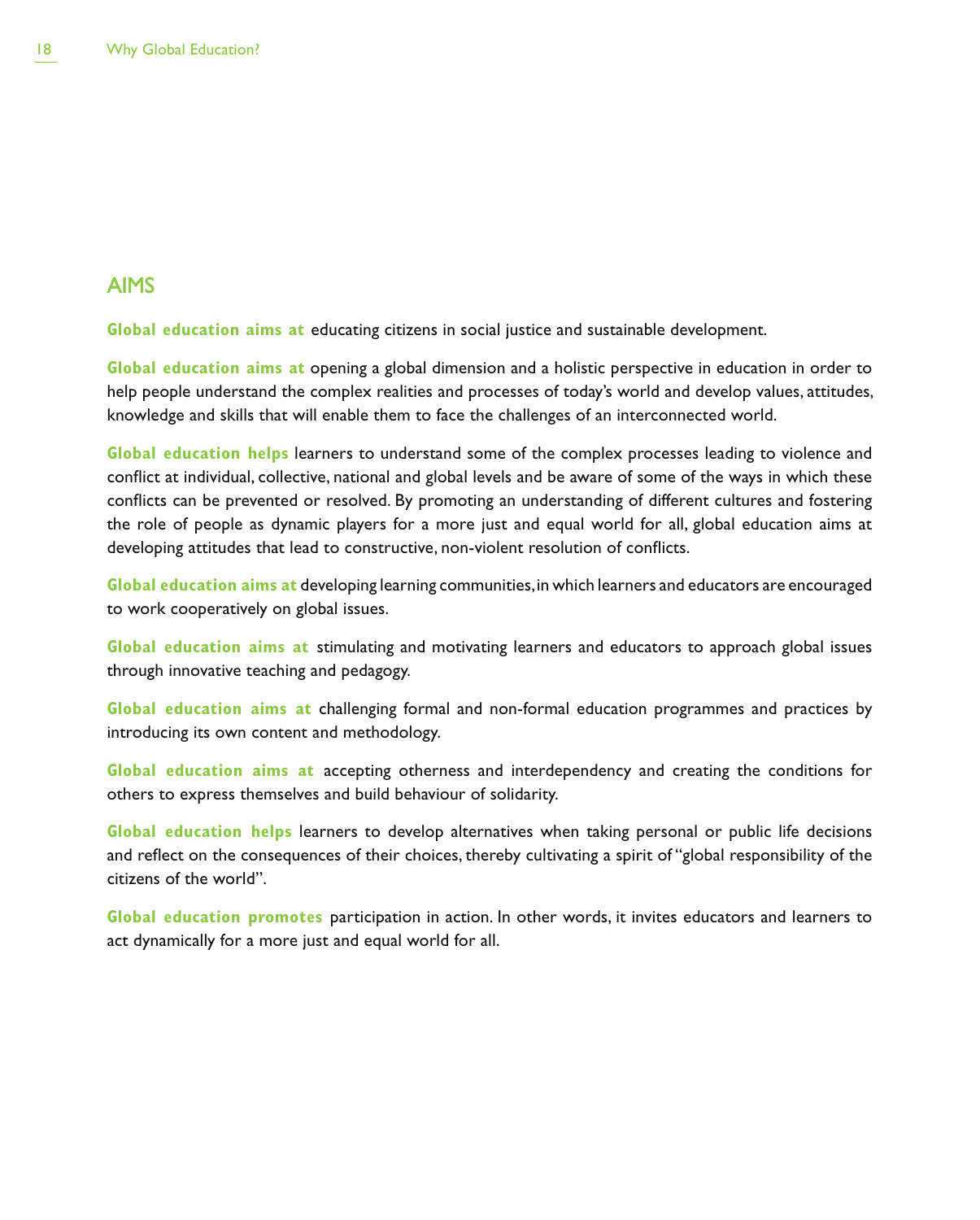## AIMS

**Global education aims at** educating citizens in social justice and sustainable development.

**Global education aims at** opening a global dimension and a holistic perspective in education in order to help people understand the complex realities and processes of today's world and develop values, attitudes, knowledge and skills that will enable them to face the challenges of an interconnected world.

**Global education helps** learners to understand some of the complex processes leading to violence and conflict at individual, collective, national and global levels and be aware of some of the ways in which these conflicts can be prevented or resolved. By promoting an understanding of different cultures and fostering the role of people as dynamic players for a more just and equal world for all, global education aims at developing attitudes that lead to constructive, non-violent resolution of conflicts.

**Global education aims at** developing learning communities, in which learners and educators are encouraged to work cooperatively on global issues.

**Global education aims at** stimulating and motivating learners and educators to approach global issues through innovative teaching and pedagogy.

**Global education aims at** challenging formal and non-formal education programmes and practices by introducing its own content and methodology.

**Global education aims at** accepting otherness and interdependency and creating the conditions for others to express themselves and build behaviour of solidarity.

**Global education helps** learners to develop alternatives when taking personal or public life decisions and reflect on the consequences of their choices, thereby cultivating a spirit of "global responsibility of the citizens of the world".

**Global education promotes** participation in action. In other words, it invites educators and learners to act dynamically for a more just and equal world for all.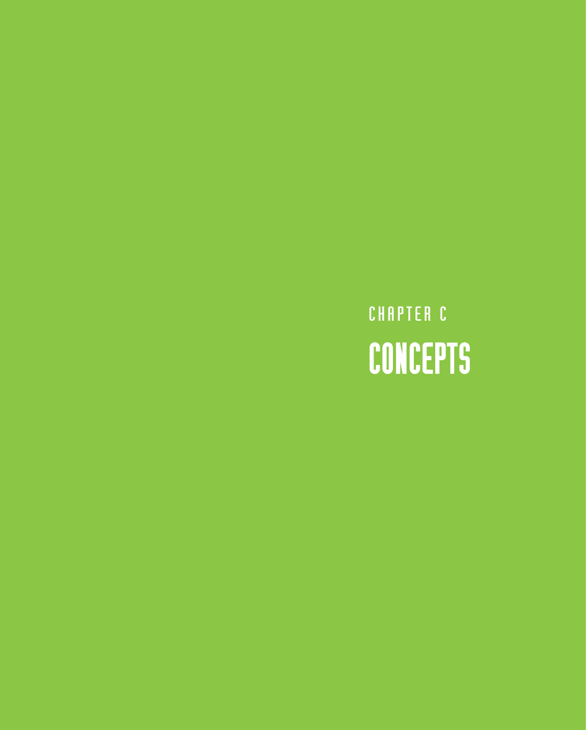CHAPTER C

# CONCEPTS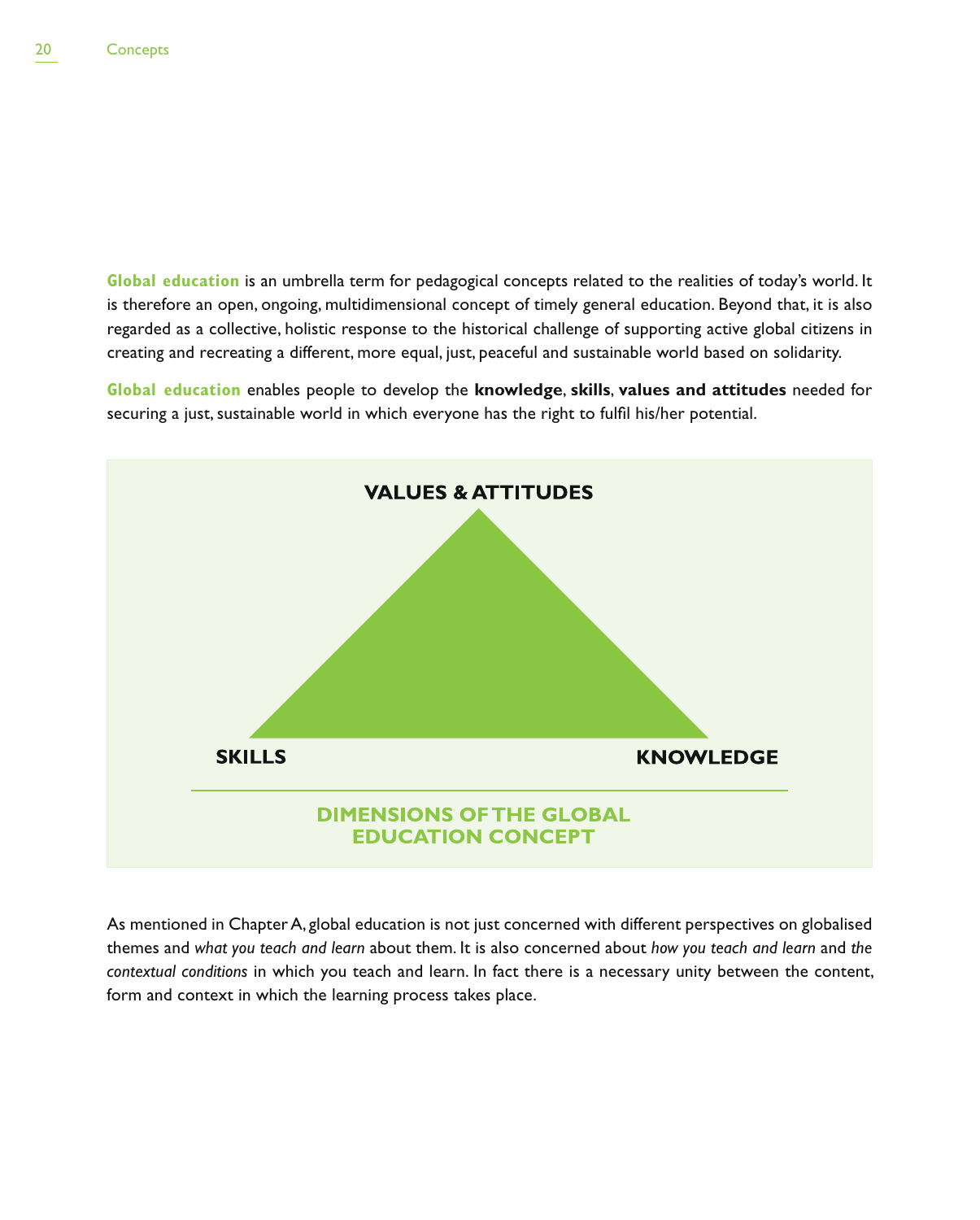**Global education** is an umbrella term for pedagogical concepts related to the realities of today's world. It is therefore an open, ongoing, multidimensional concept of timely general education. Beyond that, it is also regarded as a collective, holistic response to the historical challenge of supporting active global citizens in creating and recreating a different, more equal, just, peaceful and sustainable world based on solidarity.

**Global education** enables people to develop the **knowledge**, **skills**, **values and attitudes** needed for securing a just, sustainable world in which everyone has the right to fulfil his/her potential.

**VALUES & ATTITUDES**

**SKILLS**

**KNOWLEDGE**

**DIMENSIONS OF THE GLOBAL EDUCATION CONCEPT**

As mentioned in Chapter A, global education is not just concerned with different perspectives on globalised themes and *what you teach and learn* about them. It is also concerned about *how you teach and learn* and *the contextual conditions* in which you teach and learn. In fact there is a necessary unity between the content, form and context in which the learning process takes place.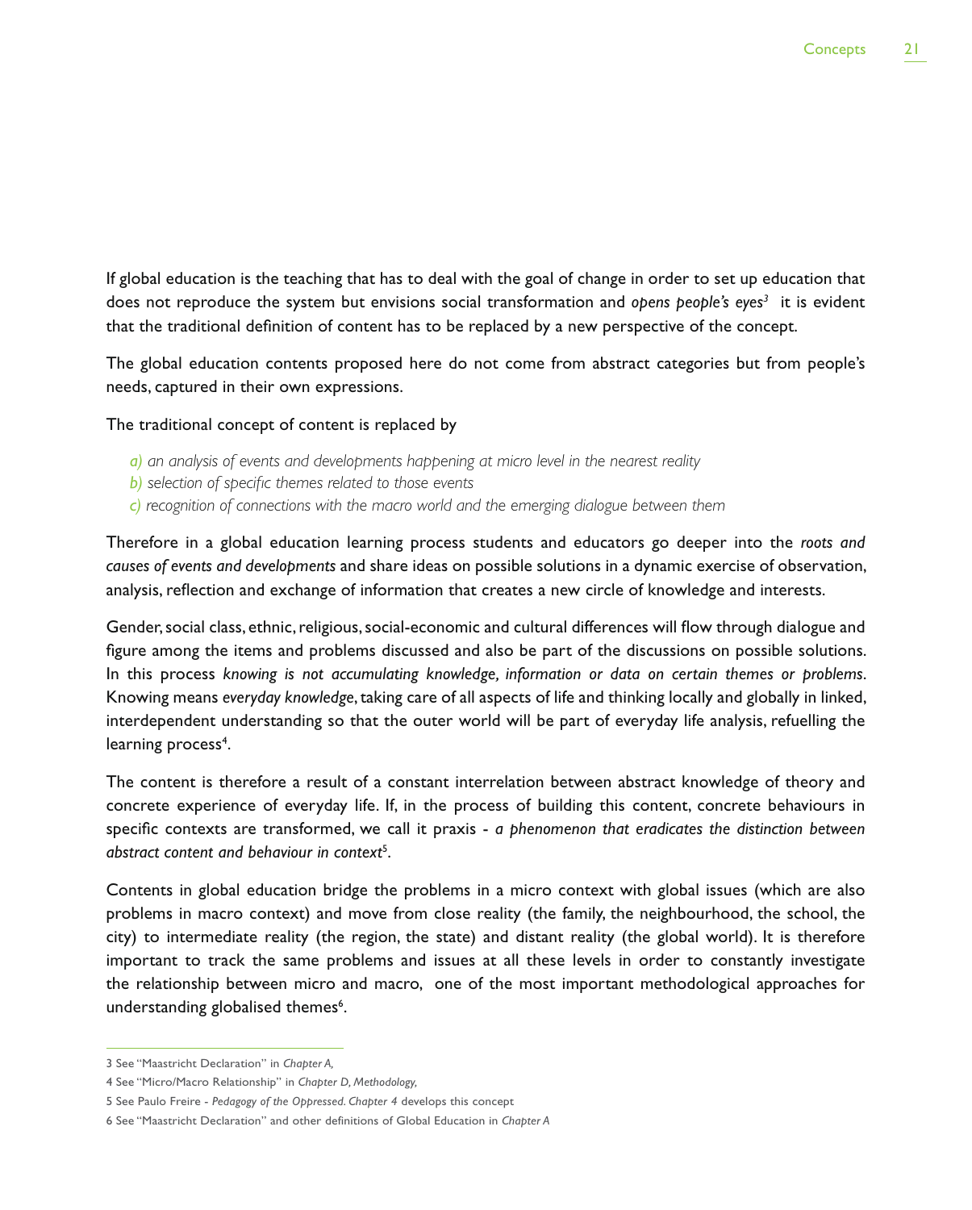If global education is the teaching that has to deal with the goal of change in order to set up education that does not reproduce the system but envisions social transformation and *opens people's eyes*[3] it is evident that the traditional definition of content has to be replaced by a new perspective of the concept.

The global education contents proposed here do not come from abstract categories but from people's needs, captured in their own expressions.

The traditional concept of content is replaced by

*a) an analysis of events and developments happening at micro level in the nearest reality*
*b) selection of specific themes related to those events*
*c) recognition of connections with the macro world and the emerging dialogue between them*

Therefore in a global education learning process students and educators go deeper into the *roots and causes of events and developments* and share ideas on possible solutions in a dynamic exercise of observation, analysis, reflection and exchange of information that creates a new circle of knowledge and interests.

Gender, social class, ethnic, religious, social-economic and cultural differences will flow through dialogue and figure among the items and problems discussed and also be part of the discussions on possible solutions. In this process *knowing is not accumulating knowledge, information or data on certain themes or problems*. Knowing means *everyday knowledge*, taking care of all aspects of life and thinking locally and globally in linked, interdependent understanding so that the outer world will be part of everyday life analysis, refuelling the learning process[4].

The content is therefore a result of a constant interrelation between abstract knowledge of theory and concrete experience of everyday life. If, in the process of building this content, concrete behaviours in specific contexts are transformed, we call it praxis - *a phenomenon that eradicates the distinction between abstract content and behaviour in context*[5].

Contents in global education bridge the problems in a micro context with global issues (which are also problems in macro context) and move from close reality (the family, the neighbourhood, the school, the city) to intermediate reality (the region, the state) and distant reality (the global world). It is therefore important to track the same problems and issues at all these levels in order to constantly investigate the relationship between micro and macro, one of the most important methodological approaches for understanding globalised themes[6].

---

3 See "Maastricht Declaration" in *Chapter A,*

4 See "Micro/Macro Relationship" in *Chapter D, Methodology,*

5 See Paulo Freire - *Pedagogy of the Oppressed. Chapter 4* develops this concept

6 See "Maastricht Declaration" and other definitions of Global Education in *Chapter A*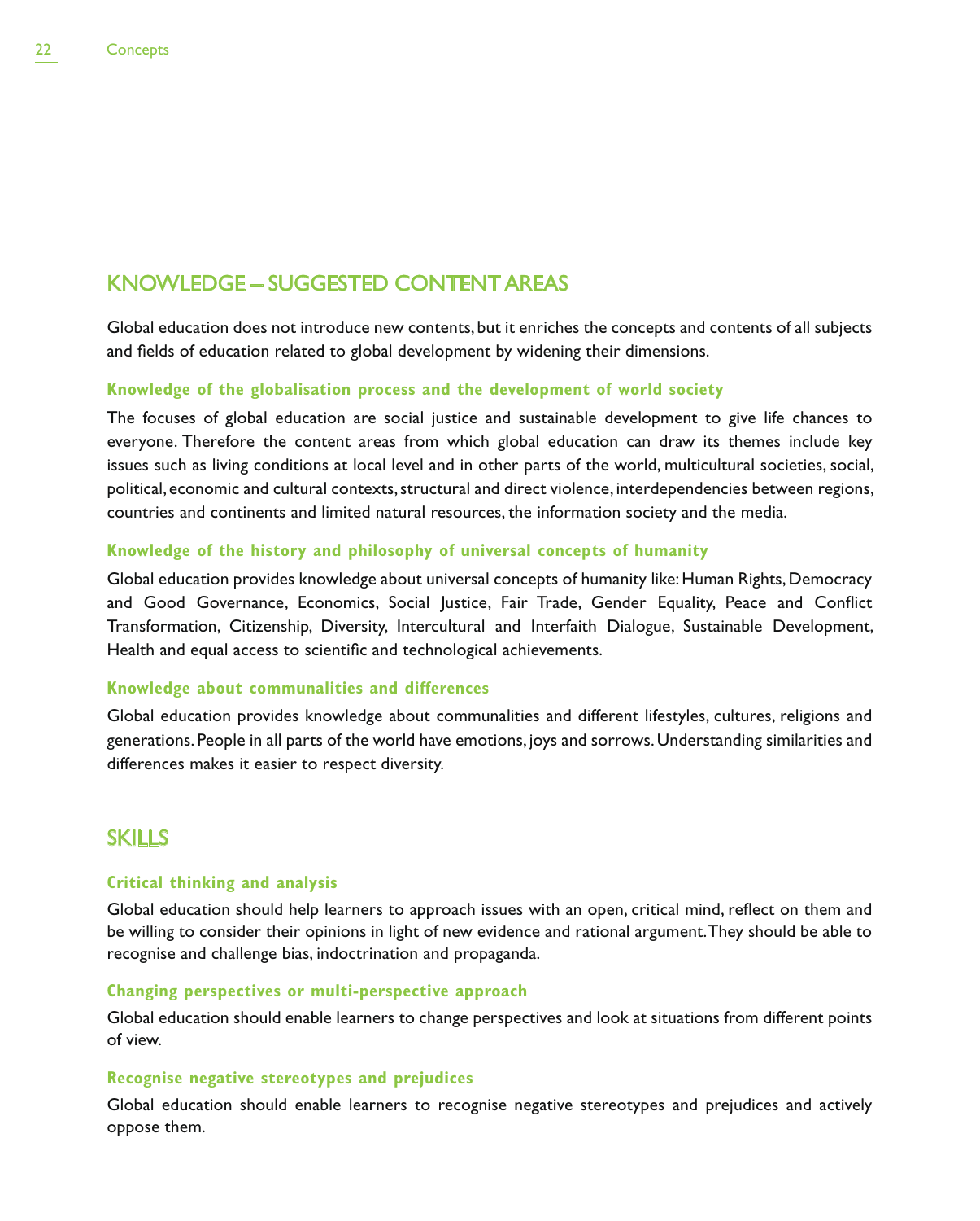## KNOWLEDGE – SUGGESTED CONTENT AREAS

Global education does not introduce new contents, but it enriches the concepts and contents of all subjects and fields of education related to global development by widening their dimensions.

### Knowledge of the globalisation process and the development of world society

The focuses of global education are social justice and sustainable development to give life chances to everyone. Therefore the content areas from which global education can draw its themes include key issues such as living conditions at local level and in other parts of the world, multicultural societies, social, political, economic and cultural contexts, structural and direct violence, interdependencies between regions, countries and continents and limited natural resources, the information society and the media.

### Knowledge of the history and philosophy of universal concepts of humanity

Global education provides knowledge about universal concepts of humanity like: Human Rights, Democracy and Good Governance, Economics, Social Justice, Fair Trade, Gender Equality, Peace and Conflict Transformation, Citizenship, Diversity, Intercultural and Interfaith Dialogue, Sustainable Development, Health and equal access to scientific and technological achievements.

### Knowledge about communalities and differences

Global education provides knowledge about communalities and different lifestyles, cultures, religions and generations. People in all parts of the world have emotions, joys and sorrows. Understanding similarities and differences makes it easier to respect diversity.

## SKILLS

### Critical thinking and analysis

Global education should help learners to approach issues with an open, critical mind, reflect on them and be willing to consider their opinions in light of new evidence and rational argument. They should be able to recognise and challenge bias, indoctrination and propaganda.

### Changing perspectives or multi-perspective approach

Global education should enable learners to change perspectives and look at situations from different points of view.

### Recognise negative stereotypes and prejudices

Global education should enable learners to recognise negative stereotypes and prejudices and actively oppose them.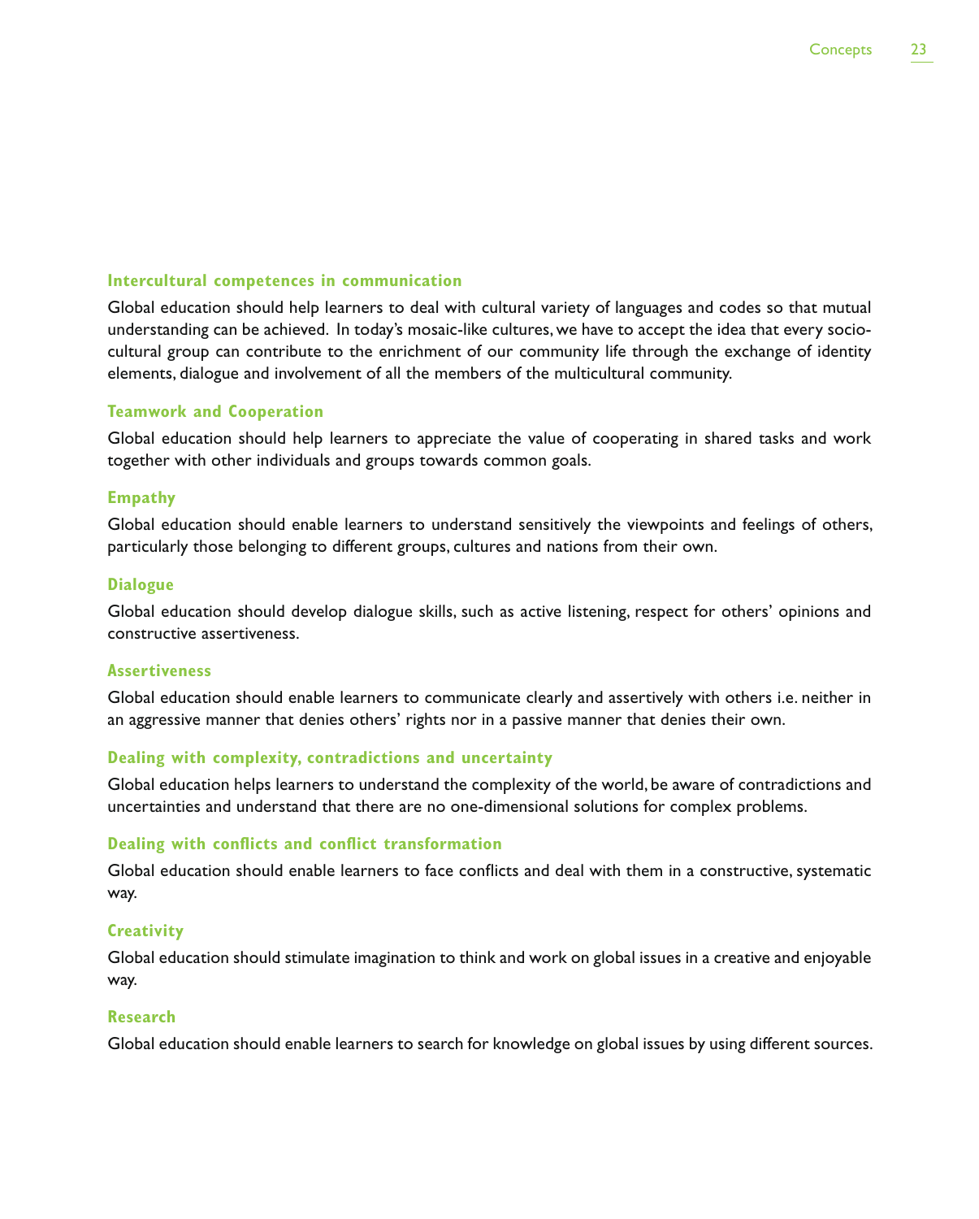### Intercultural competences in communication

Global education should help learners to deal with cultural variety of languages and codes so that mutual understanding can be achieved. In today's mosaic-like cultures, we have to accept the idea that every socio-cultural group can contribute to the enrichment of our community life through the exchange of identity elements, dialogue and involvement of all the members of the multicultural community.

### Teamwork and Cooperation

Global education should help learners to appreciate the value of cooperating in shared tasks and work together with other individuals and groups towards common goals.

### Empathy

Global education should enable learners to understand sensitively the viewpoints and feelings of others, particularly those belonging to different groups, cultures and nations from their own.

### Dialogue

Global education should develop dialogue skills, such as active listening, respect for others' opinions and constructive assertiveness.

### Assertiveness

Global education should enable learners to communicate clearly and assertively with others i.e. neither in an aggressive manner that denies others' rights nor in a passive manner that denies their own.

### Dealing with complexity, contradictions and uncertainty

Global education helps learners to understand the complexity of the world, be aware of contradictions and uncertainties and understand that there are no one-dimensional solutions for complex problems.

### Dealing with conflicts and conflict transformation

Global education should enable learners to face conflicts and deal with them in a constructive, systematic way.

### Creativity

Global education should stimulate imagination to think and work on global issues in a creative and enjoyable way.

### Research

Global education should enable learners to search for knowledge on global issues by using different sources.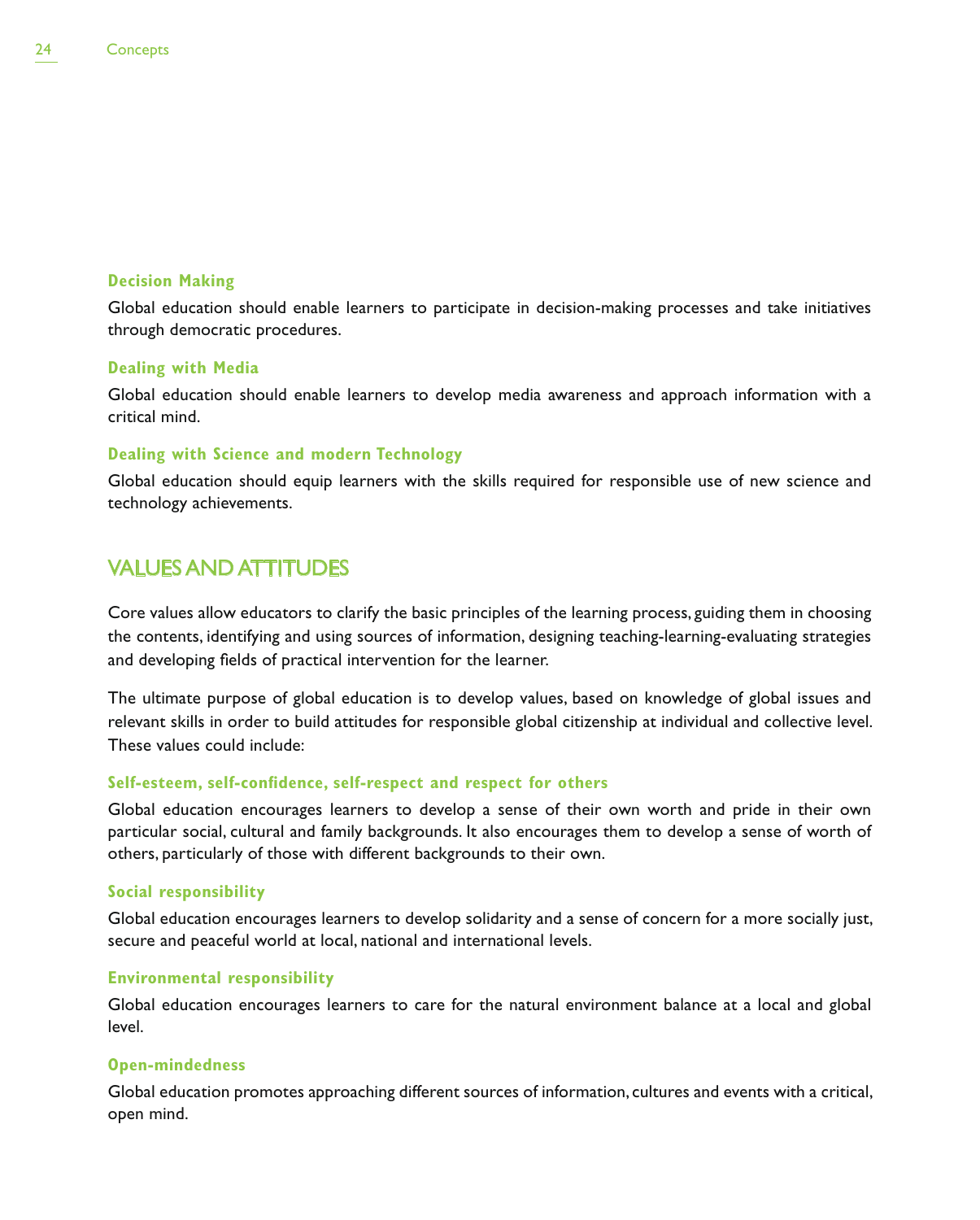### Decision Making

Global education should enable learners to participate in decision-making processes and take initiatives through democratic procedures.

### Dealing with Media

Global education should enable learners to develop media awareness and approach information with a critical mind.

### Dealing with Science and modern Technology

Global education should equip learners with the skills required for responsible use of new science and technology achievements.

## VALUES AND ATTITUDES

Core values allow educators to clarify the basic principles of the learning process, guiding them in choosing the contents, identifying and using sources of information, designing teaching-learning-evaluating strategies and developing fields of practical intervention for the learner.

The ultimate purpose of global education is to develop values, based on knowledge of global issues and relevant skills in order to build attitudes for responsible global citizenship at individual and collective level. These values could include:

### Self-esteem, self-confidence, self-respect and respect for others

Global education encourages learners to develop a sense of their own worth and pride in their own particular social, cultural and family backgrounds. It also encourages them to develop a sense of worth of others, particularly of those with different backgrounds to their own.

### Social responsibility

Global education encourages learners to develop solidarity and a sense of concern for a more socially just, secure and peaceful world at local, national and international levels.

### Environmental responsibility

Global education encourages learners to care for the natural environment balance at a local and global level.

### Open-mindedness

Global education promotes approaching different sources of information, cultures and events with a critical, open mind.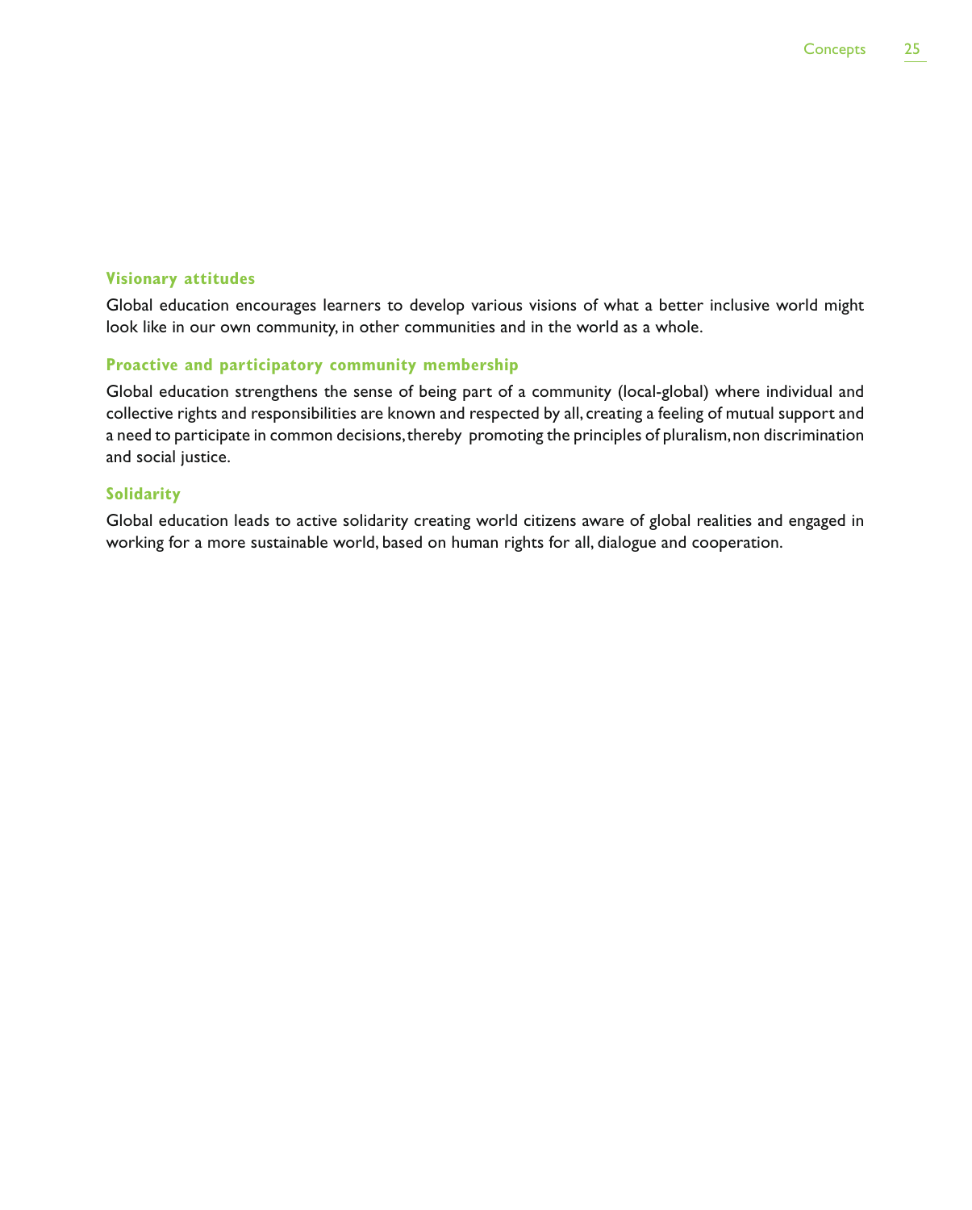### Visionary attitudes

Global education encourages learners to develop various visions of what a better inclusive world might look like in our own community, in other communities and in the world as a whole.

### Proactive and participatory community membership

Global education strengthens the sense of being part of a community (local-global) where individual and collective rights and responsibilities are known and respected by all, creating a feeling of mutual support and a need to participate in common decisions, thereby promoting the principles of pluralism, non discrimination and social justice.

### Solidarity

Global education leads to active solidarity creating world citizens aware of global realities and engaged in working for a more sustainable world, based on human rights for all, dialogue and cooperation.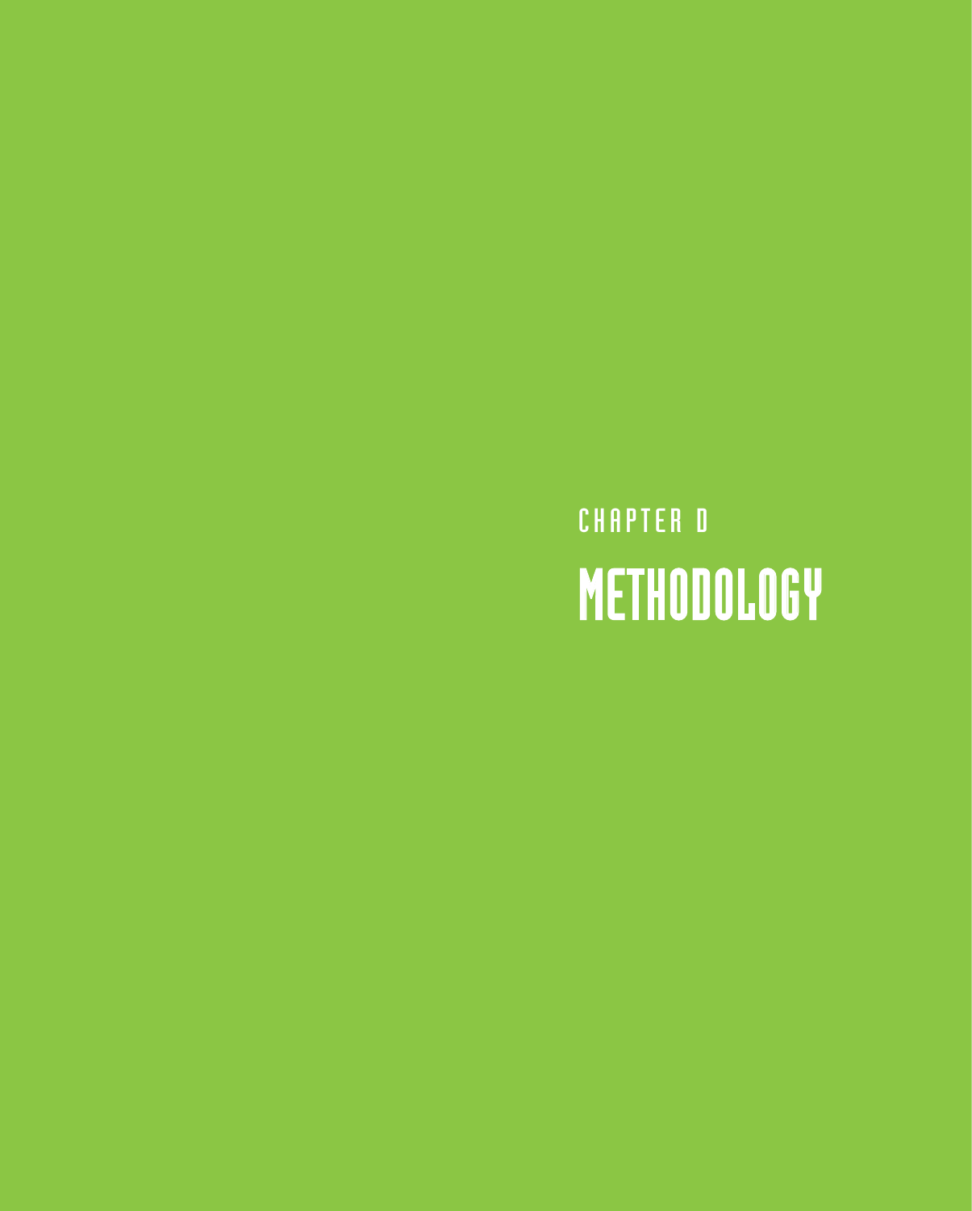CHAPTER D

# METHODOLOGY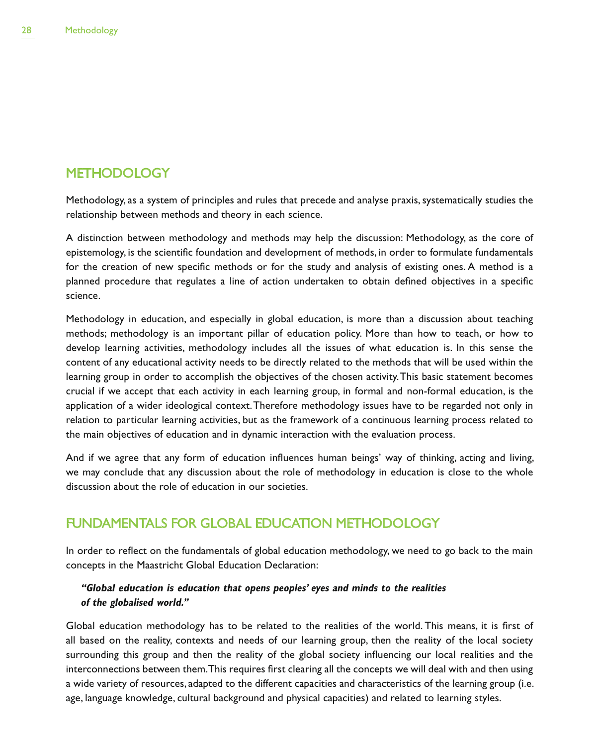## METHODOLOGY

Methodology, as a system of principles and rules that precede and analyse praxis, systematically studies the relationship between methods and theory in each science.

A distinction between methodology and methods may help the discussion: Methodology, as the core of epistemology, is the scientific foundation and development of methods, in order to formulate fundamentals for the creation of new specific methods or for the study and analysis of existing ones. A method is a planned procedure that regulates a line of action undertaken to obtain defined objectives in a specific science.

Methodology in education, and especially in global education, is more than a discussion about teaching methods; methodology is an important pillar of education policy. More than how to teach, or how to develop learning activities, methodology includes all the issues of what education is. In this sense the content of any educational activity needs to be directly related to the methods that will be used within the learning group in order to accomplish the objectives of the chosen activity. This basic statement becomes crucial if we accept that each activity in each learning group, in formal and non-formal education, is the application of a wider ideological context. Therefore methodology issues have to be regarded not only in relation to particular learning activities, but as the framework of a continuous learning process related to the main objectives of education and in dynamic interaction with the evaluation process.

And if we agree that any form of education influences human beings' way of thinking, acting and living, we may conclude that any discussion about the role of methodology in education is close to the whole discussion about the role of education in our societies.

## FUNDAMENTALS FOR GLOBAL EDUCATION METHODOLOGY

In order to reflect on the fundamentals of global education methodology, we need to go back to the main concepts in the Maastricht Global Education Declaration:

> ***"Global education is education that opens peoples' eyes and minds to the realities of the globalised world."***

Global education methodology has to be related to the realities of the world. This means, it is first of all based on the reality, contexts and needs of our learning group, then the reality of the local society surrounding this group and then the reality of the global society influencing our local realities and the interconnections between them. This requires first clearing all the concepts we will deal with and then using a wide variety of resources, adapted to the different capacities and characteristics of the learning group (i.e. age, language knowledge, cultural background and physical capacities) and related to learning styles.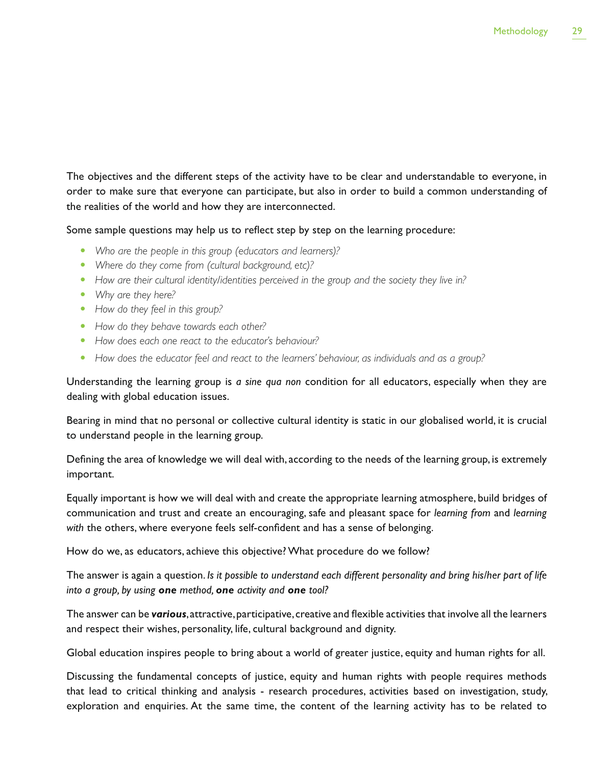The objectives and the different steps of the activity have to be clear and understandable to everyone, in order to make sure that everyone can participate, but also in order to build a common understanding of the realities of the world and how they are interconnected.

Some sample questions may help us to reflect step by step on the learning procedure:

- *Who are the people in this group (educators and learners)?*
- *Where do they come from (cultural background, etc)?*
- *How are their cultural identity/identities perceived in the group and the society they live in?*
- *Why are they here?*
- *How do they feel in this group?*
- *How do they behave towards each other?*
- *How does each one react to the educator's behaviour?*
- *How does the educator feel and react to the learners' behaviour, as individuals and as a group?*

Understanding the learning group is *a sine qua non* condition for all educators, especially when they are dealing with global education issues.

Bearing in mind that no personal or collective cultural identity is static in our globalised world, it is crucial to understand people in the learning group.

Defining the area of knowledge we will deal with, according to the needs of the learning group, is extremely important.

Equally important is how we will deal with and create the appropriate learning atmosphere, build bridges of communication and trust and create an encouraging, safe and pleasant space for *learning from* and *learning with* the others, where everyone feels self-confident and has a sense of belonging.

How do we, as educators, achieve this objective? What procedure do we follow?

The answer is again a question. *Is it possible to understand each different personality and bring his/her part of life into a group, by using **one** method, **one** activity and **one** tool?*

The answer can be ***various***, attractive, participative, creative and flexible activities that involve all the learners and respect their wishes, personality, life, cultural background and dignity.

Global education inspires people to bring about a world of greater justice, equity and human rights for all.

Discussing the fundamental concepts of justice, equity and human rights with people requires methods that lead to critical thinking and analysis - research procedures, activities based on investigation, study, exploration and enquiries. At the same time, the content of the learning activity has to be related to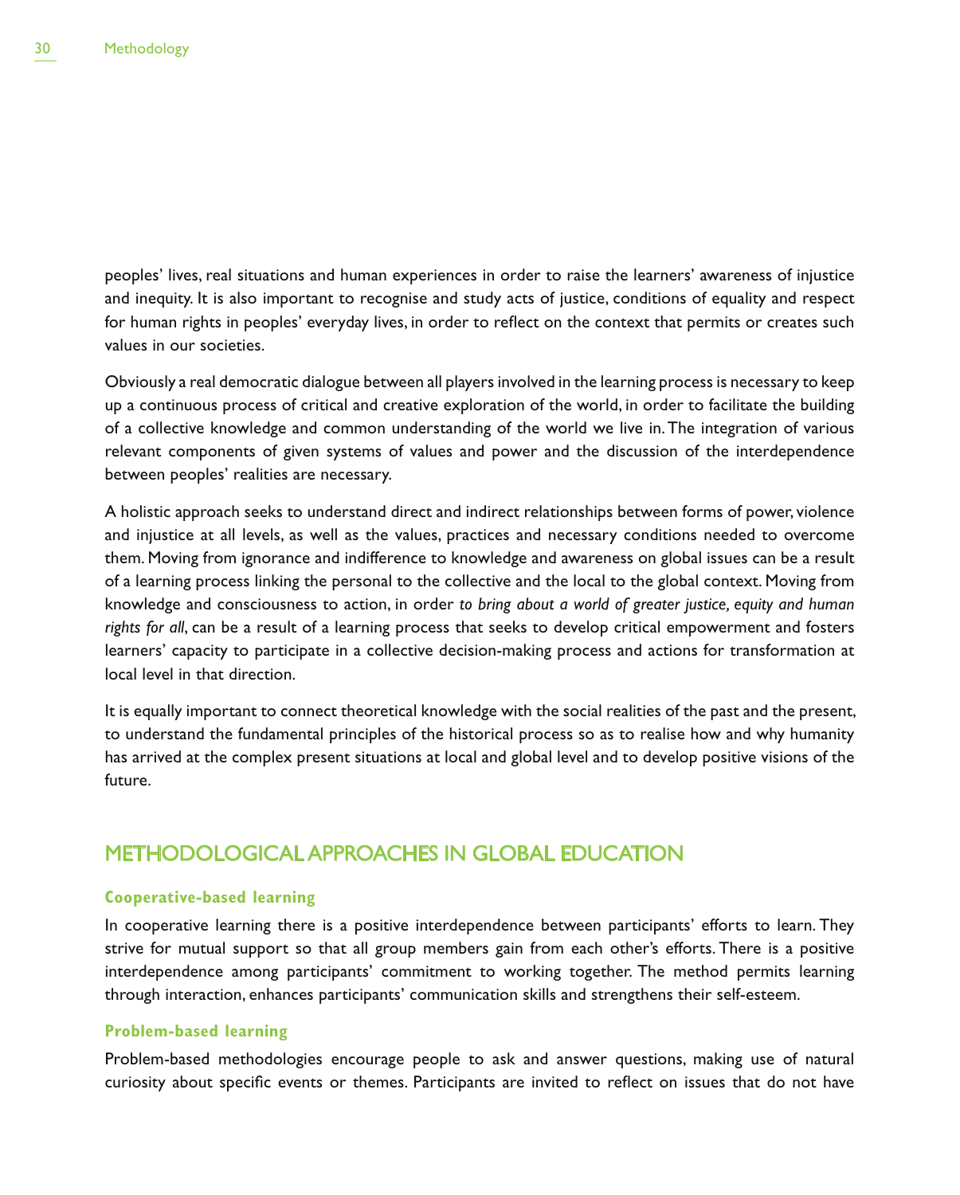peoples' lives, real situations and human experiences in order to raise the learners' awareness of injustice and inequity. It is also important to recognise and study acts of justice, conditions of equality and respect for human rights in peoples' everyday lives, in order to reflect on the context that permits or creates such values in our societies.

Obviously a real democratic dialogue between all players involved in the learning process is necessary to keep up a continuous process of critical and creative exploration of the world, in order to facilitate the building of a collective knowledge and common understanding of the world we live in. The integration of various relevant components of given systems of values and power and the discussion of the interdependence between peoples' realities are necessary.

A holistic approach seeks to understand direct and indirect relationships between forms of power, violence and injustice at all levels, as well as the values, practices and necessary conditions needed to overcome them. Moving from ignorance and indifference to knowledge and awareness on global issues can be a result of a learning process linking the personal to the collective and the local to the global context. Moving from knowledge and consciousness to action, in order *to bring about a world of greater justice, equity and human rights for all*, can be a result of a learning process that seeks to develop critical empowerment and fosters learners' capacity to participate in a collective decision-making process and actions for transformation at local level in that direction.

It is equally important to connect theoretical knowledge with the social realities of the past and the present, to understand the fundamental principles of the historical process so as to realise how and why humanity has arrived at the complex present situations at local and global level and to develop positive visions of the future.

## METHODOLOGICAL APPROACHES IN GLOBAL EDUCATION

### Cooperative-based learning

In cooperative learning there is a positive interdependence between participants' efforts to learn. They strive for mutual support so that all group members gain from each other's efforts. There is a positive interdependence among participants' commitment to working together. The method permits learning through interaction, enhances participants' communication skills and strengthens their self-esteem.

### Problem-based learning

Problem-based methodologies encourage people to ask and answer questions, making use of natural curiosity about specific events or themes. Participants are invited to reflect on issues that do not have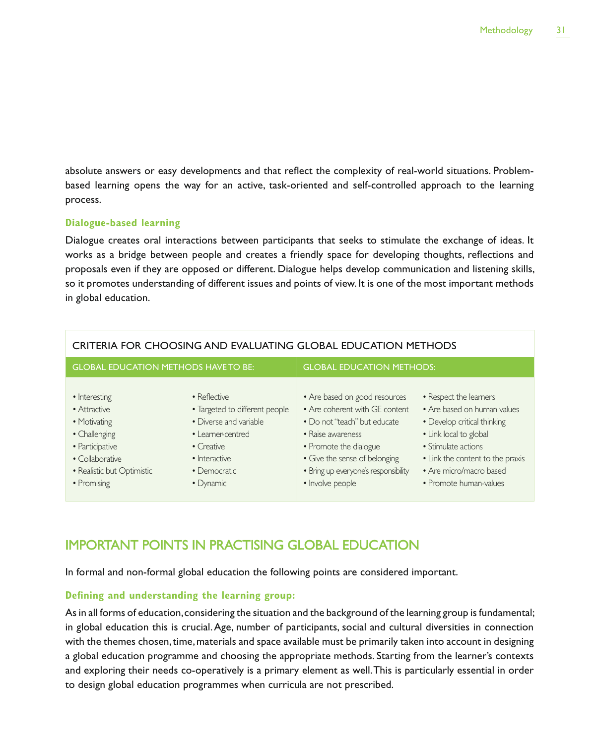absolute answers or easy developments and that reflect the complexity of real-world situations. Problem-based learning opens the way for an active, task-oriented and self-controlled approach to the learning process.

### Dialogue-based learning

Dialogue creates oral interactions between participants that seeks to stimulate the exchange of ideas. It works as a bridge between people and creates a friendly space for developing thoughts, reflections and proposals even if they are opposed or different. Dialogue helps develop communication and listening skills, so it promotes understanding of different issues and points of view. It is one of the most important methods in global education.

**CRITERIA FOR CHOOSING AND EVALUATING GLOBAL EDUCATION METHODS**

| GLOBAL EDUCATION METHODS HAVE TO BE: | | GLOBAL EDUCATION METHODS: | |
|---|---|---|---|
| • Interesting | • Reflective | • Are based on good resources | • Respect the learners |
| • Attractive | • Targeted to different people | • Are coherent with GE content | • Are based on human values |
| • Motivating | • Diverse and variable | • Do not "teach" but educate | • Develop critical thinking |
| • Challenging | • Learner-centred | • Raise awareness | • Link local to global |
| • Participative | • Creative | • Promote the dialogue | • Stimulate actions |
| • Collaborative | • Interactive | • Give the sense of belonging | • Link the content to the praxis |
| • Realistic but Optimistic | • Democratic | • Bring up everyone's responsibility | • Are micro/macro based |
| • Promising | • Dynamic | • Involve people | • Promote human-values |

## IMPORTANT POINTS IN PRACTISING GLOBAL EDUCATION

In formal and non-formal global education the following points are considered important.

### Defining and understanding the learning group:

As in all forms of education, considering the situation and the background of the learning group is fundamental; in global education this is crucial. Age, number of participants, social and cultural diversities in connection with the themes chosen, time, materials and space available must be primarily taken into account in designing a global education programme and choosing the appropriate methods. Starting from the learner's contexts and exploring their needs co-operatively is a primary element as well. This is particularly essential in order to design global education programmes when curricula are not prescribed.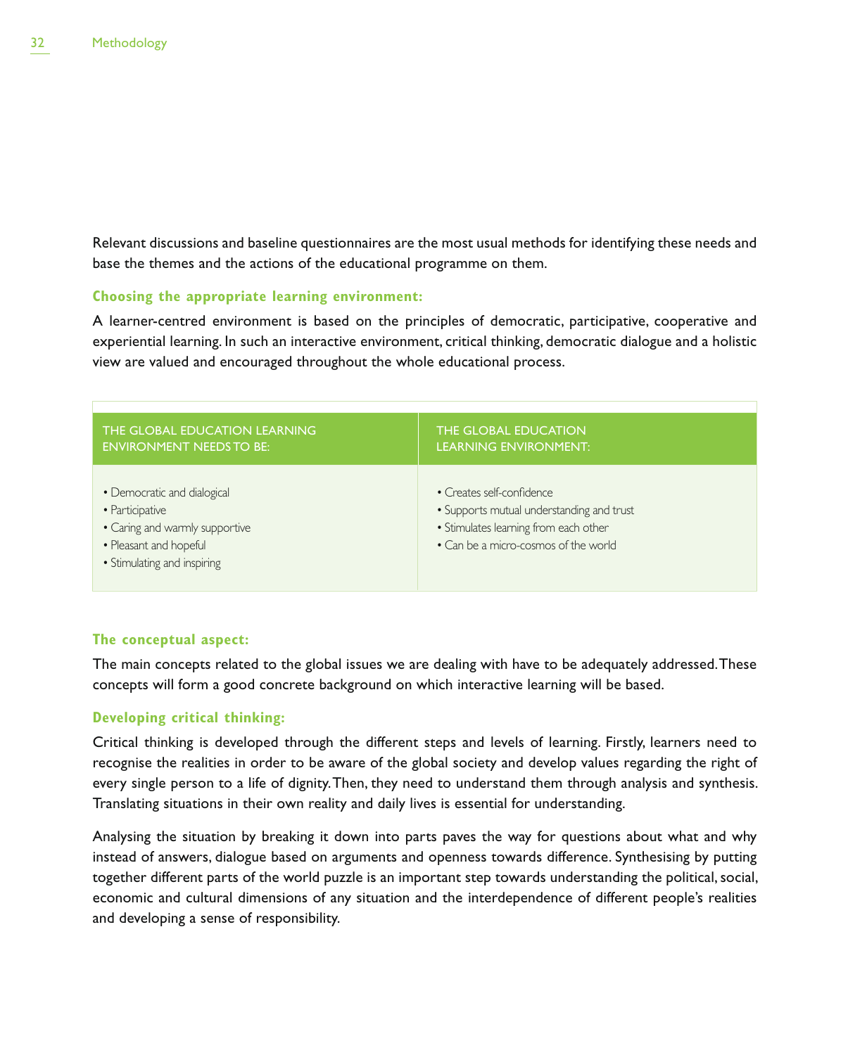Relevant discussions and baseline questionnaires are the most usual methods for identifying these needs and base the themes and the actions of the educational programme on them.

**Choosing the appropriate learning environment:**

A learner-centred environment is based on the principles of democratic, participative, cooperative and experiential learning. In such an interactive environment, critical thinking, democratic dialogue and a holistic view are valued and encouraged throughout the whole educational process.

| THE GLOBAL EDUCATION LEARNING ENVIRONMENT NEEDS TO BE: | THE GLOBAL EDUCATION LEARNING ENVIRONMENT: |
|---|---|
| • Democratic and dialogical<br>• Participative<br>• Caring and warmly supportive<br>• Pleasant and hopeful<br>• Stimulating and inspiring | • Creates self-confidence<br>• Supports mutual understanding and trust<br>• Stimulates learning from each other<br>• Can be a micro-cosmos of the world |

**The conceptual aspect:**

The main concepts related to the global issues we are dealing with have to be adequately addressed. These concepts will form a good concrete background on which interactive learning will be based.

**Developing critical thinking:**

Critical thinking is developed through the different steps and levels of learning. Firstly, learners need to recognise the realities in order to be aware of the global society and develop values regarding the right of every single person to a life of dignity. Then, they need to understand them through analysis and synthesis. Translating situations in their own reality and daily lives is essential for understanding.

Analysing the situation by breaking it down into parts paves the way for questions about what and why instead of answers, dialogue based on arguments and openness towards difference. Synthesising by putting together different parts of the world puzzle is an important step towards understanding the political, social, economic and cultural dimensions of any situation and the interdependence of different people's realities and developing a sense of responsibility.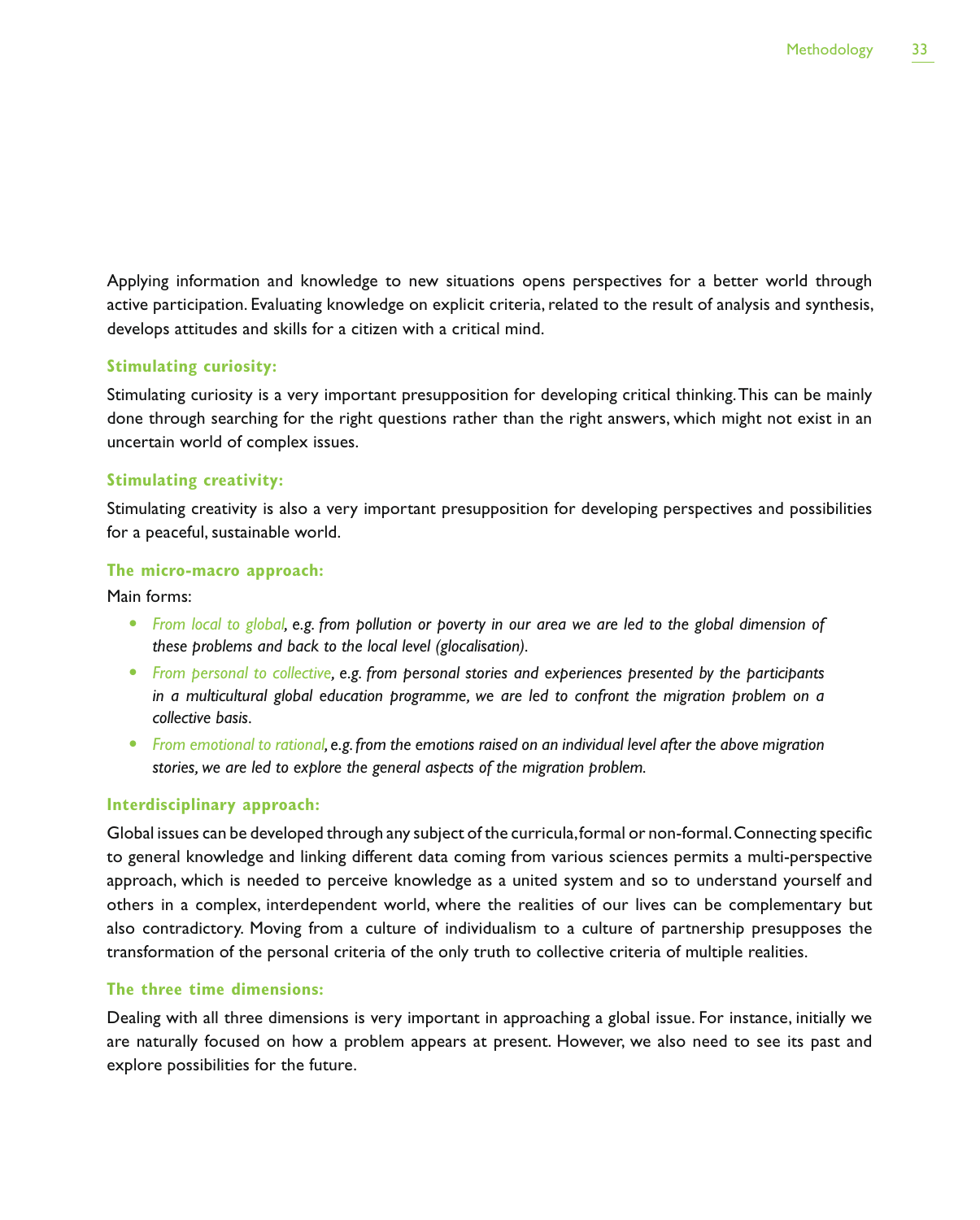Applying information and knowledge to new situations opens perspectives for a better world through active participation. Evaluating knowledge on explicit criteria, related to the result of analysis and synthesis, develops attitudes and skills for a citizen with a critical mind.

### Stimulating curiosity:

Stimulating curiosity is a very important presupposition for developing critical thinking. This can be mainly done through searching for the right questions rather than the right answers, which might not exist in an uncertain world of complex issues.

### Stimulating creativity:

Stimulating creativity is also a very important presupposition for developing perspectives and possibilities for a peaceful, sustainable world.

### The micro-macro approach:

Main forms:

- *From local to global, e.g. from pollution or poverty in our area we are led to the global dimension of these problems and back to the local level (glocalisation).*
- *From personal to collective, e.g. from personal stories and experiences presented by the participants in a multicultural global education programme, we are led to confront the migration problem on a collective basis.*
- *From emotional to rational, e.g. from the emotions raised on an individual level after the above migration stories, we are led to explore the general aspects of the migration problem.*

### Interdisciplinary approach:

Global issues can be developed through any subject of the curricula, formal or non-formal. Connecting specific to general knowledge and linking different data coming from various sciences permits a multi-perspective approach, which is needed to perceive knowledge as a united system and so to understand yourself and others in a complex, interdependent world, where the realities of our lives can be complementary but also contradictory. Moving from a culture of individualism to a culture of partnership presupposes the transformation of the personal criteria of the only truth to collective criteria of multiple realities.

### The three time dimensions:

Dealing with all three dimensions is very important in approaching a global issue. For instance, initially we are naturally focused on how a problem appears at present. However, we also need to see its past and explore possibilities for the future.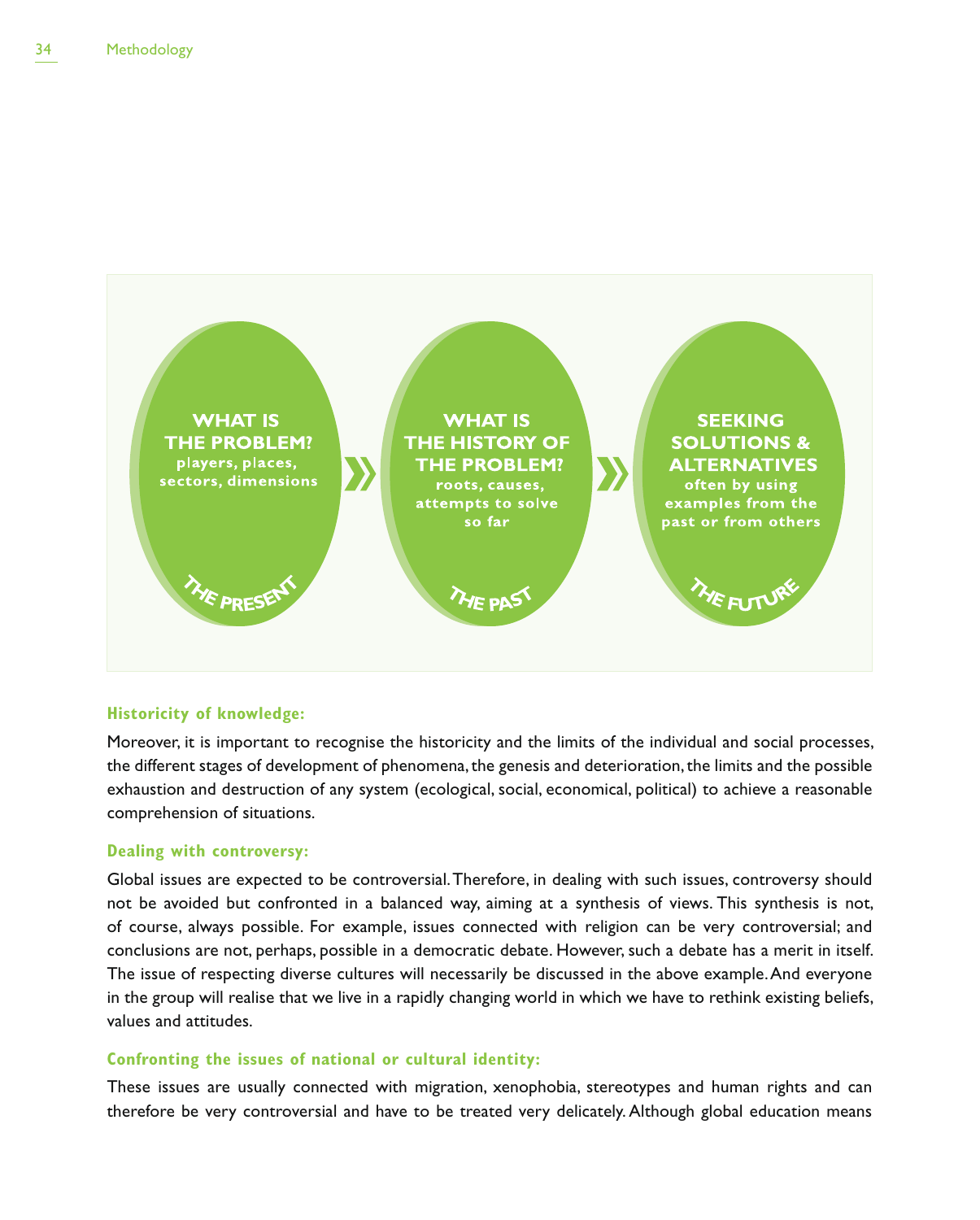**WHAT IS THE PROBLEM?**
players, places, sectors, dimensions

THE PRESENT

**WHAT IS THE HISTORY OF THE PROBLEM?**
roots, causes, attempts to solve so far

THE PAST

**SEEKING SOLUTIONS & ALTERNATIVES**
often by using examples from the past or from others

THE FUTURE

**Historicity of knowledge:**

Moreover, it is important to recognise the historicity and the limits of the individual and social processes, the different stages of development of phenomena, the genesis and deterioration, the limits and the possible exhaustion and destruction of any system (ecological, social, economical, political) to achieve a reasonable comprehension of situations.

**Dealing with controversy:**

Global issues are expected to be controversial. Therefore, in dealing with such issues, controversy should not be avoided but confronted in a balanced way, aiming at a synthesis of views. This synthesis is not, of course, always possible. For example, issues connected with religion can be very controversial; and conclusions are not, perhaps, possible in a democratic debate. However, such a debate has a merit in itself. The issue of respecting diverse cultures will necessarily be discussed in the above example. And everyone in the group will realise that we live in a rapidly changing world in which we have to rethink existing beliefs, values and attitudes.

**Confronting the issues of national or cultural identity:**

These issues are usually connected with migration, xenophobia, stereotypes and human rights and can therefore be very controversial and have to be treated very delicately. Although global education means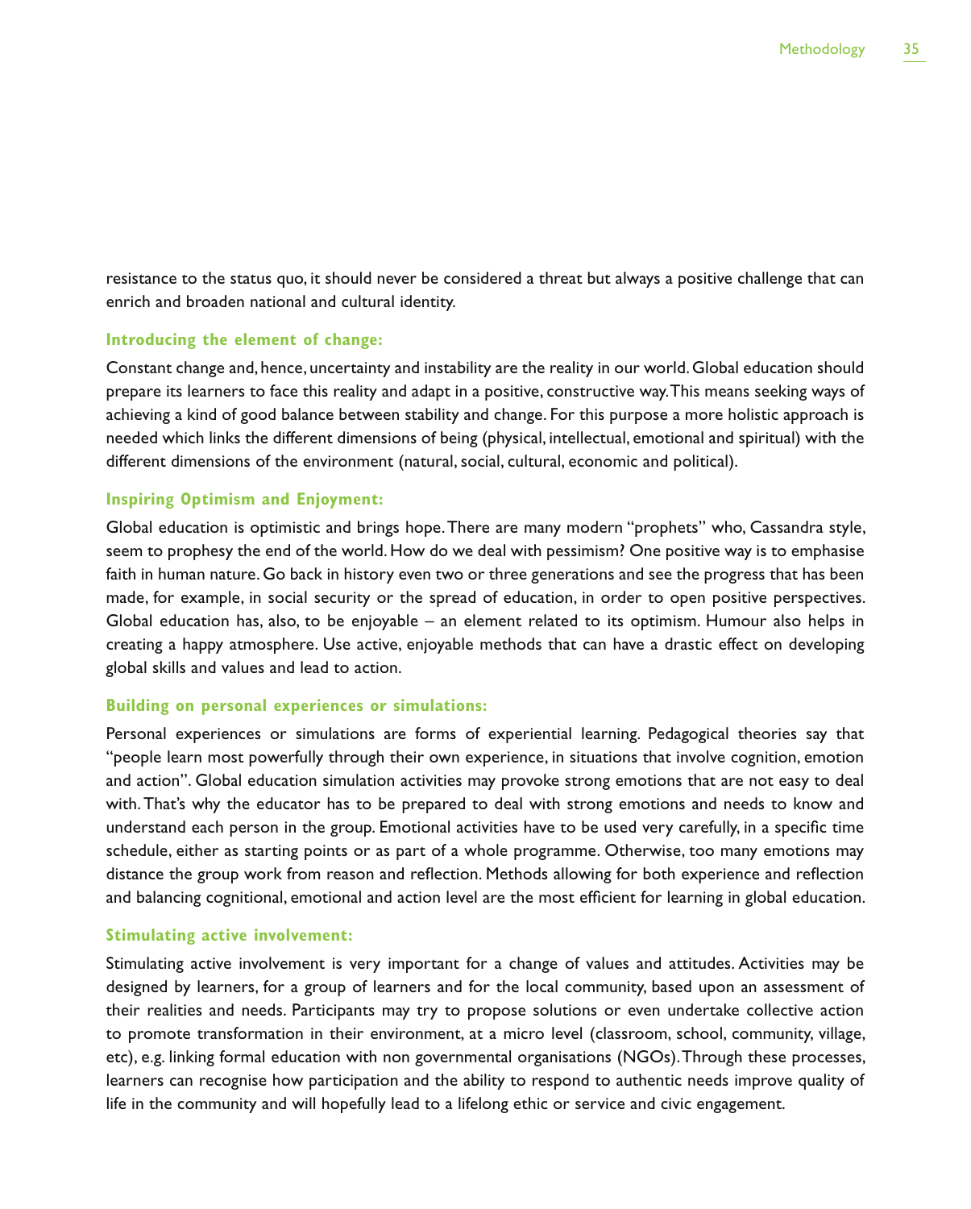resistance to the status quo, it should never be considered a threat but always a positive challenge that can enrich and broaden national and cultural identity.

**Introducing the element of change:**

Constant change and, hence, uncertainty and instability are the reality in our world. Global education should prepare its learners to face this reality and adapt in a positive, constructive way. This means seeking ways of achieving a kind of good balance between stability and change. For this purpose a more holistic approach is needed which links the different dimensions of being (physical, intellectual, emotional and spiritual) with the different dimensions of the environment (natural, social, cultural, economic and political).

**Inspiring Optimism and Enjoyment:**

Global education is optimistic and brings hope. There are many modern "prophets" who, Cassandra style, seem to prophesy the end of the world. How do we deal with pessimism? One positive way is to emphasise faith in human nature. Go back in history even two or three generations and see the progress that has been made, for example, in social security or the spread of education, in order to open positive perspectives. Global education has, also, to be enjoyable – an element related to its optimism. Humour also helps in creating a happy atmosphere. Use active, enjoyable methods that can have a drastic effect on developing global skills and values and lead to action.

**Building on personal experiences or simulations:**

Personal experiences or simulations are forms of experiential learning. Pedagogical theories say that "people learn most powerfully through their own experience, in situations that involve cognition, emotion and action". Global education simulation activities may provoke strong emotions that are not easy to deal with. That's why the educator has to be prepared to deal with strong emotions and needs to know and understand each person in the group. Emotional activities have to be used very carefully, in a specific time schedule, either as starting points or as part of a whole programme. Otherwise, too many emotions may distance the group work from reason and reflection. Methods allowing for both experience and reflection and balancing cognitional, emotional and action level are the most efficient for learning in global education.

**Stimulating active involvement:**

Stimulating active involvement is very important for a change of values and attitudes. Activities may be designed by learners, for a group of learners and for the local community, based upon an assessment of their realities and needs. Participants may try to propose solutions or even undertake collective action to promote transformation in their environment, at a micro level (classroom, school, community, village, etc), e.g. linking formal education with non governmental organisations (NGOs). Through these processes, learners can recognise how participation and the ability to respond to authentic needs improve quality of life in the community and will hopefully lead to a lifelong ethic or service and civic engagement.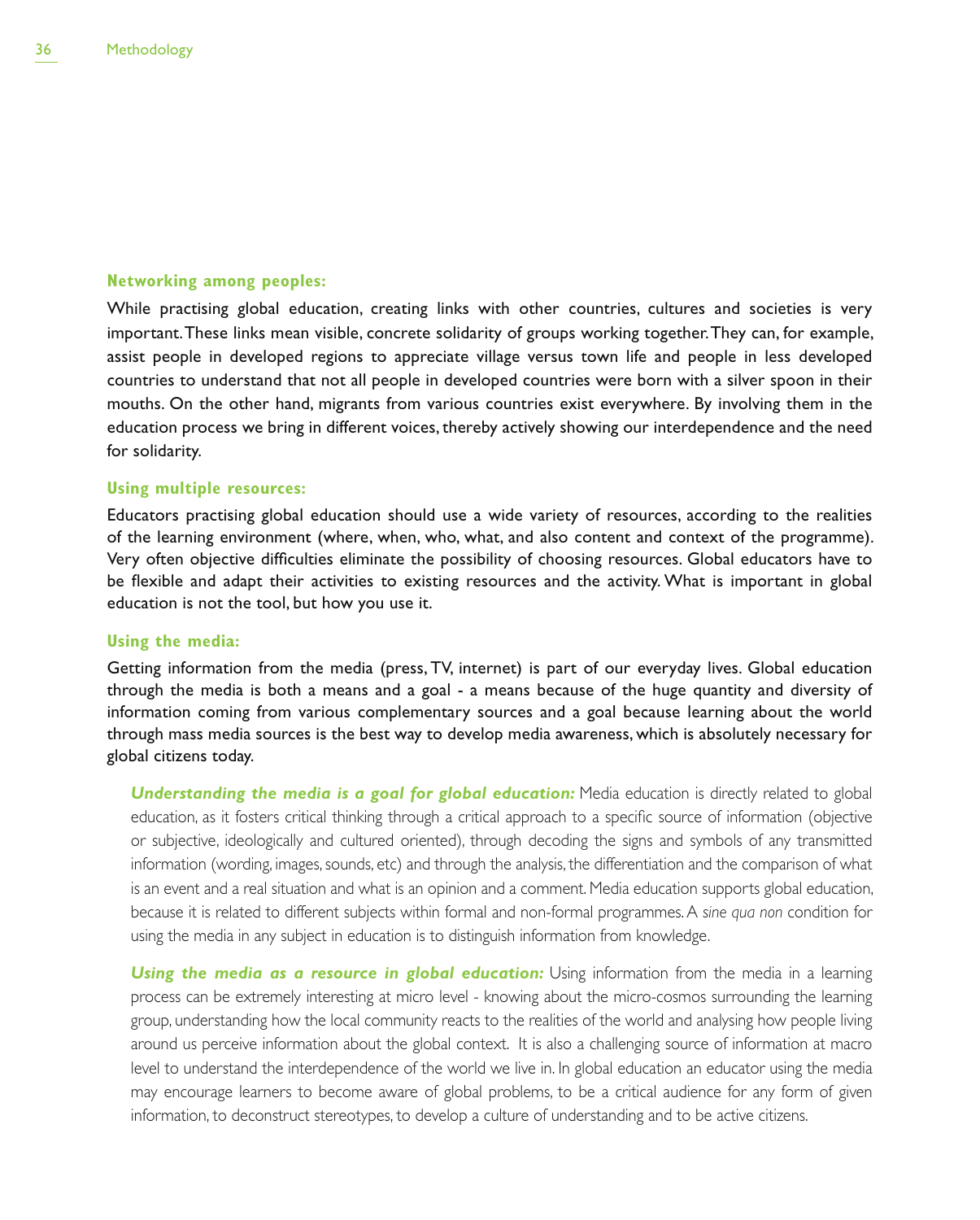**Networking among peoples:**

While practising global education, creating links with other countries, cultures and societies is very important. These links mean visible, concrete solidarity of groups working together. They can, for example, assist people in developed regions to appreciate village versus town life and people in less developed countries to understand that not all people in developed countries were born with a silver spoon in their mouths. On the other hand, migrants from various countries exist everywhere. By involving them in the education process we bring in different voices, thereby actively showing our interdependence and the need for solidarity.

**Using multiple resources:**

Educators practising global education should use a wide variety of resources, according to the realities of the learning environment (where, when, who, what, and also content and context of the programme). Very often objective difficulties eliminate the possibility of choosing resources. Global educators have to be flexible and adapt their activities to existing resources and the activity. What is important in global education is not the tool, but how you use it.

**Using the media:**

Getting information from the media (press, TV, internet) is part of our everyday lives. Global education through the media is both a means and a goal - a means because of the huge quantity and diversity of information coming from various complementary sources and a goal because learning about the world through mass media sources is the best way to develop media awareness, which is absolutely necessary for global citizens today.

***Understanding the media is a goal for global education:*** Media education is directly related to global education, as it fosters critical thinking through a critical approach to a specific source of information (objective or subjective, ideologically and cultured oriented), through decoding the signs and symbols of any transmitted information (wording, images, sounds, etc) and through the analysis, the differentiation and the comparison of what is an event and a real situation and what is an opinion and a comment. Media education supports global education, because it is related to different subjects within formal and non-formal programmes. A *sine qua non* condition for using the media in any subject in education is to distinguish information from knowledge.

***Using the media as a resource in global education:*** Using information from the media in a learning process can be extremely interesting at micro level - knowing about the micro-cosmos surrounding the learning group, understanding how the local community reacts to the realities of the world and analysing how people living around us perceive information about the global context. It is also a challenging source of information at macro level to understand the interdependence of the world we live in. In global education an educator using the media may encourage learners to become aware of global problems, to be a critical audience for any form of given information, to deconstruct stereotypes, to develop a culture of understanding and to be active citizens.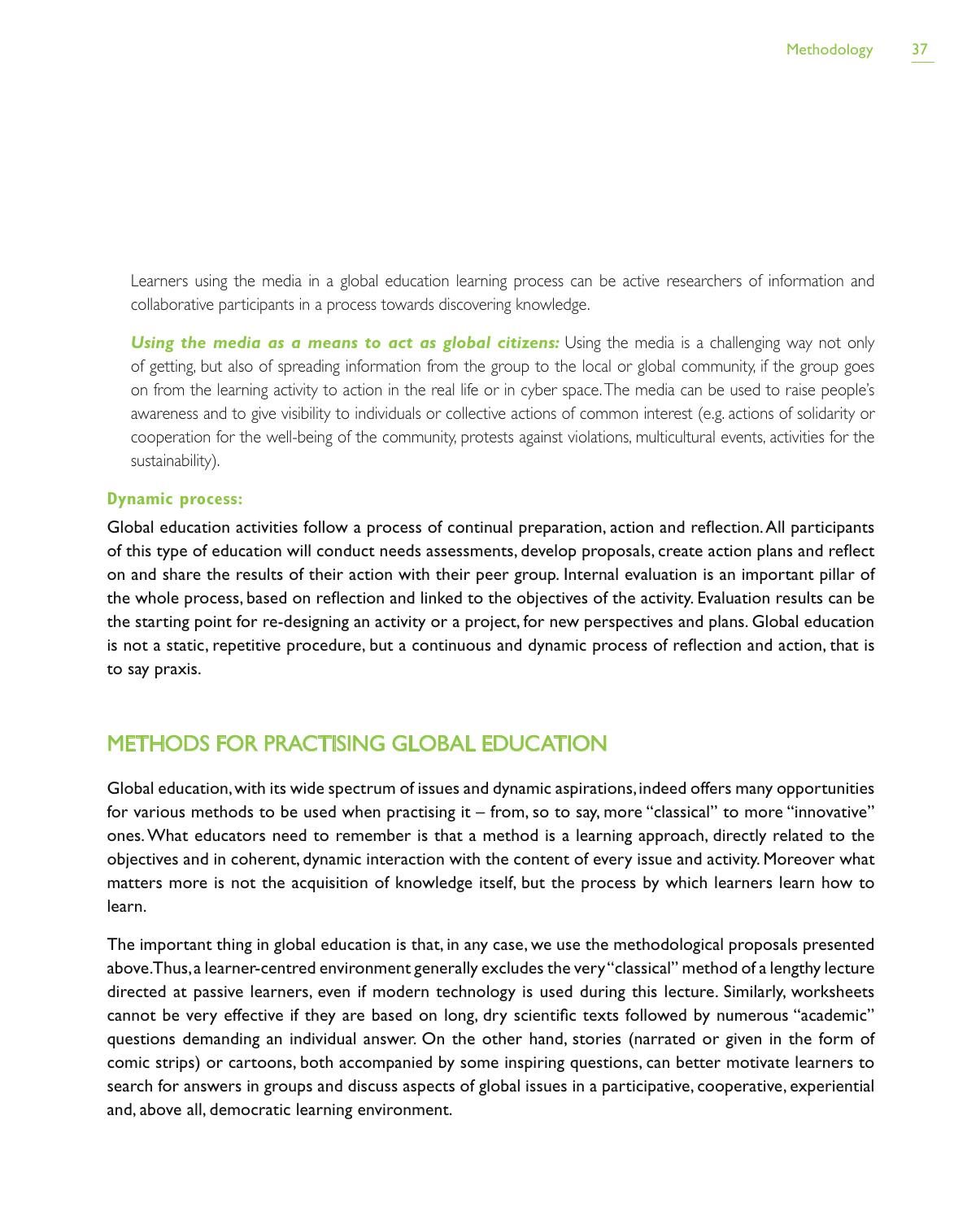Learners using the media in a global education learning process can be active researchers of information and collaborative participants in a process towards discovering knowledge.

***Using the media as a means to act as global citizens:*** Using the media is a challenging way not only of getting, but also of spreading information from the group to the local or global community, if the group goes on from the learning activity to action in the real life or in cyber space. The media can be used to raise people's awareness and to give visibility to individuals or collective actions of common interest (e.g. actions of solidarity or cooperation for the well-being of the community, protests against violations, multicultural events, activities for the sustainability).

**Dynamic process:**

Global education activities follow a process of continual preparation, action and reflection. All participants of this type of education will conduct needs assessments, develop proposals, create action plans and reflect on and share the results of their action with their peer group. Internal evaluation is an important pillar of the whole process, based on reflection and linked to the objectives of the activity. Evaluation results can be the starting point for re-designing an activity or a project, for new perspectives and plans. Global education is not a static, repetitive procedure, but a continuous and dynamic process of reflection and action, that is to say praxis.

## METHODS FOR PRACTISING GLOBAL EDUCATION

Global education, with its wide spectrum of issues and dynamic aspirations, indeed offers many opportunities for various methods to be used when practising it – from, so to say, more "classical" to more "innovative" ones. What educators need to remember is that a method is a learning approach, directly related to the objectives and in coherent, dynamic interaction with the content of every issue and activity. Moreover what matters more is not the acquisition of knowledge itself, but the process by which learners learn how to learn.

The important thing in global education is that, in any case, we use the methodological proposals presented above. Thus, a learner-centred environment generally excludes the very "classical" method of a lengthy lecture directed at passive learners, even if modern technology is used during this lecture. Similarly, worksheets cannot be very effective if they are based on long, dry scientific texts followed by numerous "academic" questions demanding an individual answer. On the other hand, stories (narrated or given in the form of comic strips) or cartoons, both accompanied by some inspiring questions, can better motivate learners to search for answers in groups and discuss aspects of global issues in a participative, cooperative, experiential and, above all, democratic learning environment.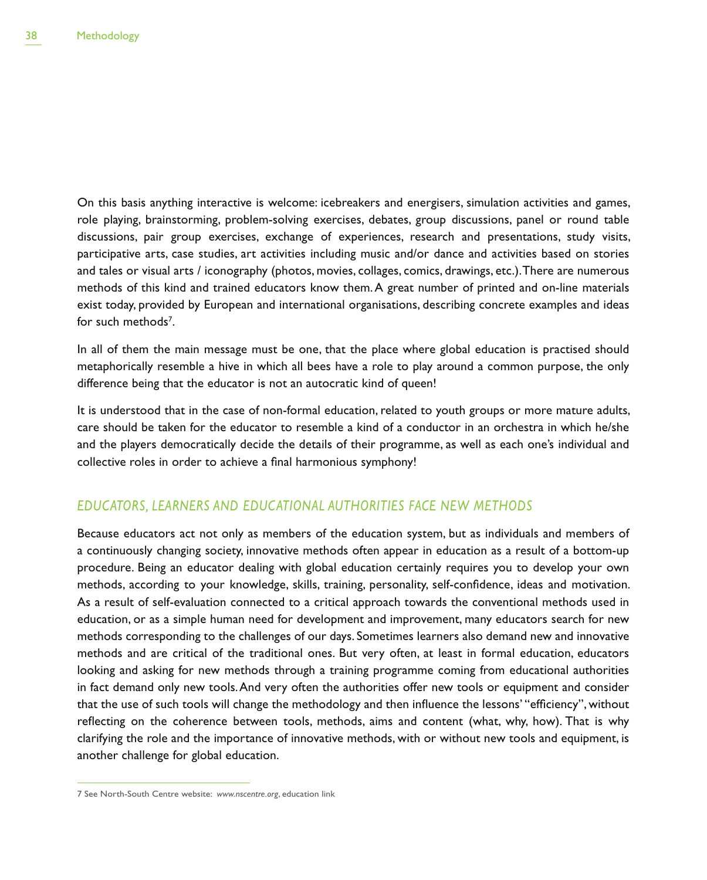On this basis anything interactive is welcome: icebreakers and energisers, simulation activities and games, role playing, brainstorming, problem-solving exercises, debates, group discussions, panel or round table discussions, pair group exercises, exchange of experiences, research and presentations, study visits, participative arts, case studies, art activities including music and/or dance and activities based on stories and tales or visual arts / iconography (photos, movies, collages, comics, drawings, etc.). There are numerous methods of this kind and trained educators know them. A great number of printed and on-line materials exist today, provided by European and international organisations, describing concrete examples and ideas for such methods[7].

In all of them the main message must be one, that the place where global education is practised should metaphorically resemble a hive in which all bees have a role to play around a common purpose, the only difference being that the educator is not an autocratic kind of queen!

It is understood that in the case of non-formal education, related to youth groups or more mature adults, care should be taken for the educator to resemble a kind of a conductor in an orchestra in which he/she and the players democratically decide the details of their programme, as well as each one's individual and collective roles in order to achieve a final harmonious symphony!

## *EDUCATORS, LEARNERS AND EDUCATIONAL AUTHORITIES FACE NEW METHODS*

Because educators act not only as members of the education system, but as individuals and members of a continuously changing society, innovative methods often appear in education as a result of a bottom-up procedure. Being an educator dealing with global education certainly requires you to develop your own methods, according to your knowledge, skills, training, personality, self-confidence, ideas and motivation. As a result of self-evaluation connected to a critical approach towards the conventional methods used in education, or as a simple human need for development and improvement, many educators search for new methods corresponding to the challenges of our days. Sometimes learners also demand new and innovative methods and are critical of the traditional ones. But very often, at least in formal education, educators looking and asking for new methods through a training programme coming from educational authorities in fact demand only new tools. And very often the authorities offer new tools or equipment and consider that the use of such tools will change the methodology and then influence the lessons' "efficiency", without reflecting on the coherence between tools, methods, aims and content (what, why, how). That is why clarifying the role and the importance of innovative methods, with or without new tools and equipment, is another challenge for global education.

---

7 See North-South Centre website: *www.nscentre.org*, education link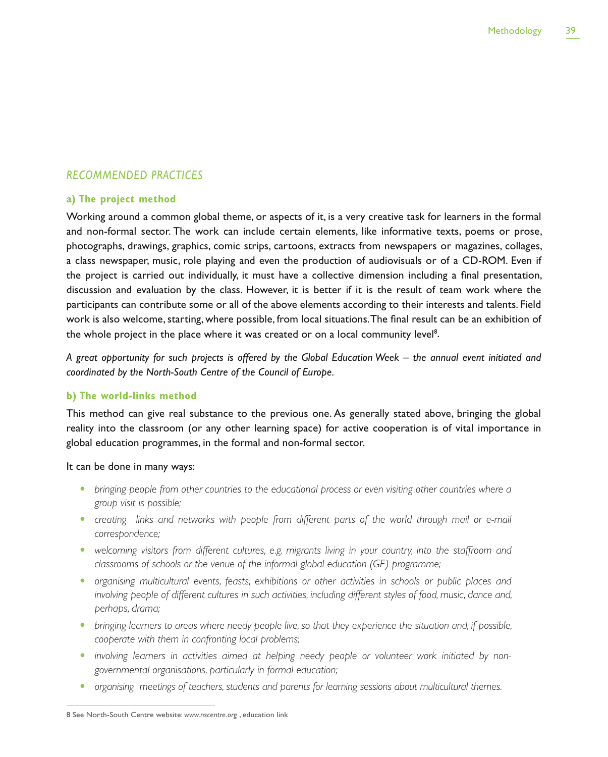## *RECOMMENDED PRACTICES*

### a) The project method

Working around a common global theme, or aspects of it, is a very creative task for learners in the formal and non-formal sector. The work can include certain elements, like informative texts, poems or prose, photographs, drawings, graphics, comic strips, cartoons, extracts from newspapers or magazines, collages, a class newspaper, music, role playing and even the production of audiovisuals or of a CD-ROM. Even if the project is carried out individually, it must have a collective dimension including a final presentation, discussion and evaluation by the class. However, it is better if it is the result of team work where the participants can contribute some or all of the above elements according to their interests and talents. Field work is also welcome, starting, where possible, from local situations. The final result can be an exhibition of the whole project in the place where it was created or on a local community level[8].

*A great opportunity for such projects is offered by the Global Education Week – the annual event initiated and coordinated by the North-South Centre of the Council of Europe.*

### b) The world-links method

This method can give real substance to the previous one. As generally stated above, bringing the global reality into the classroom (or any other learning space) for active cooperation is of vital importance in global education programmes, in the formal and non-formal sector.

It can be done in many ways:

- *bringing people from other countries to the educational process or even visiting other countries where a group visit is possible;*
- *creating links and networks with people from different parts of the world through mail or e-mail correspondence;*
- *welcoming visitors from different cultures, e.g. migrants living in your country, into the staffroom and classrooms of schools or the venue of the informal global education (GE) programme;*
- *organising multicultural events, feasts, exhibitions or other activities in schools or public places and involving people of different cultures in such activities, including different styles of food, music, dance and, perhaps, drama;*
- *bringing learners to areas where needy people live, so that they experience the situation and, if possible, cooperate with them in confronting local problems;*
- *involving learners in activities aimed at helping needy people or volunteer work initiated by non-governmental organisations, particularly in formal education;*
- *organising meetings of teachers, students and parents for learning sessions about multicultural themes.*

---

8 See North-South Centre website: *www.nscentre.org* , education link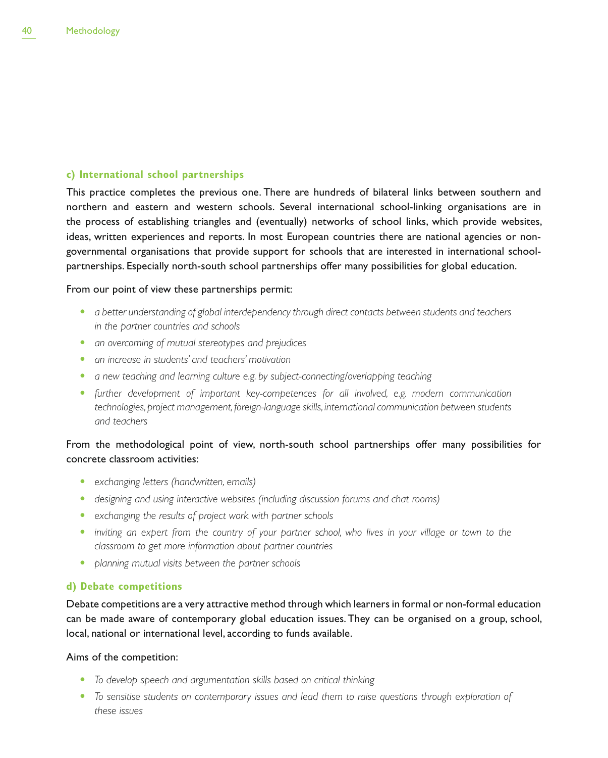### c) International school partnerships

This practice completes the previous one. There are hundreds of bilateral links between southern and northern and eastern and western schools. Several international school-linking organisations are in the process of establishing triangles and (eventually) networks of school links, which provide websites, ideas, written experiences and reports. In most European countries there are national agencies or non-governmental organisations that provide support for schools that are interested in international school-partnerships. Especially north-south school partnerships offer many possibilities for global education.

From our point of view these partnerships permit:

- *a better understanding of global interdependency through direct contacts between students and teachers in the partner countries and schools*
- *an overcoming of mutual stereotypes and prejudices*
- *an increase in students' and teachers' motivation*
- *a new teaching and learning culture e.g. by subject-connecting/overlapping teaching*
- *further development of important key-competences for all involved, e.g. modern communication technologies, project management, foreign-language skills, international communication between students and teachers*

From the methodological point of view, north-south school partnerships offer many possibilities for concrete classroom activities:

- *exchanging letters (handwritten, emails)*
- *designing and using interactive websites (including discussion forums and chat rooms)*
- *exchanging the results of project work with partner schools*
- *inviting an expert from the country of your partner school, who lives in your village or town to the classroom to get more information about partner countries*
- *planning mutual visits between the partner schools*

### d) Debate competitions

Debate competitions are a very attractive method through which learners in formal or non-formal education can be made aware of contemporary global education issues. They can be organised on a group, school, local, national or international level, according to funds available.

Aims of the competition:

- *To develop speech and argumentation skills based on critical thinking*
- *To sensitise students on contemporary issues and lead them to raise questions through exploration of these issues*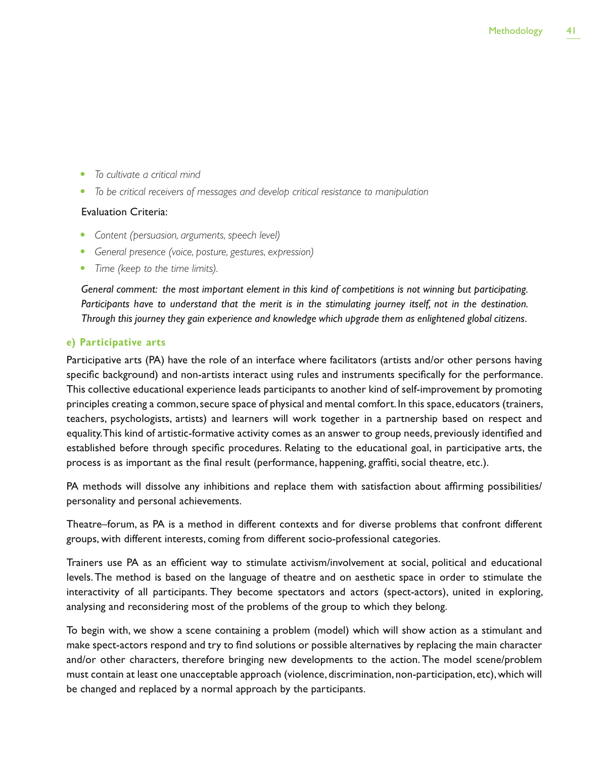- *To cultivate a critical mind*
- *To be critical receivers of messages and develop critical resistance to manipulation*

Evaluation Criteria:

- *Content (persuasion, arguments, speech level)*
- *General presence (voice, posture, gestures, expression)*
- *Time (keep to the time limits).*

*General comment: the most important element in this kind of competitions is not winning but participating. Participants have to understand that the merit is in the stimulating journey itself, not in the destination. Through this journey they gain experience and knowledge which upgrade them as enlightened global citizens.*

#### e) Participative arts

Participative arts (PA) have the role of an interface where facilitators (artists and/or other persons having specific background) and non-artists interact using rules and instruments specifically for the performance. This collective educational experience leads participants to another kind of self-improvement by promoting principles creating a common, secure space of physical and mental comfort. In this space, educators (trainers, teachers, psychologists, artists) and learners will work together in a partnership based on respect and equality. This kind of artistic-formative activity comes as an answer to group needs, previously identified and established before through specific procedures. Relating to the educational goal, in participative arts, the process is as important as the final result (performance, happening, graffiti, social theatre, etc.).

PA methods will dissolve any inhibitions and replace them with satisfaction about affirming possibilities/personality and personal achievements.

Theatre–forum, as PA is a method in different contexts and for diverse problems that confront different groups, with different interests, coming from different socio-professional categories.

Trainers use PA as an efficient way to stimulate activism/involvement at social, political and educational levels. The method is based on the language of theatre and on aesthetic space in order to stimulate the interactivity of all participants. They become spectators and actors (spect-actors), united in exploring, analysing and reconsidering most of the problems of the group to which they belong.

To begin with, we show a scene containing a problem (model) which will show action as a stimulant and make spect-actors respond and try to find solutions or possible alternatives by replacing the main character and/or other characters, therefore bringing new developments to the action. The model scene/problem must contain at least one unacceptable approach (violence, discrimination, non-participation, etc), which will be changed and replaced by a normal approach by the participants.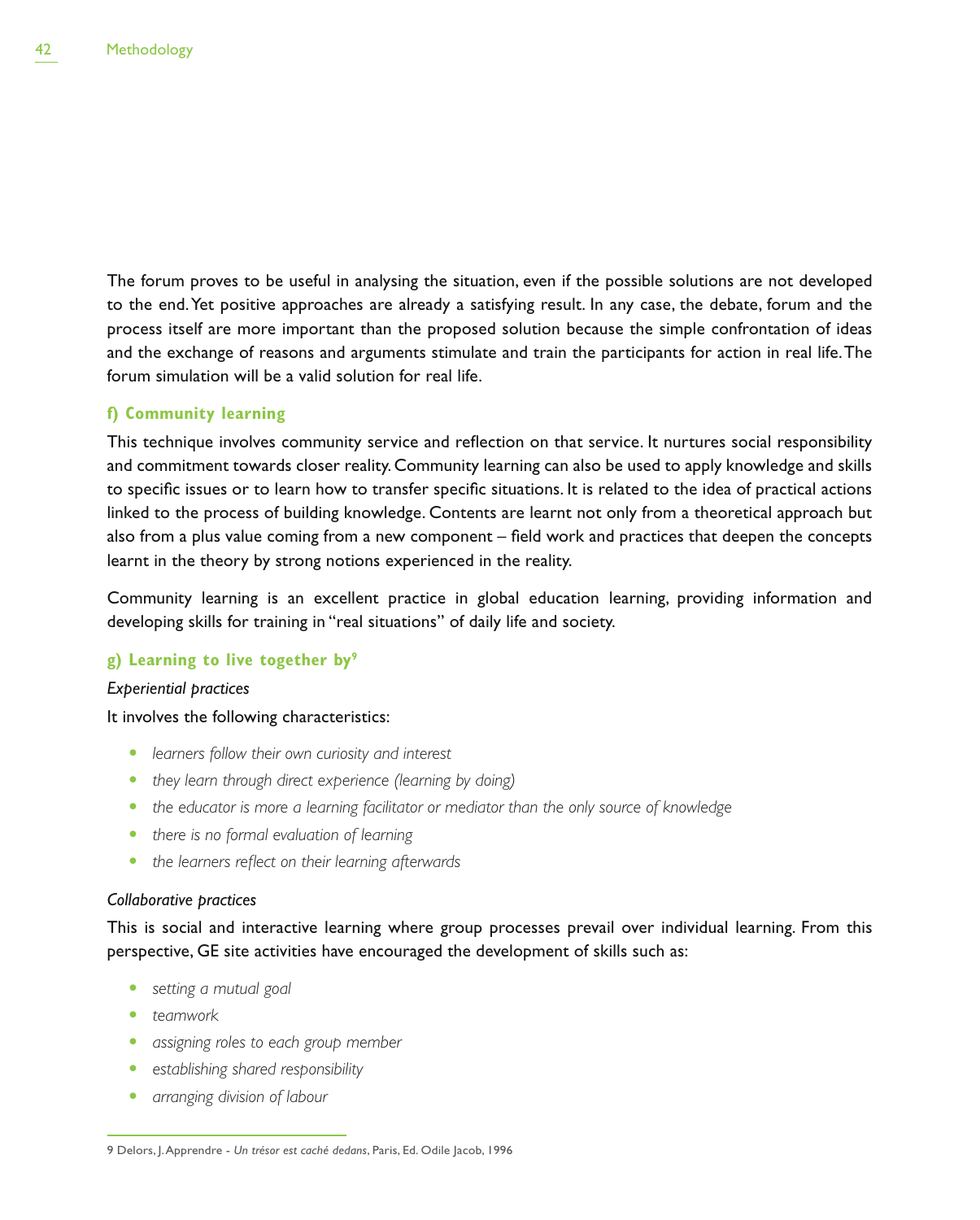The forum proves to be useful in analysing the situation, even if the possible solutions are not developed to the end. Yet positive approaches are already a satisfying result. In any case, the debate, forum and the process itself are more important than the proposed solution because the simple confrontation of ideas and the exchange of reasons and arguments stimulate and train the participants for action in real life. The forum simulation will be a valid solution for real life.

### f) Community learning

This technique involves community service and reflection on that service. It nurtures social responsibility and commitment towards closer reality. Community learning can also be used to apply knowledge and skills to specific issues or to learn how to transfer specific situations. It is related to the idea of practical actions linked to the process of building knowledge. Contents are learnt not only from a theoretical approach but also from a plus value coming from a new component – field work and practices that deepen the concepts learnt in the theory by strong notions experienced in the reality.

Community learning is an excellent practice in global education learning, providing information and developing skills for training in "real situations" of daily life and society.

### g) Learning to live together by[9]

*Experiential practices*

It involves the following characteristics:

- *learners follow their own curiosity and interest*
- *they learn through direct experience (learning by doing)*
- *the educator is more a learning facilitator or mediator than the only source of knowledge*
- *there is no formal evaluation of learning*
- *the learners reflect on their learning afterwards*

*Collaborative practices*

This is social and interactive learning where group processes prevail over individual learning. From this perspective, GE site activities have encouraged the development of skills such as:

- *setting a mutual goal*
- *teamwork*
- *assigning roles to each group member*
- *establishing shared responsibility*
- *arranging division of labour*

9 Delors, J. Apprendre - *Un trésor est caché dedans*, Paris, Ed. Odile Jacob, 1996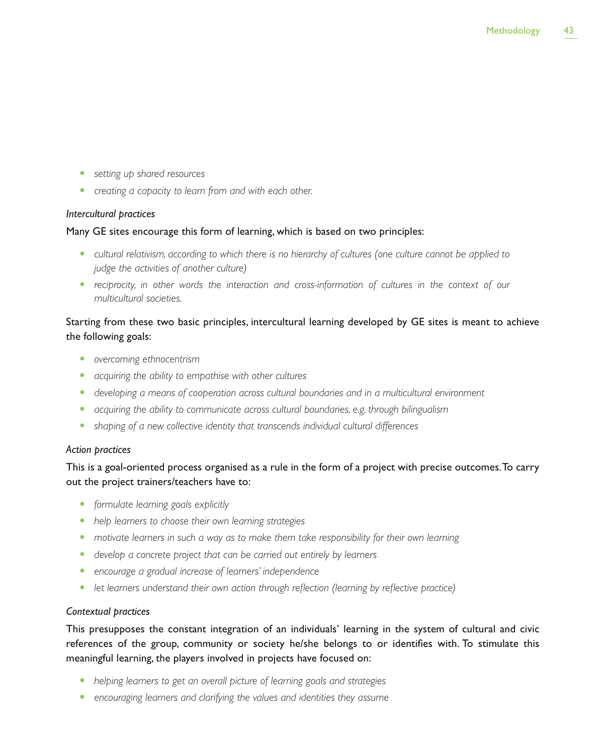- *setting up shared resources*
- *creating a capacity to learn from and with each other.*

*Intercultural practices*

Many GE sites encourage this form of learning, which is based on two principles:

- *cultural relativism, according to which there is no hierarchy of cultures (one culture cannot be applied to judge the activities of another culture)*
- *reciprocity, in other words the interaction and cross-information of cultures in the context of our multicultural societies.*

Starting from these two basic principles, intercultural learning developed by GE sites is meant to achieve the following goals:

- *overcoming ethnocentrism*
- *acquiring the ability to empathise with other cultures*
- *developing a means of cooperation across cultural boundaries and in a multicultural environment*
- *acquiring the ability to communicate across cultural boundaries, e.g. through bilingualism*
- *shaping of a new collective identity that transcends individual cultural differences*

*Action practices*

This is a goal-oriented process organised as a rule in the form of a project with precise outcomes. To carry out the project trainers/teachers have to:

- *formulate learning goals explicitly*
- *help learners to choose their own learning strategies*
- *motivate learners in such a way as to make them take responsibility for their own learning*
- *develop a concrete project that can be carried out entirely by learners*
- *encourage a gradual increase of learners' independence*
- *let learners understand their own action through reflection (learning by reflective practice)*

*Contextual practices*

This presupposes the constant integration of an individuals' learning in the system of cultural and civic references of the group, community or society he/she belongs to or identifies with. To stimulate this meaningful learning, the players involved in projects have focused on:

- *helping learners to get an overall picture of learning goals and strategies*
- *encouraging learners and clarifying the values and identities they assume*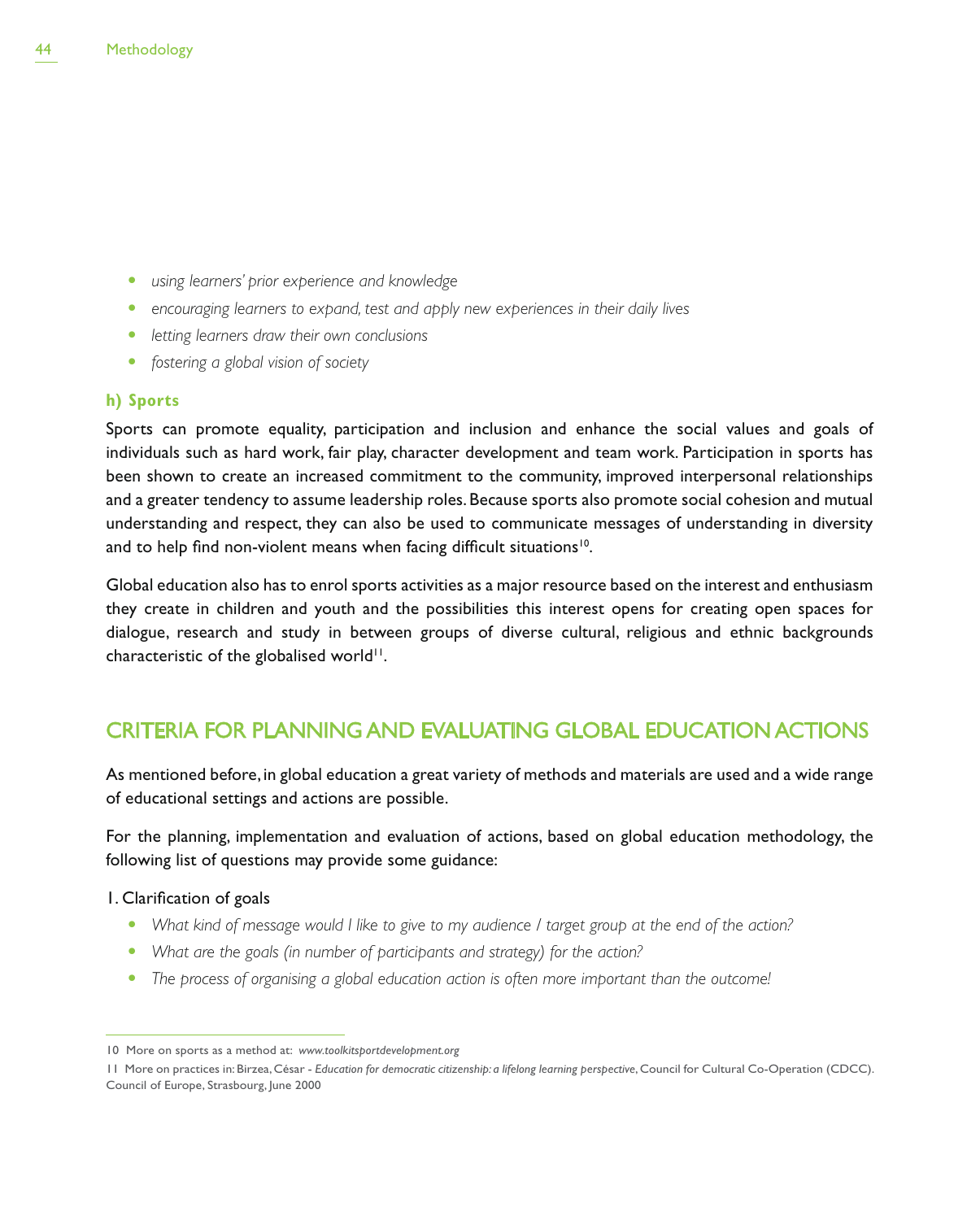- *using learners' prior experience and knowledge*
- *encouraging learners to expand, test and apply new experiences in their daily lives*
- *letting learners draw their own conclusions*
- *fostering a global vision of society*

**h) Sports**

Sports can promote equality, participation and inclusion and enhance the social values and goals of individuals such as hard work, fair play, character development and team work. Participation in sports has been shown to create an increased commitment to the community, improved interpersonal relationships and a greater tendency to assume leadership roles. Because sports also promote social cohesion and mutual understanding and respect, they can also be used to communicate messages of understanding in diversity and to help find non-violent means when facing difficult situations[10].

Global education also has to enrol sports activities as a major resource based on the interest and enthusiasm they create in children and youth and the possibilities this interest opens for creating open spaces for dialogue, research and study in between groups of diverse cultural, religious and ethnic backgrounds characteristic of the globalised world[11].

## CRITERIA FOR PLANNING AND EVALUATING GLOBAL EDUCATION ACTIONS

As mentioned before, in global education a great variety of methods and materials are used and a wide range of educational settings and actions are possible.

For the planning, implementation and evaluation of actions, based on global education methodology, the following list of questions may provide some guidance:

1. Clarification of goals

- *What kind of message would I like to give to my audience / target group at the end of the action?*
- *What are the goals (in number of participants and strategy) for the action?*
- *The process of organising a global education action is often more important than the outcome!*

---

10 More on sports as a method at: *www.toolkitsportdevelopment.org*

11 More on practices in: Birzea, César - *Education for democratic citizenship: a lifelong learning perspective*, Council for Cultural Co-Operation (CDCC). Council of Europe, Strasbourg, June 2000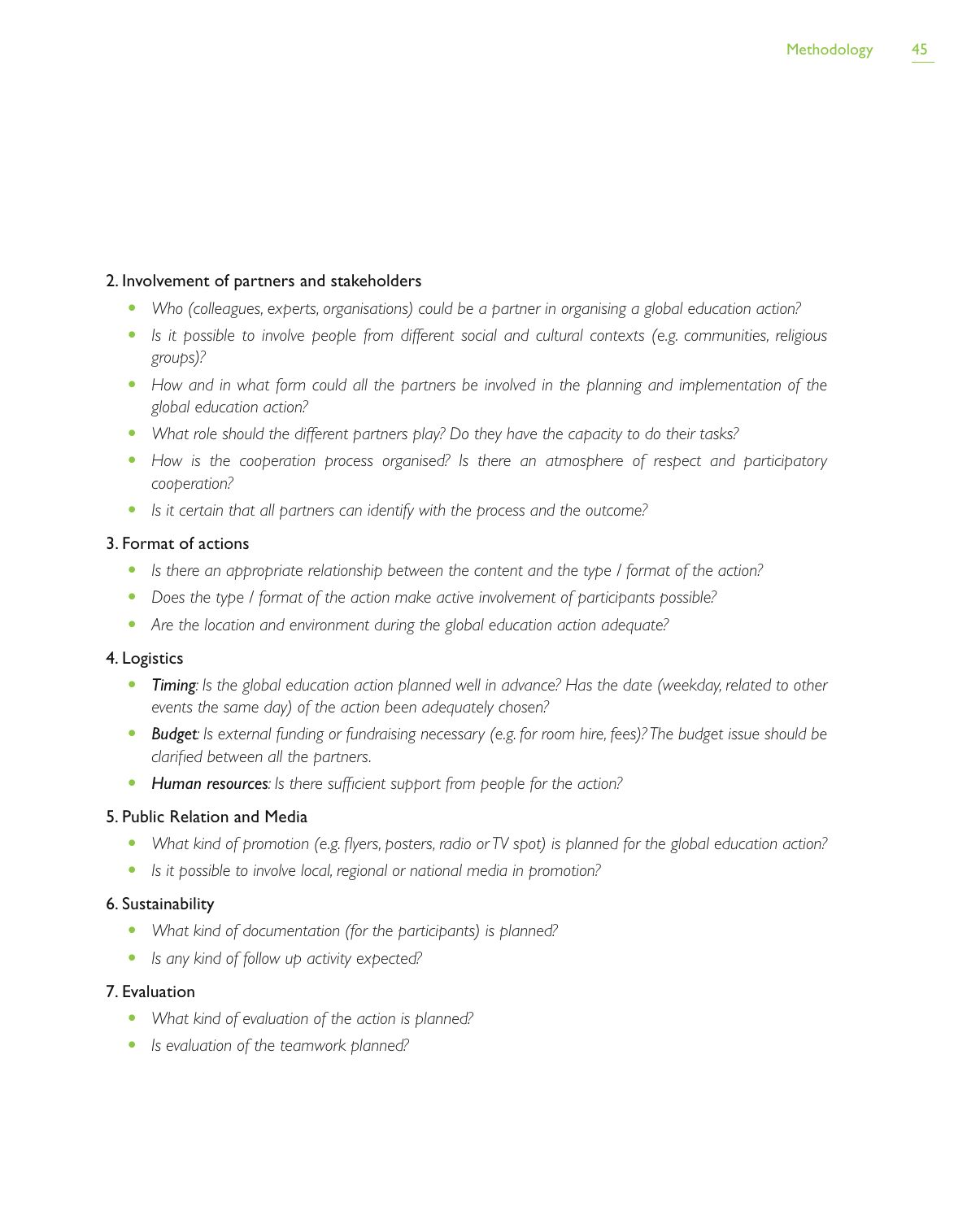### 2. Involvement of partners and stakeholders

- *Who (colleagues, experts, organisations) could be a partner in organising a global education action?*
- *Is it possible to involve people from different social and cultural contexts (e.g. communities, religious groups)?*
- *How and in what form could all the partners be involved in the planning and implementation of the global education action?*
- *What role should the different partners play? Do they have the capacity to do their tasks?*
- *How is the cooperation process organised? Is there an atmosphere of respect and participatory cooperation?*
- *Is it certain that all partners can identify with the process and the outcome?*

### 3. Format of actions

- *Is there an appropriate relationship between the content and the type / format of the action?*
- *Does the type / format of the action make active involvement of participants possible?*
- *Are the location and environment during the global education action adequate?*

### 4. Logistics

- ***Timing****: Is the global education action planned well in advance? Has the date (weekday, related to other events the same day) of the action been adequately chosen?*
- ***Budget****: Is external funding or fundraising necessary (e.g. for room hire, fees)? The budget issue should be clarified between all the partners.*
- ***Human resources****: Is there sufficient support from people for the action?*

### 5. Public Relation and Media

- *What kind of promotion (e.g. flyers, posters, radio or TV spot) is planned for the global education action?*
- *Is it possible to involve local, regional or national media in promotion?*

### 6. Sustainability

- *What kind of documentation (for the participants) is planned?*
- *Is any kind of follow up activity expected?*

### 7. Evaluation

- *What kind of evaluation of the action is planned?*
- *Is evaluation of the teamwork planned?*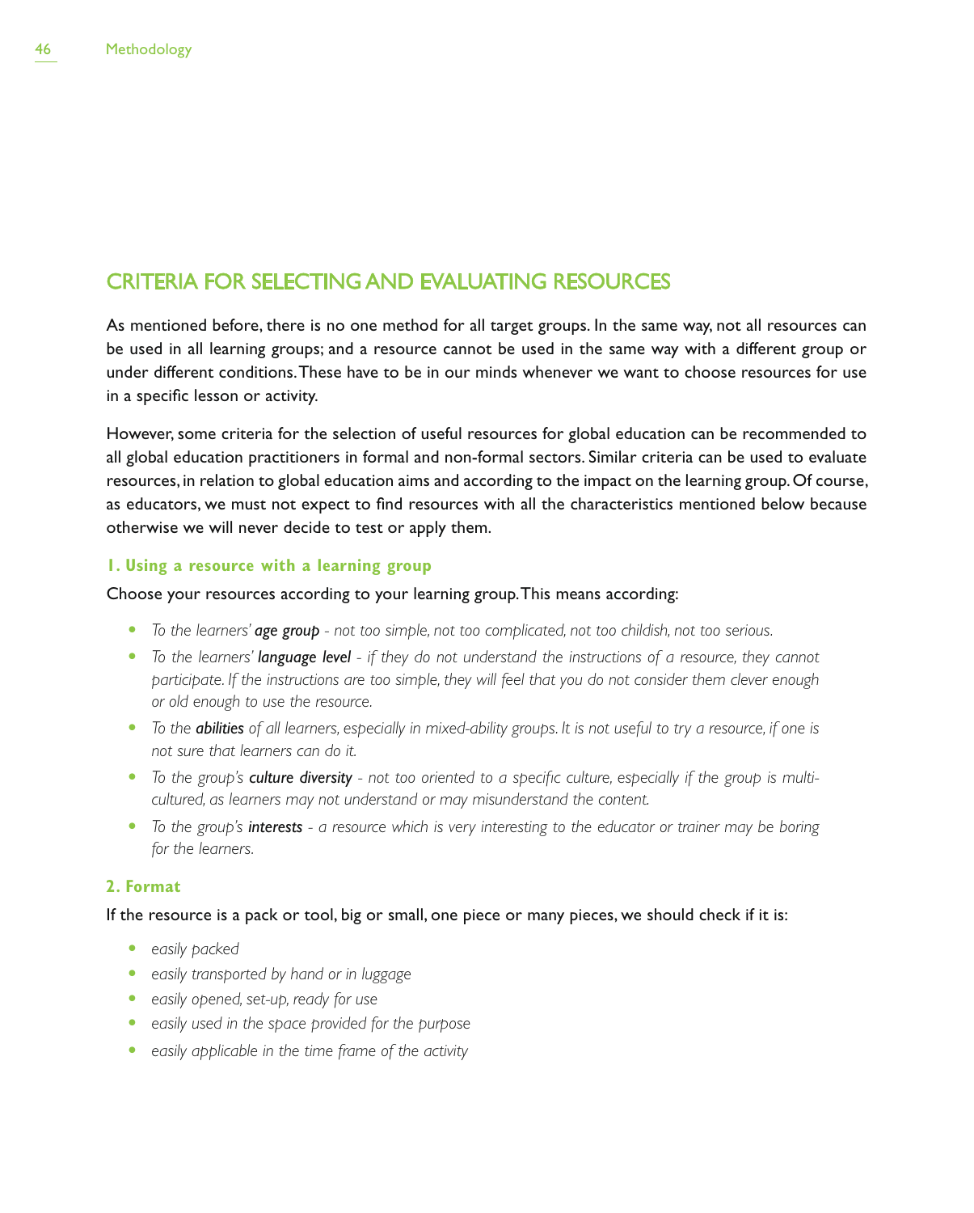## CRITERIA FOR SELECTING AND EVALUATING RESOURCES

As mentioned before, there is no one method for all target groups. In the same way, not all resources can be used in all learning groups; and a resource cannot be used in the same way with a different group or under different conditions. These have to be in our minds whenever we want to choose resources for use in a specific lesson or activity.

However, some criteria for the selection of useful resources for global education can be recommended to all global education practitioners in formal and non-formal sectors. Similar criteria can be used to evaluate resources, in relation to global education aims and according to the impact on the learning group. Of course, as educators, we must not expect to find resources with all the characteristics mentioned below because otherwise we will never decide to test or apply them.

### 1. Using a resource with a learning group

Choose your resources according to your learning group. This means according:

- *To the learners' **age group** - not too simple, not too complicated, not too childish, not too serious.*
- *To the learners' **language level** - if they do not understand the instructions of a resource, they cannot participate. If the instructions are too simple, they will feel that you do not consider them clever enough or old enough to use the resource.*
- *To the **abilities** of all learners, especially in mixed-ability groups. It is not useful to try a resource, if one is not sure that learners can do it.*
- *To the group's **culture diversity** - not too oriented to a specific culture, especially if the group is multi-cultured, as learners may not understand or may misunderstand the content.*
- *To the group's **interests** - a resource which is very interesting to the educator or trainer may be boring for the learners.*

### 2. Format

If the resource is a pack or tool, big or small, one piece or many pieces, we should check if it is:

- *easily packed*
- *easily transported by hand or in luggage*
- *easily opened, set-up, ready for use*
- *easily used in the space provided for the purpose*
- *easily applicable in the time frame of the activity*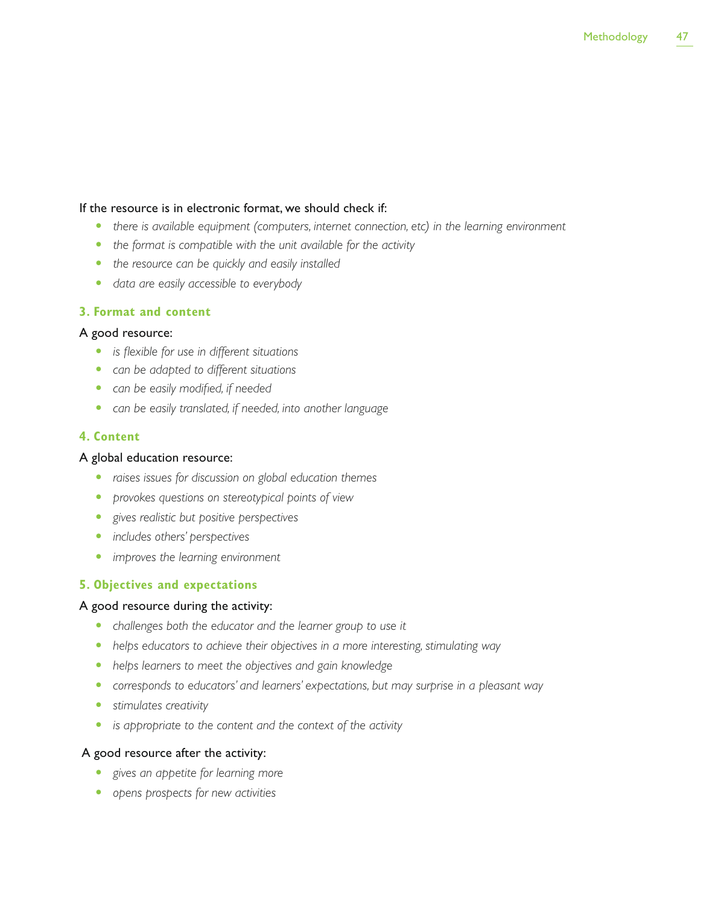If the resource is in electronic format, we should check if:

- *there is available equipment (computers, internet connection, etc) in the learning environment*
- *the format is compatible with the unit available for the activity*
- *the resource can be quickly and easily installed*
- *data are easily accessible to everybody*

### 3. Format and content

A good resource:

- *is flexible for use in different situations*
- *can be adapted to different situations*
- *can be easily modified, if needed*
- *can be easily translated, if needed, into another language*

### 4. Content

A global education resource:

- *raises issues for discussion on global education themes*
- *provokes questions on stereotypical points of view*
- *gives realistic but positive perspectives*
- *includes others' perspectives*
- *improves the learning environment*

### 5. Objectives and expectations

A good resource during the activity:

- *challenges both the educator and the learner group to use it*
- *helps educators to achieve their objectives in a more interesting, stimulating way*
- *helps learners to meet the objectives and gain knowledge*
- *corresponds to educators' and learners' expectations, but may surprise in a pleasant way*
- *stimulates creativity*
- *is appropriate to the content and the context of the activity*

A good resource after the activity:

- *gives an appetite for learning more*
- *opens prospects for new activities*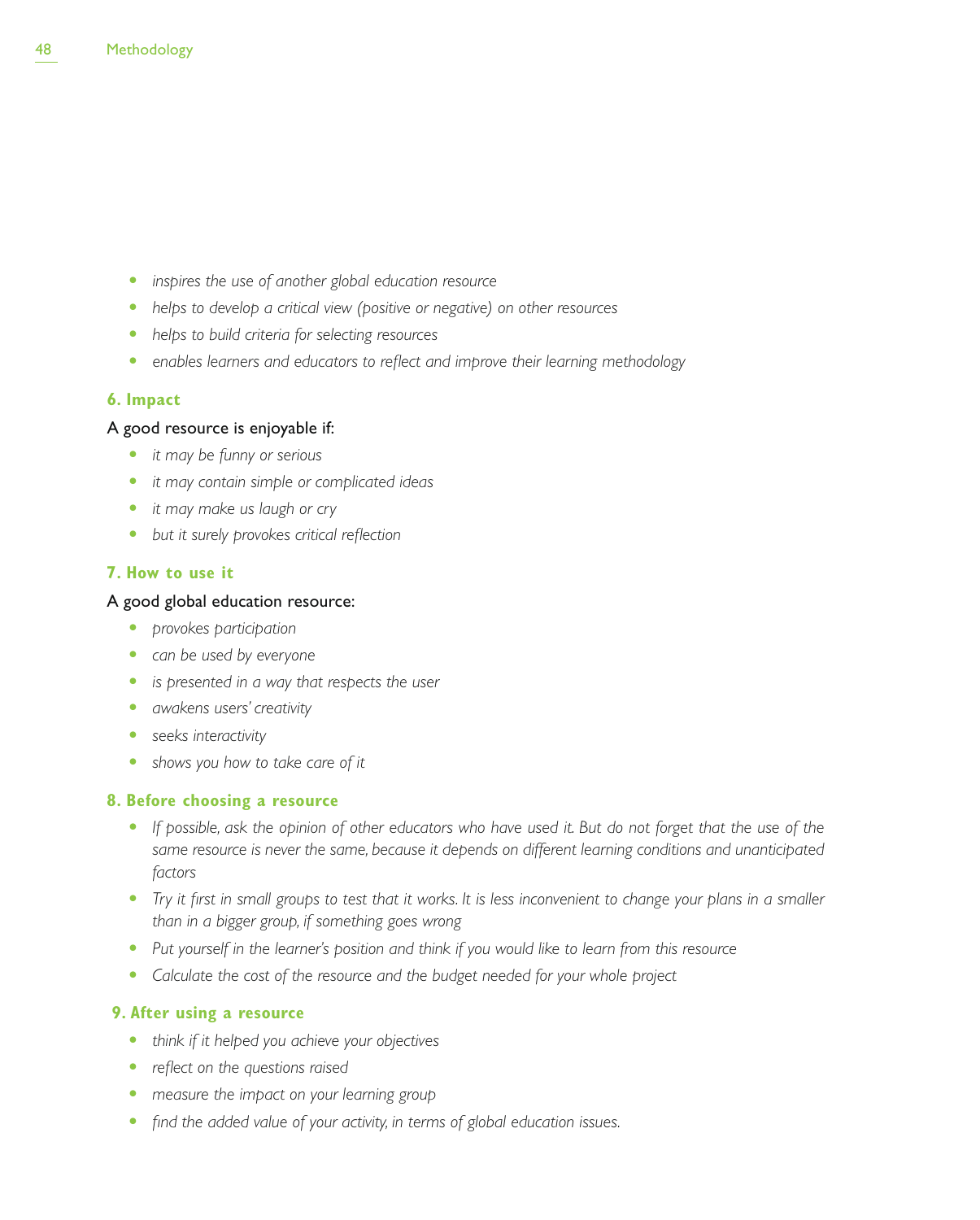- *inspires the use of another global education resource*
- *helps to develop a critical view (positive or negative) on other resources*
- *helps to build criteria for selecting resources*
- *enables learners and educators to reflect and improve their learning methodology*

### 6. Impact

A good resource is enjoyable if:

- *it may be funny or serious*
- *it may contain simple or complicated ideas*
- *it may make us laugh or cry*
- *but it surely provokes critical reflection*

### 7. How to use it

A good global education resource:

- *provokes participation*
- *can be used by everyone*
- *is presented in a way that respects the user*
- *awakens users' creativity*
- *seeks interactivity*
- *shows you how to take care of it*

### 8. Before choosing a resource

- *If possible, ask the opinion of other educators who have used it. But do not forget that the use of the same resource is never the same, because it depends on different learning conditions and unanticipated factors*
- *Try it first in small groups to test that it works. It is less inconvenient to change your plans in a smaller than in a bigger group, if something goes wrong*
- *Put yourself in the learner's position and think if you would like to learn from this resource*
- *Calculate the cost of the resource and the budget needed for your whole project*

### 9. After using a resource

- *think if it helped you achieve your objectives*
- *reflect on the questions raised*
- *measure the impact on your learning group*
- *find the added value of your activity, in terms of global education issues.*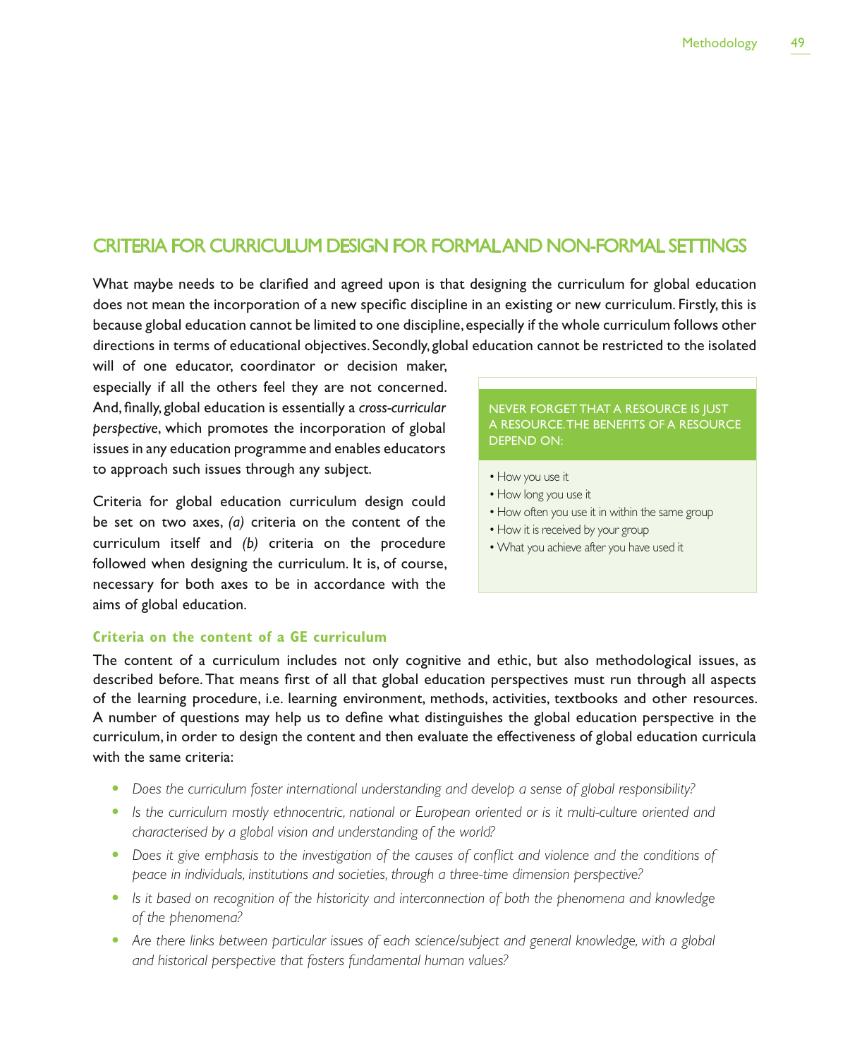## CRITERIA FOR CURRICULUM DESIGN FOR FORMAL AND NON-FORMAL SETTINGS

What maybe needs to be clarified and agreed upon is that designing the curriculum for global education does not mean the incorporation of a new specific discipline in an existing or new curriculum. Firstly, this is because global education cannot be limited to one discipline, especially if the whole curriculum follows other directions in terms of educational objectives. Secondly, global education cannot be restricted to the isolated will of one educator, coordinator or decision maker, especially if all the others feel they are not concerned. And, finally, global education is essentially a *cross-curricular perspective*, which promotes the incorporation of global issues in any education programme and enables educators to approach such issues through any subject.

Criteria for global education curriculum design could be set on two axes, *(a)* criteria on the content of the curriculum itself and *(b)* criteria on the procedure followed when designing the curriculum. It is, of course, necessary for both axes to be in accordance with the aims of global education.

> NEVER FORGET THAT A RESOURCE IS JUST A RESOURCE. THE BENEFITS OF A RESOURCE DEPEND ON:
>
> - How you use it
> - How long you use it
> - How often you use it in within the same group
> - How it is received by your group
> - What you achieve after you have used it

### Criteria on the content of a GE curriculum

The content of a curriculum includes not only cognitive and ethic, but also methodological issues, as described before. That means first of all that global education perspectives must run through all aspects of the learning procedure, i.e. learning environment, methods, activities, textbooks and other resources. A number of questions may help us to define what distinguishes the global education perspective in the curriculum, in order to design the content and then evaluate the effectiveness of global education curricula with the same criteria:

- *Does the curriculum foster international understanding and develop a sense of global responsibility?*
- *Is the curriculum mostly ethnocentric, national or European oriented or is it multi-culture oriented and characterised by a global vision and understanding of the world?*
- *Does it give emphasis to the investigation of the causes of conflict and violence and the conditions of peace in individuals, institutions and societies, through a three-time dimension perspective?*
- *Is it based on recognition of the historicity and interconnection of both the phenomena and knowledge of the phenomena?*
- *Are there links between particular issues of each science/subject and general knowledge, with a global and historical perspective that fosters fundamental human values?*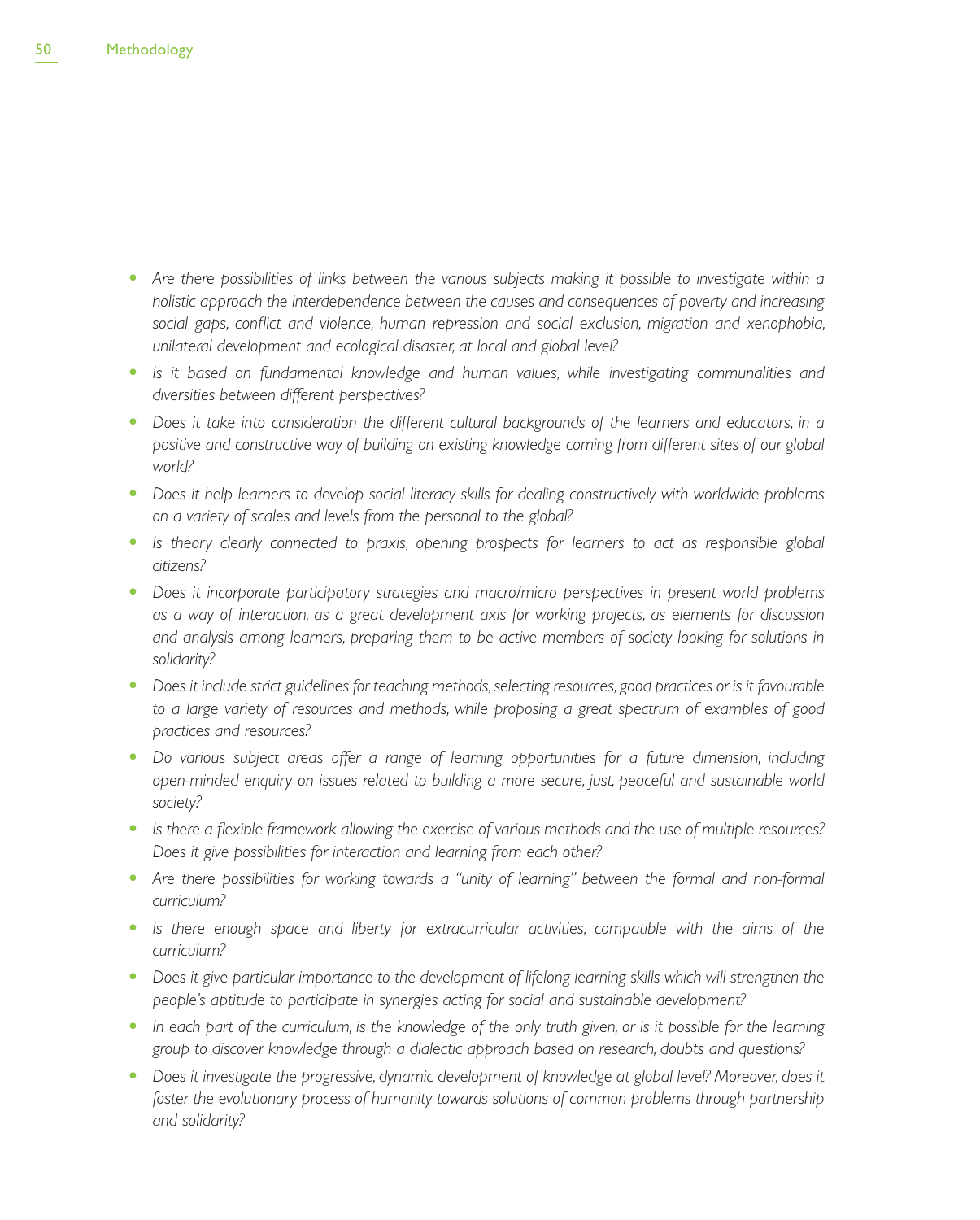- *Are there possibilities of links between the various subjects making it possible to investigate within a holistic approach the interdependence between the causes and consequences of poverty and increasing social gaps, conflict and violence, human repression and social exclusion, migration and xenophobia, unilateral development and ecological disaster, at local and global level?*
- *Is it based on fundamental knowledge and human values, while investigating communalities and diversities between different perspectives?*
- *Does it take into consideration the different cultural backgrounds of the learners and educators, in a positive and constructive way of building on existing knowledge coming from different sites of our global world?*
- *Does it help learners to develop social literacy skills for dealing constructively with worldwide problems on a variety of scales and levels from the personal to the global?*
- *Is theory clearly connected to praxis, opening prospects for learners to act as responsible global citizens?*
- *Does it incorporate participatory strategies and macro/micro perspectives in present world problems as a way of interaction, as a great development axis for working projects, as elements for discussion and analysis among learners, preparing them to be active members of society looking for solutions in solidarity?*
- *Does it include strict guidelines for teaching methods, selecting resources, good practices or is it favourable to a large variety of resources and methods, while proposing a great spectrum of examples of good practices and resources?*
- *Do various subject areas offer a range of learning opportunities for a future dimension, including open-minded enquiry on issues related to building a more secure, just, peaceful and sustainable world society?*
- *Is there a flexible framework allowing the exercise of various methods and the use of multiple resources? Does it give possibilities for interaction and learning from each other?*
- *Are there possibilities for working towards a "unity of learning" between the formal and non-formal curriculum?*
- *Is there enough space and liberty for extracurricular activities, compatible with the aims of the curriculum?*
- *Does it give particular importance to the development of lifelong learning skills which will strengthen the people's aptitude to participate in synergies acting for social and sustainable development?*
- *In each part of the curriculum, is the knowledge of the only truth given, or is it possible for the learning group to discover knowledge through a dialectic approach based on research, doubts and questions?*
- *Does it investigate the progressive, dynamic development of knowledge at global level? Moreover, does it foster the evolutionary process of humanity towards solutions of common problems through partnership and solidarity?*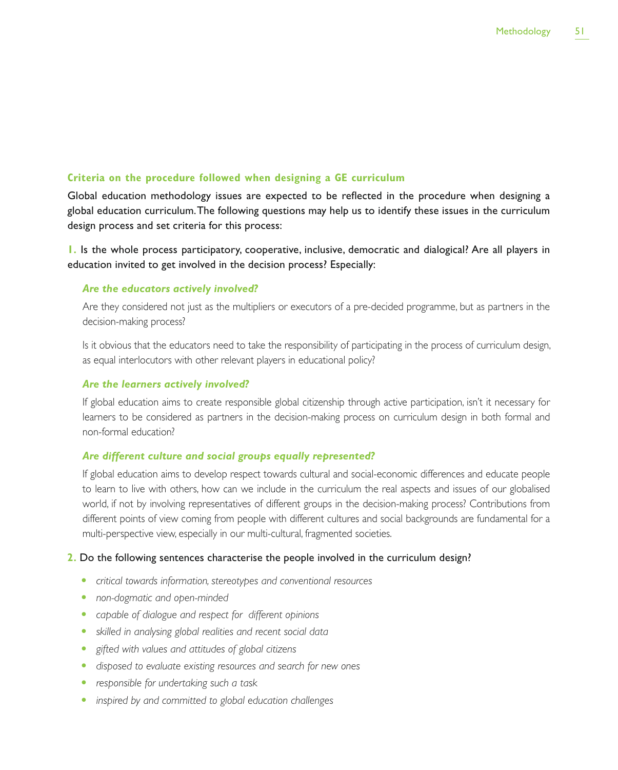### Criteria on the procedure followed when designing a GE curriculum

Global education methodology issues are expected to be reflected in the procedure when designing a global education curriculum. The following questions may help us to identify these issues in the curriculum design process and set criteria for this process:

**1.** Is the whole process participatory, cooperative, inclusive, democratic and dialogical? Are all players in education invited to get involved in the decision process? Especially:

***Are the educators actively involved?***

Are they considered not just as the multipliers or executors of a pre-decided programme, but as partners in the decision-making process?

Is it obvious that the educators need to take the responsibility of participating in the process of curriculum design, as equal interlocutors with other relevant players in educational policy?

***Are the learners actively involved?***

If global education aims to create responsible global citizenship through active participation, isn't it necessary for learners to be considered as partners in the decision-making process on curriculum design in both formal and non-formal education?

***Are different culture and social groups equally represented?***

If global education aims to develop respect towards cultural and social-economic differences and educate people to learn to live with others, how can we include in the curriculum the real aspects and issues of our globalised world, if not by involving representatives of different groups in the decision-making process? Contributions from different points of view coming from people with different cultures and social backgrounds are fundamental for a multi-perspective view, especially in our multi-cultural, fragmented societies.

**2.** Do the following sentences characterise the people involved in the curriculum design?

- *critical towards information, stereotypes and conventional resources*
- *non-dogmatic and open-minded*
- *capable of dialogue and respect for different opinions*
- *skilled in analysing global realities and recent social data*
- *gifted with values and attitudes of global citizens*
- *disposed to evaluate existing resources and search for new ones*
- *responsible for undertaking such a task*
- *inspired by and committed to global education challenges*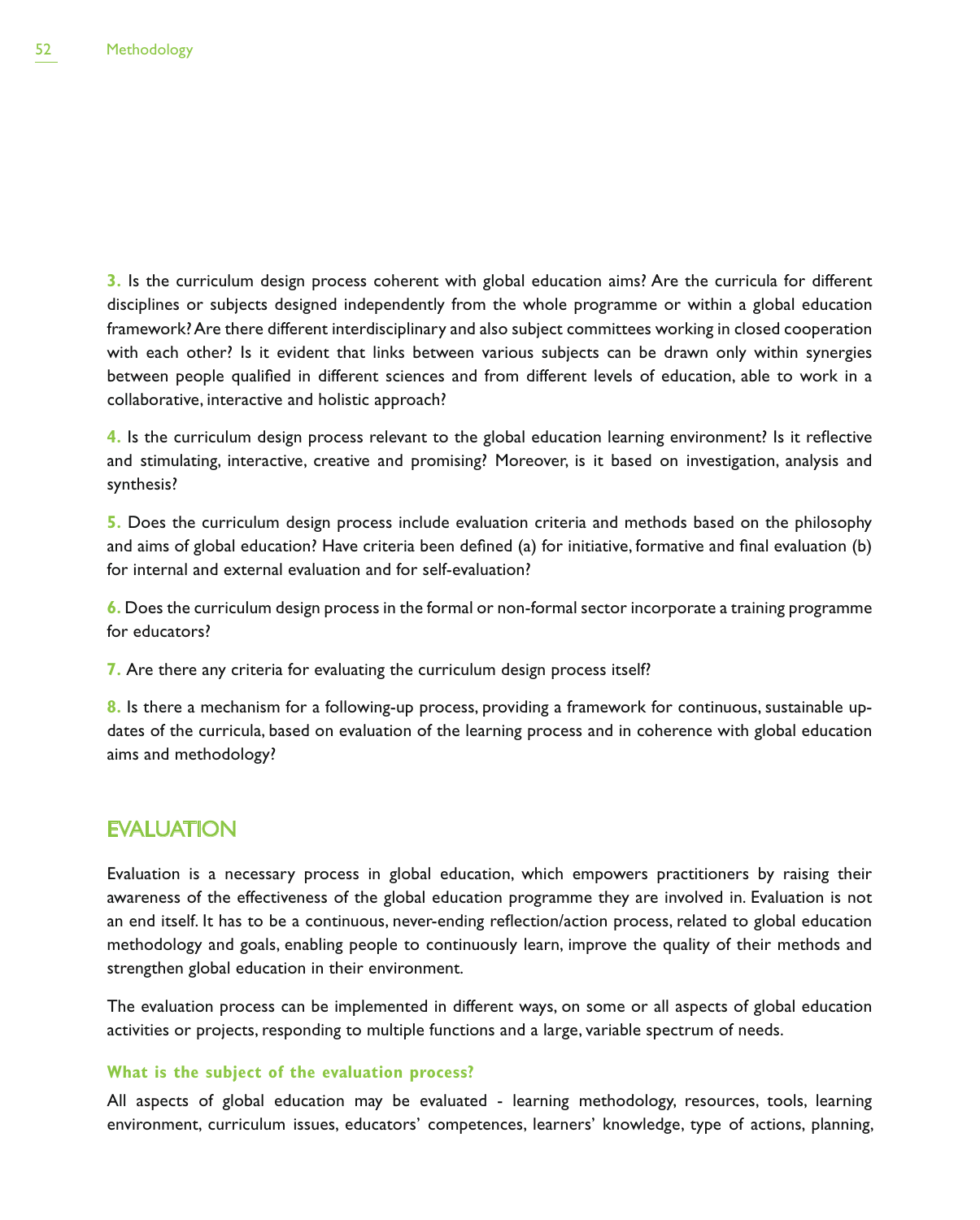**3.** Is the curriculum design process coherent with global education aims? Are the curricula for different disciplines or subjects designed independently from the whole programme or within a global education framework? Are there different interdisciplinary and also subject committees working in closed cooperation with each other? Is it evident that links between various subjects can be drawn only within synergies between people qualified in different sciences and from different levels of education, able to work in a collaborative, interactive and holistic approach?

**4.** Is the curriculum design process relevant to the global education learning environment? Is it reflective and stimulating, interactive, creative and promising? Moreover, is it based on investigation, analysis and synthesis?

**5.** Does the curriculum design process include evaluation criteria and methods based on the philosophy and aims of global education? Have criteria been defined (a) for initiative, formative and final evaluation (b) for internal and external evaluation and for self-evaluation?

**6.** Does the curriculum design process in the formal or non-formal sector incorporate a training programme for educators?

**7.** Are there any criteria for evaluating the curriculum design process itself?

**8.** Is there a mechanism for a following-up process, providing a framework for continuous, sustainable updates of the curricula, based on evaluation of the learning process and in coherence with global education aims and methodology?

## EVALUATION

Evaluation is a necessary process in global education, which empowers practitioners by raising their awareness of the effectiveness of the global education programme they are involved in. Evaluation is not an end itself. It has to be a continuous, never-ending reflection/action process, related to global education methodology and goals, enabling people to continuously learn, improve the quality of their methods and strengthen global education in their environment.

The evaluation process can be implemented in different ways, on some or all aspects of global education activities or projects, responding to multiple functions and a large, variable spectrum of needs.

### What is the subject of the evaluation process?

All aspects of global education may be evaluated - learning methodology, resources, tools, learning environment, curriculum issues, educators' competences, learners' knowledge, type of actions, planning,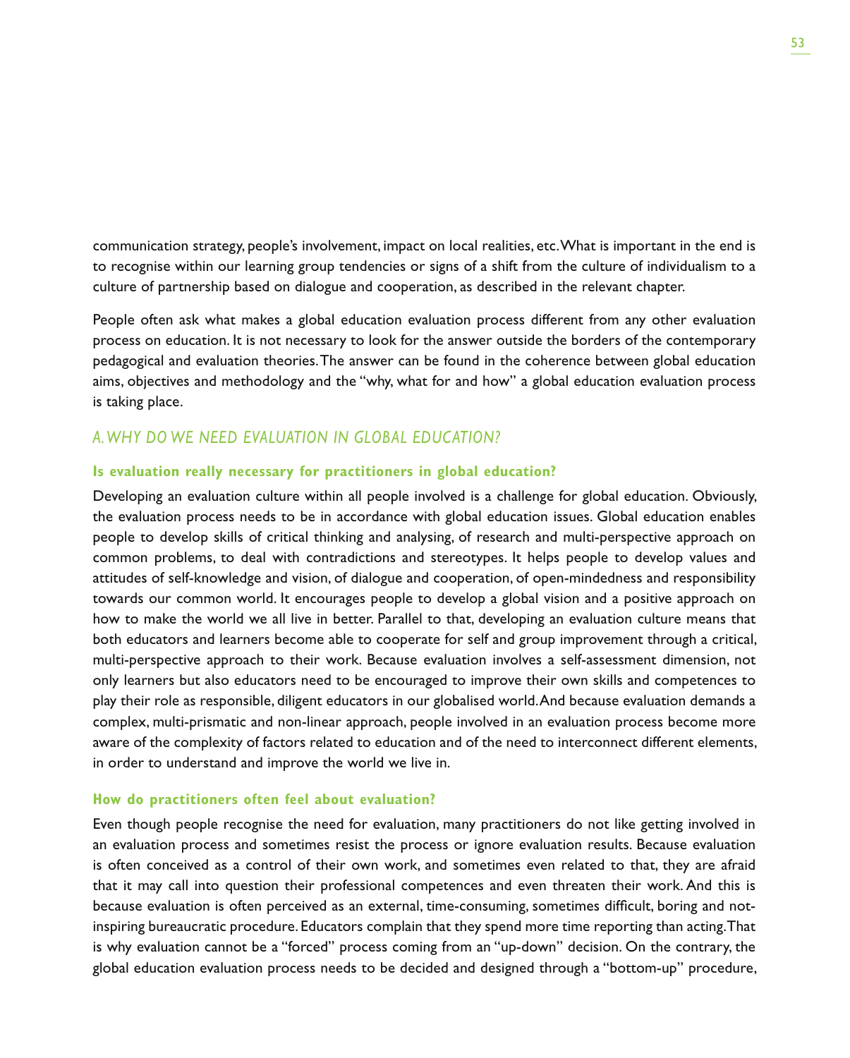communication strategy, people's involvement, impact on local realities, etc. What is important in the end is to recognise within our learning group tendencies or signs of a shift from the culture of individualism to a culture of partnership based on dialogue and cooperation, as described in the relevant chapter.

People often ask what makes a global education evaluation process different from any other evaluation process on education. It is not necessary to look for the answer outside the borders of the contemporary pedagogical and evaluation theories. The answer can be found in the coherence between global education aims, objectives and methodology and the "why, what for and how" a global education evaluation process is taking place.

## *A. WHY DO WE NEED EVALUATION IN GLOBAL EDUCATION?*

### Is evaluation really necessary for practitioners in global education?

Developing an evaluation culture within all people involved is a challenge for global education. Obviously, the evaluation process needs to be in accordance with global education issues. Global education enables people to develop skills of critical thinking and analysing, of research and multi-perspective approach on common problems, to deal with contradictions and stereotypes. It helps people to develop values and attitudes of self-knowledge and vision, of dialogue and cooperation, of open-mindedness and responsibility towards our common world. It encourages people to develop a global vision and a positive approach on how to make the world we all live in better. Parallel to that, developing an evaluation culture means that both educators and learners become able to cooperate for self and group improvement through a critical, multi-perspective approach to their work. Because evaluation involves a self-assessment dimension, not only learners but also educators need to be encouraged to improve their own skills and competences to play their role as responsible, diligent educators in our globalised world. And because evaluation demands a complex, multi-prismatic and non-linear approach, people involved in an evaluation process become more aware of the complexity of factors related to education and of the need to interconnect different elements, in order to understand and improve the world we live in.

### How do practitioners often feel about evaluation?

Even though people recognise the need for evaluation, many practitioners do not like getting involved in an evaluation process and sometimes resist the process or ignore evaluation results. Because evaluation is often conceived as a control of their own work, and sometimes even related to that, they are afraid that it may call into question their professional competences and even threaten their work. And this is because evaluation is often perceived as an external, time-consuming, sometimes difficult, boring and not-inspiring bureaucratic procedure. Educators complain that they spend more time reporting than acting. That is why evaluation cannot be a "forced" process coming from an "up-down" decision. On the contrary, the global education evaluation process needs to be decided and designed through a "bottom-up" procedure,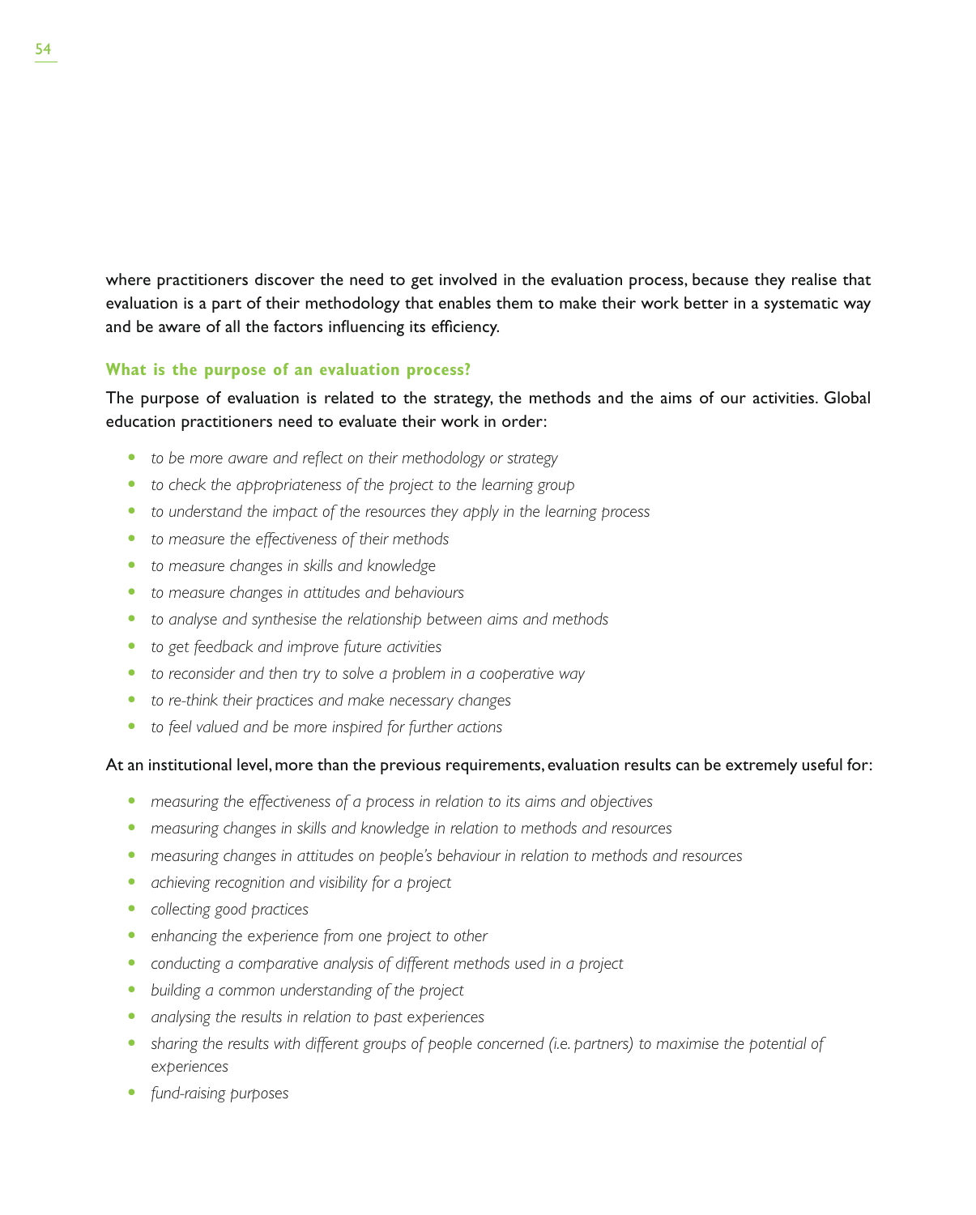where practitioners discover the need to get involved in the evaluation process, because they realise that evaluation is a part of their methodology that enables them to make their work better in a systematic way and be aware of all the factors influencing its efficiency.

### What is the purpose of an evaluation process?

The purpose of evaluation is related to the strategy, the methods and the aims of our activities. Global education practitioners need to evaluate their work in order:

- *to be more aware and reflect on their methodology or strategy*
- *to check the appropriateness of the project to the learning group*
- *to understand the impact of the resources they apply in the learning process*
- *to measure the effectiveness of their methods*
- *to measure changes in skills and knowledge*
- *to measure changes in attitudes and behaviours*
- *to analyse and synthesise the relationship between aims and methods*
- *to get feedback and improve future activities*
- *to reconsider and then try to solve a problem in a cooperative way*
- *to re-think their practices and make necessary changes*
- *to feel valued and be more inspired for further actions*

At an institutional level, more than the previous requirements, evaluation results can be extremely useful for:

- *measuring the effectiveness of a process in relation to its aims and objectives*
- *measuring changes in skills and knowledge in relation to methods and resources*
- *measuring changes in attitudes on people's behaviour in relation to methods and resources*
- *achieving recognition and visibility for a project*
- *collecting good practices*
- *enhancing the experience from one project to other*
- *conducting a comparative analysis of different methods used in a project*
- *building a common understanding of the project*
- *analysing the results in relation to past experiences*
- *sharing the results with different groups of people concerned (i.e. partners) to maximise the potential of experiences*
- *fund-raising purposes*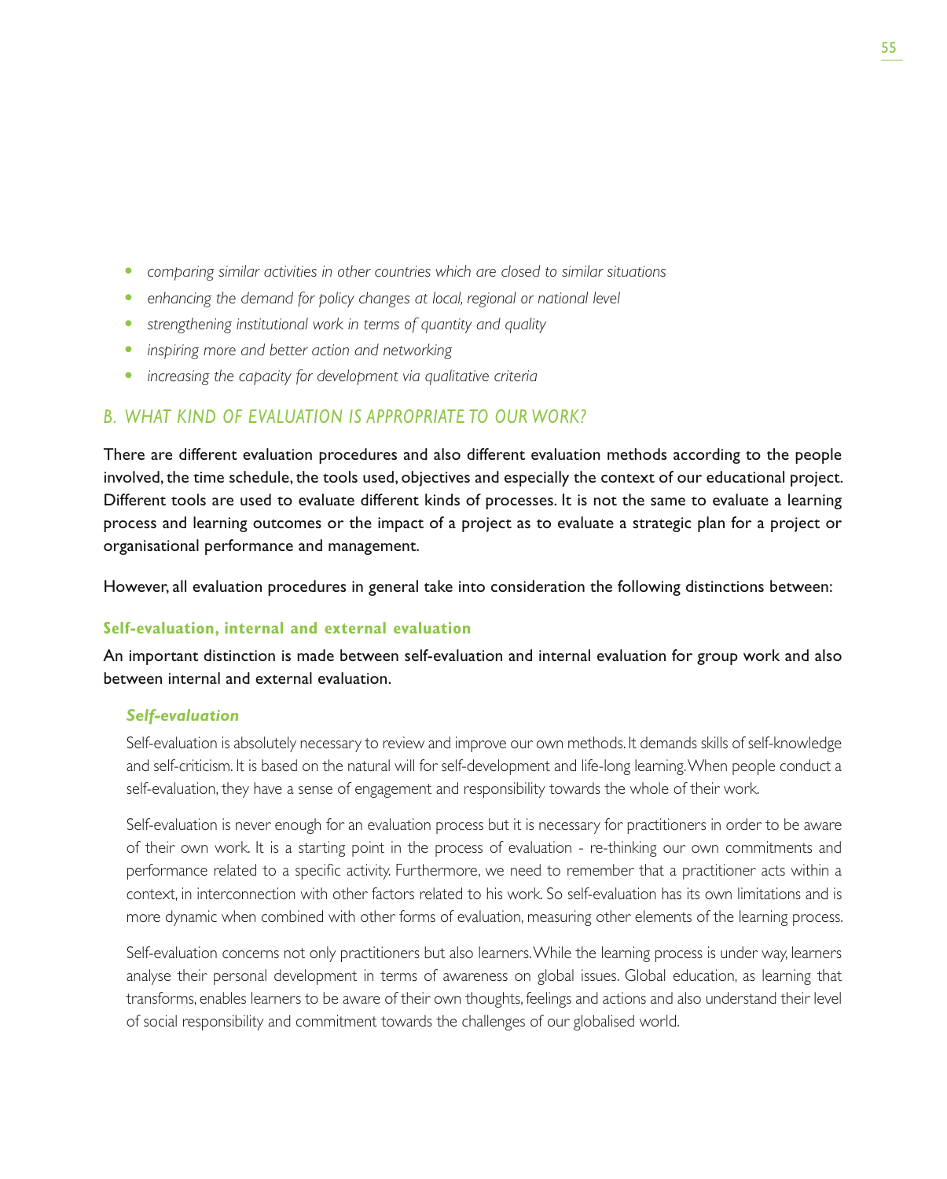- *comparing similar activities in other countries which are closed to similar situations*
- *enhancing the demand for policy changes at local, regional or national level*
- *strengthening institutional work in terms of quantity and quality*
- *inspiring more and better action and networking*
- *increasing the capacity for development via qualitative criteria*

## B. WHAT KIND OF EVALUATION IS APPROPRIATE TO OUR WORK?

There are different evaluation procedures and also different evaluation methods according to the people involved, the time schedule, the tools used, objectives and especially the context of our educational project. Different tools are used to evaluate different kinds of processes. It is not the same to evaluate a learning process and learning outcomes or the impact of a project as to evaluate a strategic plan for a project or organisational performance and management.

However, all evaluation procedures in general take into consideration the following distinctions between:

### Self-evaluation, internal and external evaluation

An important distinction is made between self-evaluation and internal evaluation for group work and also between internal and external evaluation.

#### *Self-evaluation*

Self-evaluation is absolutely necessary to review and improve our own methods. It demands skills of self-knowledge and self-criticism. It is based on the natural will for self-development and life-long learning. When people conduct a self-evaluation, they have a sense of engagement and responsibility towards the whole of their work.

Self-evaluation is never enough for an evaluation process but it is necessary for practitioners in order to be aware of their own work. It is a starting point in the process of evaluation - re-thinking our own commitments and performance related to a specific activity. Furthermore, we need to remember that a practitioner acts within a context, in interconnection with other factors related to his work. So self-evaluation has its own limitations and is more dynamic when combined with other forms of evaluation, measuring other elements of the learning process.

Self-evaluation concerns not only practitioners but also learners. While the learning process is under way, learners analyse their personal development in terms of awareness on global issues. Global education, as learning that transforms, enables learners to be aware of their own thoughts, feelings and actions and also understand their level of social responsibility and commitment towards the challenges of our globalised world.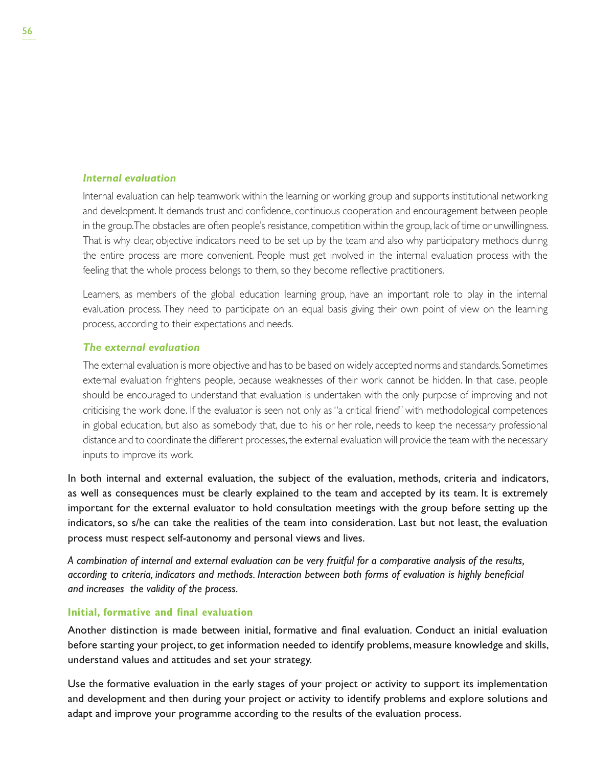### *Internal evaluation*

Internal evaluation can help teamwork within the learning or working group and supports institutional networking and development. It demands trust and confidence, continuous cooperation and encouragement between people in the group. The obstacles are often people's resistance, competition within the group, lack of time or unwillingness. That is why clear, objective indicators need to be set up by the team and also why participatory methods during the entire process are more convenient. People must get involved in the internal evaluation process with the feeling that the whole process belongs to them, so they become reflective practitioners.

Learners, as members of the global education learning group, have an important role to play in the internal evaluation process. They need to participate on an equal basis giving their own point of view on the learning process, according to their expectations and needs.

### *The external evaluation*

The external evaluation is more objective and has to be based on widely accepted norms and standards. Sometimes external evaluation frightens people, because weaknesses of their work cannot be hidden. In that case, people should be encouraged to understand that evaluation is undertaken with the only purpose of improving and not criticising the work done. If the evaluator is seen not only as "a critical friend" with methodological competences in global education, but also as somebody that, due to his or her role, needs to keep the necessary professional distance and to coordinate the different processes, the external evaluation will provide the team with the necessary inputs to improve its work.

In both internal and external evaluation, the subject of the evaluation, methods, criteria and indicators, as well as consequences must be clearly explained to the team and accepted by its team. It is extremely important for the external evaluator to hold consultation meetings with the group before setting up the indicators, so s/he can take the realities of the team into consideration. Last but not least, the evaluation process must respect self-autonomy and personal views and lives.

*A combination of internal and external evaluation can be very fruitful for a comparative analysis of the results, according to criteria, indicators and methods. Interaction between both forms of evaluation is highly beneficial and increases the validity of the process.*

### Initial, formative and final evaluation

Another distinction is made between initial, formative and final evaluation. Conduct an initial evaluation before starting your project, to get information needed to identify problems, measure knowledge and skills, understand values and attitudes and set your strategy.

Use the formative evaluation in the early stages of your project or activity to support its implementation and development and then during your project or activity to identify problems and explore solutions and adapt and improve your programme according to the results of the evaluation process.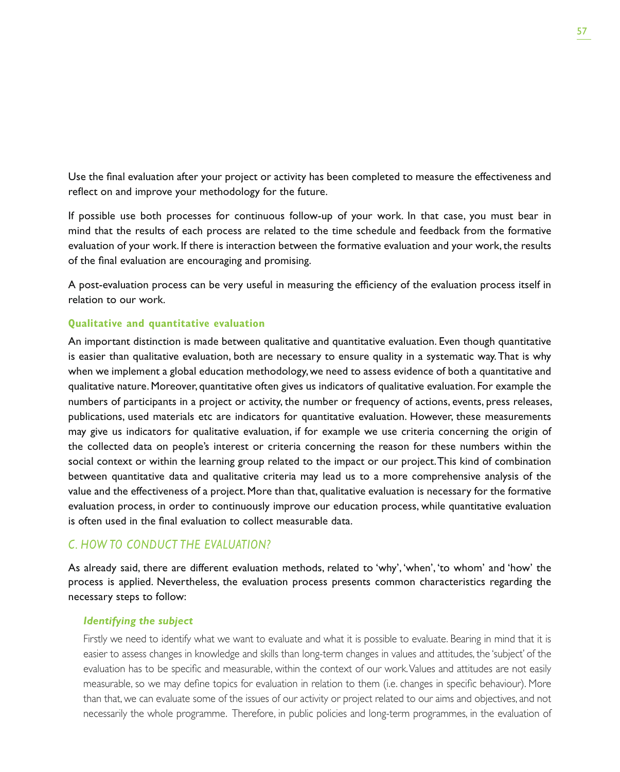Use the final evaluation after your project or activity has been completed to measure the effectiveness and reflect on and improve your methodology for the future.

If possible use both processes for continuous follow-up of your work. In that case, you must bear in mind that the results of each process are related to the time schedule and feedback from the formative evaluation of your work. If there is interaction between the formative evaluation and your work, the results of the final evaluation are encouraging and promising.

A post-evaluation process can be very useful in measuring the efficiency of the evaluation process itself in relation to our work.

**Qualitative and quantitative evaluation**

An important distinction is made between qualitative and quantitative evaluation. Even though quantitative is easier than qualitative evaluation, both are necessary to ensure quality in a systematic way. That is why when we implement a global education methodology, we need to assess evidence of both a quantitative and qualitative nature. Moreover, quantitative often gives us indicators of qualitative evaluation. For example the numbers of participants in a project or activity, the number or frequency of actions, events, press releases, publications, used materials etc are indicators for quantitative evaluation. However, these measurements may give us indicators for qualitative evaluation, if for example we use criteria concerning the origin of the collected data on people's interest or criteria concerning the reason for these numbers within the social context or within the learning group related to the impact or our project. This kind of combination between quantitative data and qualitative criteria may lead us to a more comprehensive analysis of the value and the effectiveness of a project. More than that, qualitative evaluation is necessary for the formative evaluation process, in order to continuously improve our education process, while quantitative evaluation is often used in the final evaluation to collect measurable data.

## *C. HOW TO CONDUCT THE EVALUATION?*

As already said, there are different evaluation methods, related to 'why', 'when', 'to whom' and 'how' the process is applied. Nevertheless, the evaluation process presents common characteristics regarding the necessary steps to follow:

***Identifying the subject***

Firstly we need to identify what we want to evaluate and what it is possible to evaluate. Bearing in mind that it is easier to assess changes in knowledge and skills than long-term changes in values and attitudes, the 'subject' of the evaluation has to be specific and measurable, within the context of our work. Values and attitudes are not easily measurable, so we may define topics for evaluation in relation to them (i.e. changes in specific behaviour). More than that, we can evaluate some of the issues of our activity or project related to our aims and objectives, and not necessarily the whole programme. Therefore, in public policies and long-term programmes, in the evaluation of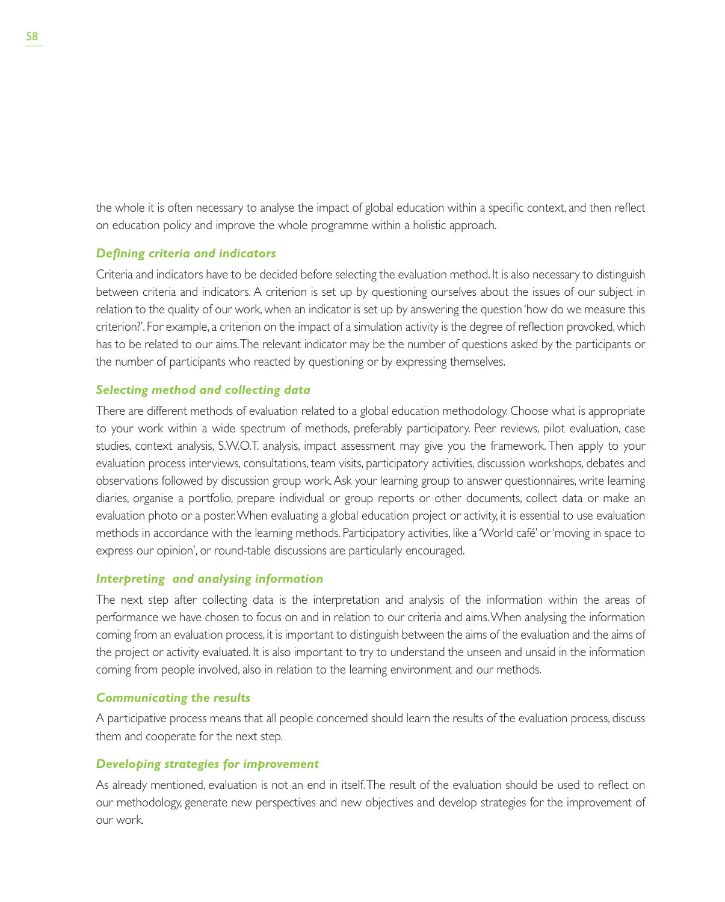the whole it is often necessary to analyse the impact of global education within a specific context, and then reflect on education policy and improve the whole programme within a holistic approach.

### *Defining criteria and indicators*

Criteria and indicators have to be decided before selecting the evaluation method. It is also necessary to distinguish between criteria and indicators. A criterion is set up by questioning ourselves about the issues of our subject in relation to the quality of our work, when an indicator is set up by answering the question 'how do we measure this criterion?'. For example, a criterion on the impact of a simulation activity is the degree of reflection provoked, which has to be related to our aims. The relevant indicator may be the number of questions asked by the participants or the number of participants who reacted by questioning or by expressing themselves.

### *Selecting method and collecting data*

There are different methods of evaluation related to a global education methodology. Choose what is appropriate to your work within a wide spectrum of methods, preferably participatory. Peer reviews, pilot evaluation, case studies, context analysis, S.W.O.T. analysis, impact assessment may give you the framework. Then apply to your evaluation process interviews, consultations, team visits, participatory activities, discussion workshops, debates and observations followed by discussion group work. Ask your learning group to answer questionnaires, write learning diaries, organise a portfolio, prepare individual or group reports or other documents, collect data or make an evaluation photo or a poster. When evaluating a global education project or activity, it is essential to use evaluation methods in accordance with the learning methods. Participatory activities, like a 'World café' or 'moving in space to express our opinion', or round-table discussions are particularly encouraged.

### *Interpreting and analysing information*

The next step after collecting data is the interpretation and analysis of the information within the areas of performance we have chosen to focus on and in relation to our criteria and aims. When analysing the information coming from an evaluation process, it is important to distinguish between the aims of the evaluation and the aims of the project or activity evaluated. It is also important to try to understand the unseen and unsaid in the information coming from people involved, also in relation to the learning environment and our methods.

### *Communicating the results*

A participative process means that all people concerned should learn the results of the evaluation process, discuss them and cooperate for the next step.

### *Developing strategies for improvement*

As already mentioned, evaluation is not an end in itself. The result of the evaluation should be used to reflect on our methodology, generate new perspectives and new objectives and develop strategies for the improvement of our work.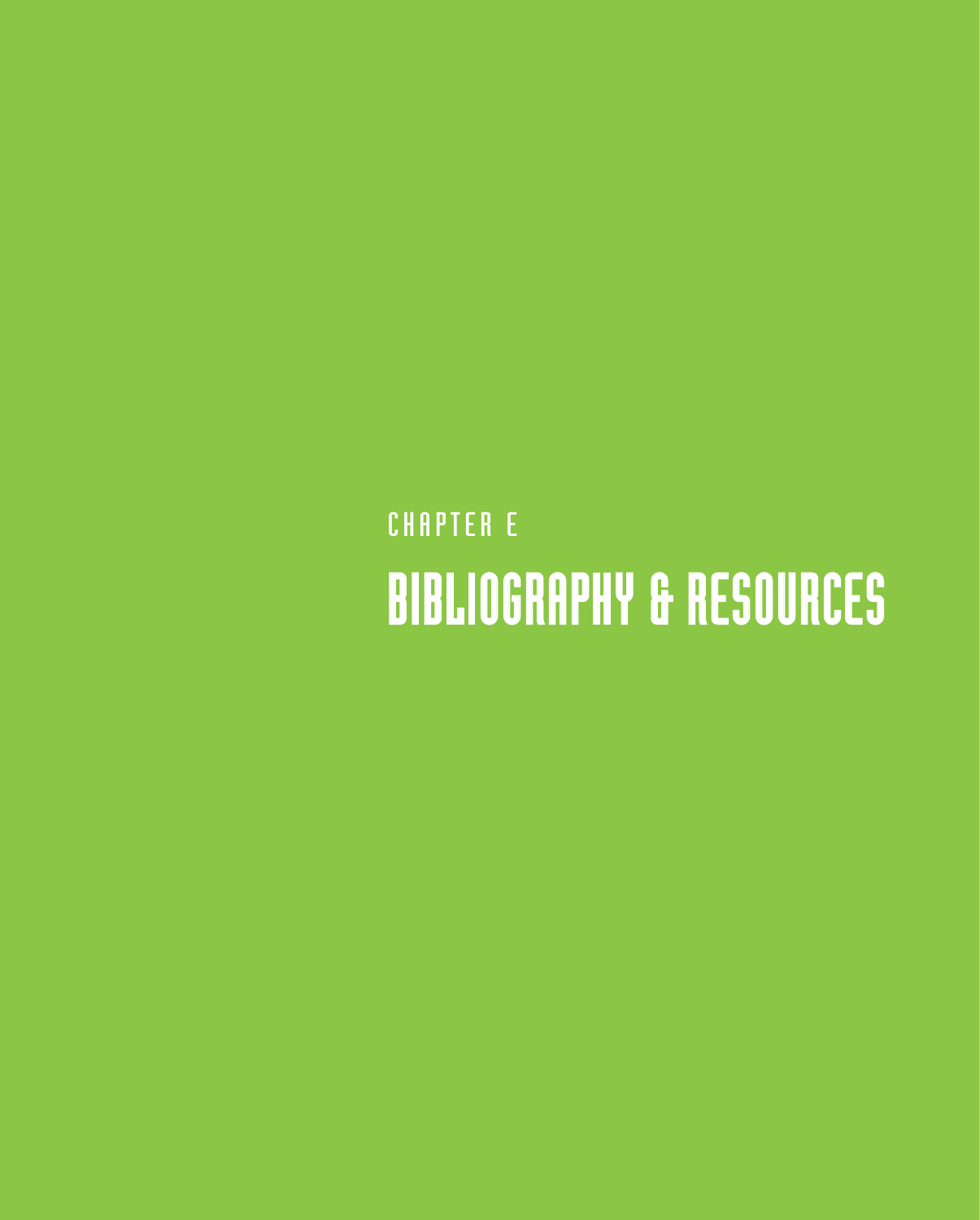CHAPTER E

# BIBLIOGRAPHY & RESOURCES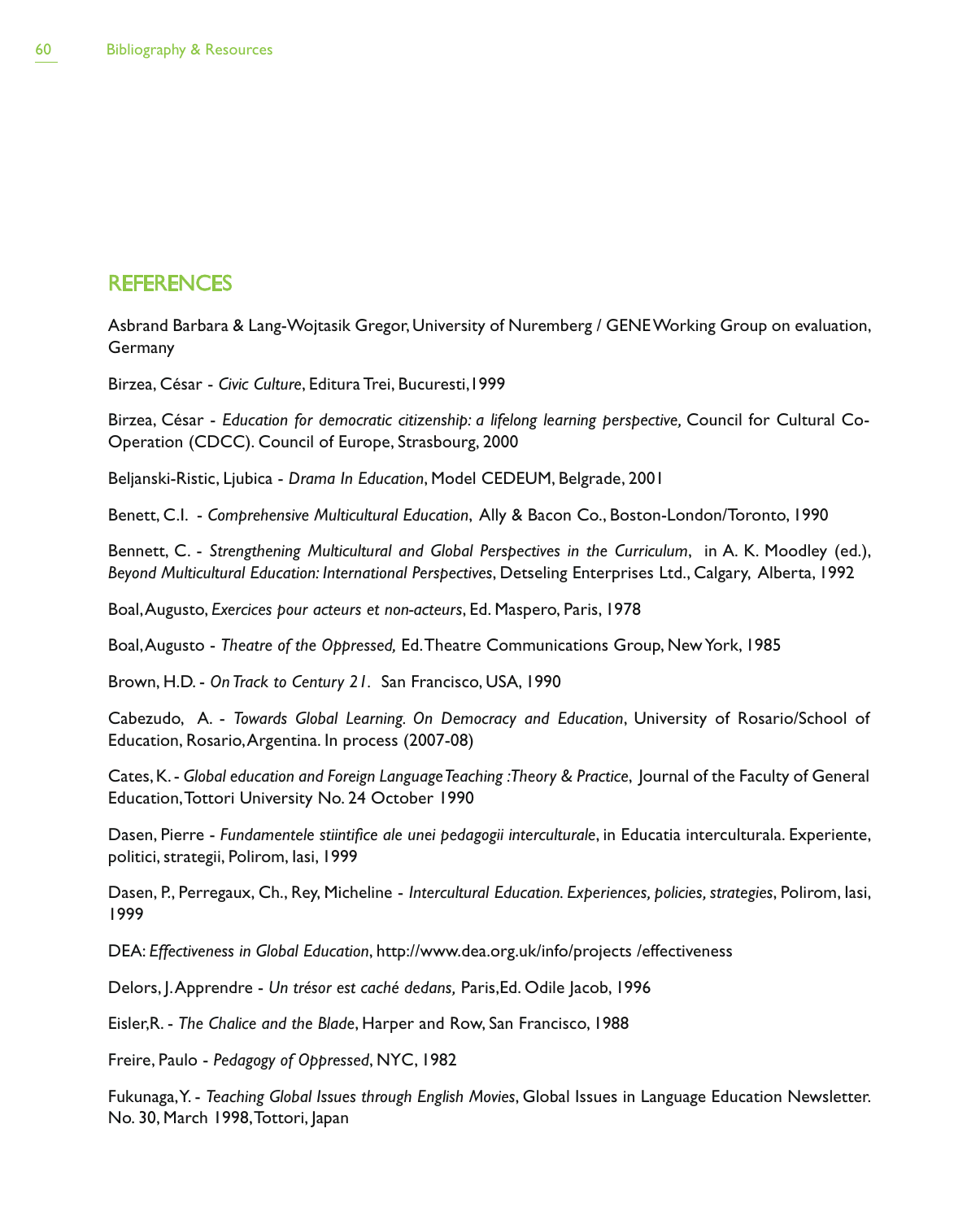## REFERENCES

Asbrand Barbara & Lang-Wojtasik Gregor, University of Nuremberg / GENE Working Group on evaluation, Germany

Birzea, César - *Civic Culture*, Editura Trei, Bucuresti,1999

Birzea, César - *Education for democratic citizenship: a lifelong learning perspective,* Council for Cultural Co-Operation (CDCC). Council of Europe, Strasbourg, 2000

Beljanski-Ristic, Ljubica - *Drama In Education*, Model CEDEUM, Belgrade, 2001

Benett, C.I. - *Comprehensive Multicultural Education*, Ally & Bacon Co., Boston-London/Toronto, 1990

Bennett, C. - *Strengthening Multicultural and Global Perspectives in the Curriculum*, in A. K. Moodley (ed.), *Beyond Multicultural Education: International Perspectives*, Detseling Enterprises Ltd., Calgary, Alberta, 1992

Boal, Augusto, *Exercices pour acteurs et non-acteurs*, Ed. Maspero, Paris, 1978

Boal, Augusto - *Theatre of the Oppressed,* Ed. Theatre Communications Group, New York, 1985

Brown, H.D. - *On Track to Century 21.* San Francisco, USA, 1990

Cabezudo, A. - *Towards Global Learning. On Democracy and Education*, University of Rosario/School of Education, Rosario, Argentina. In process (2007-08)

Cates, K. - *Global education and Foreign Language Teaching :Theory & Practice*, Journal of the Faculty of General Education, Tottori University No. 24 October 1990

Dasen, Pierre - *Fundamentele stiintifice ale unei pedagogii interculturale*, in Educatia interculturala. Experiente, politici, strategii, Polirom, Iasi, 1999

Dasen, P., Perregaux, Ch., Rey, Micheline - *Intercultural Education. Experiences, policies, strategies*, Polirom, Iasi, 1999

DEA: *Effectiveness in Global Education*, http://www.dea.org.uk/info/projects /effectiveness

Delors, J. Apprendre - *Un trésor est caché dedans,* Paris, Ed. Odile Jacob, 1996

Eisler, R. - *The Chalice and the Blade*, Harper and Row, San Francisco, 1988

Freire, Paulo - *Pedagogy of Oppressed*, NYC, 1982

Fukunaga, Y. - *Teaching Global Issues through English Movies*, Global Issues in Language Education Newsletter. No. 30, March 1998, Tottori, Japan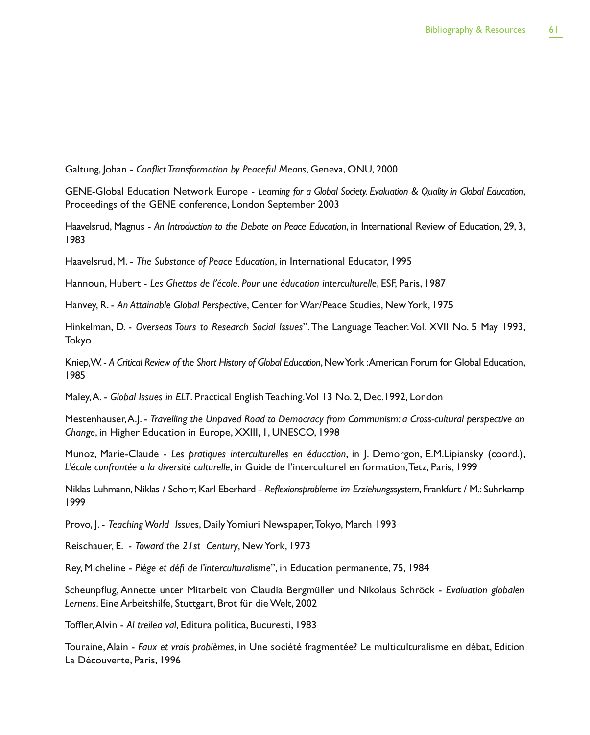Galtung, Johan - *Conflict Transformation by Peaceful Means*, Geneva, ONU, 2000

GENE-Global Education Network Europe - *Learning for a Global Society. Evaluation & Quality in Global Education*, Proceedings of the GENE conference, London September 2003

Haavelsrud, Magnus - *An Introduction to the Debate on Peace Education*, in International Review of Education, 29, 3, 1983

Haavelsrud, M. - *The Substance of Peace Education*, in International Educator, 1995

Hannoun, Hubert - *Les Ghettos de l'école. Pour une éducation interculturelle*, ESF, Paris, 1987

Hanvey, R. - *An Attainable Global Perspective*, Center for War/Peace Studies, New York, 1975

Hinkelman, D. - *Overseas Tours to Research Social Issues*". The Language Teacher. Vol. XVII No. 5 May 1993, Tokyo

Kniep, W. - *A Critical Review of the Short History of Global Education*, New York :American Forum for Global Education, 1985

Maley, A. - *Global Issues in ELT*. Practical English Teaching. Vol 13 No. 2, Dec.1992, London

Mestenhauser, A.J. - *Travelling the Unpaved Road to Democracy from Communism: a Cross-cultural perspective on Change*, in Higher Education in Europe, XXIII, 1, UNESCO, 1998

Munoz, Marie-Claude - *Les pratiques interculturelles en éducation*, in J. Demorgon, E.M.Lipiansky (coord.), *L'école confrontée a la diversité culturelle*, in Guide de l'interculturel en formation, Tetz, Paris, 1999

Niklas Luhmann, Niklas / Schorr, Karl Eberhard - *Reflexionsprobleme im Erziehungssystem*, Frankfurt / M.: Suhrkamp 1999

Provo, J. - *Teaching World Issues*, Daily Yomiuri Newspaper, Tokyo, March 1993

Reischauer, E. - *Toward the 21st Century*, New York, 1973

Rey, Micheline - *Piège et défi de l'interculturalisme*", in Education permanente, 75, 1984

Scheunpflug, Annette unter Mitarbeit von Claudia Bergmüller und Nikolaus Schröck - *Evaluation globalen Lernens*. Eine Arbeitshilfe, Stuttgart, Brot für die Welt, 2002

Toffler, Alvin - *Al treilea val*, Editura politica, Bucuresti, 1983

Touraine, Alain - *Faux et vrais problèmes*, in Une société fragmentée? Le multiculturalisme en débat, Edition La Découverte, Paris, 1996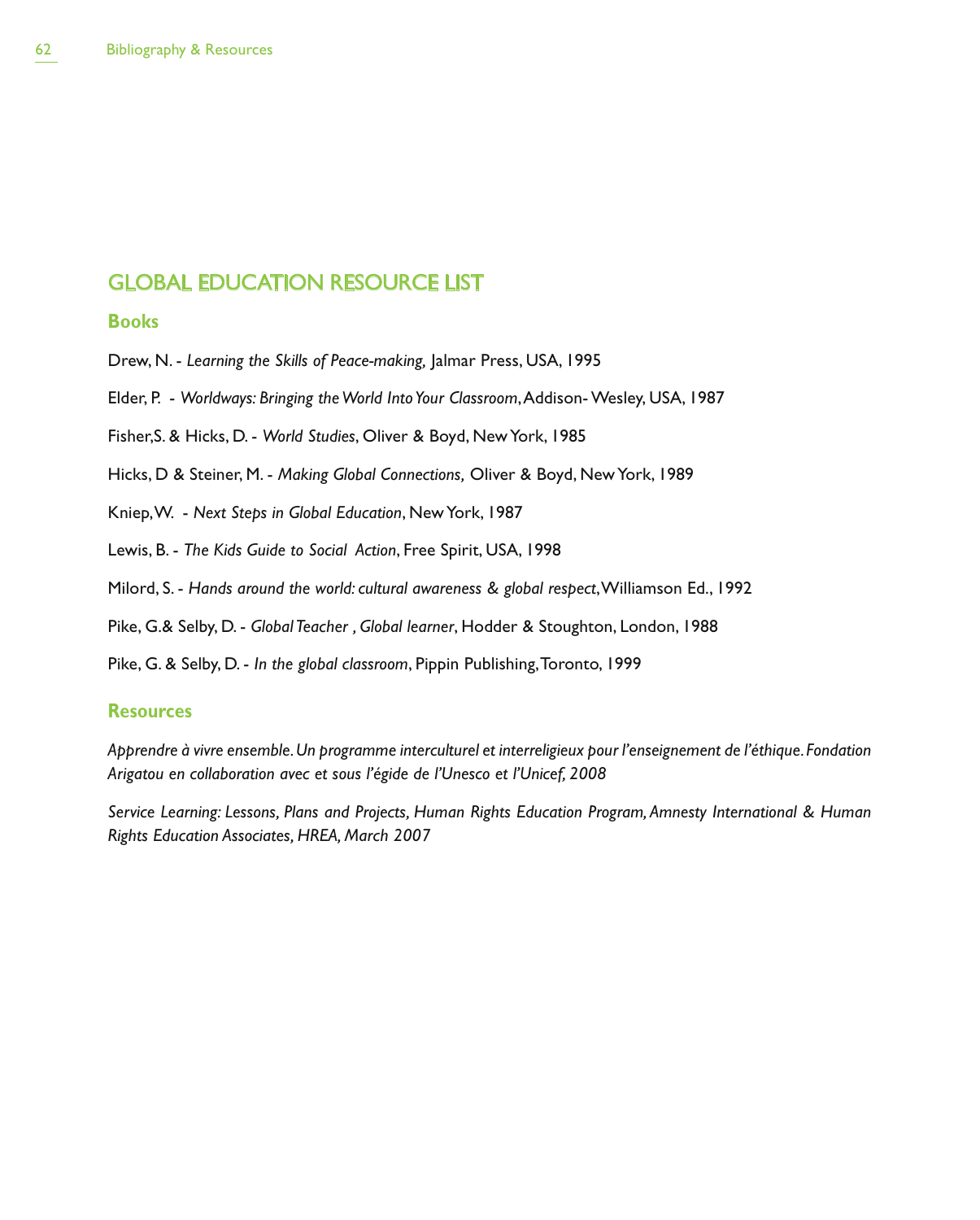## GLOBAL EDUCATION RESOURCE LIST

### Books

Drew, N. - *Learning the Skills of Peace-making,* Jalmar Press, USA, 1995

Elder, P. - *Worldways: Bringing the World Into Your Classroom*, Addison- Wesley, USA, 1987

Fisher,S. & Hicks, D. - *World Studies*, Oliver & Boyd, New York, 1985

Hicks, D & Steiner, M. - *Making Global Connections,* Oliver & Boyd, New York, 1989

Kniep, W. - *Next Steps in Global Education*, New York, 1987

Lewis, B. - *The Kids Guide to Social Action*, Free Spirit, USA, 1998

Milord, S. - *Hands around the world: cultural awareness & global respect*, Williamson Ed., 1992

Pike, G.& Selby, D. - *Global Teacher , Global learner*, Hodder & Stoughton, London, 1988

Pike, G. & Selby, D. - *In the global classroom*, Pippin Publishing, Toronto, 1999

### Resources

*Apprendre à vivre ensemble. Un programme interculturel et interreligieux pour l'enseignement de l'éthique. Fondation Arigatou en collaboration avec et sous l'égide de l'Unesco et l'Unicef, 2008*

*Service Learning: Lessons, Plans and Projects, Human Rights Education Program, Amnesty International & Human Rights Education Associates, HREA, March 2007*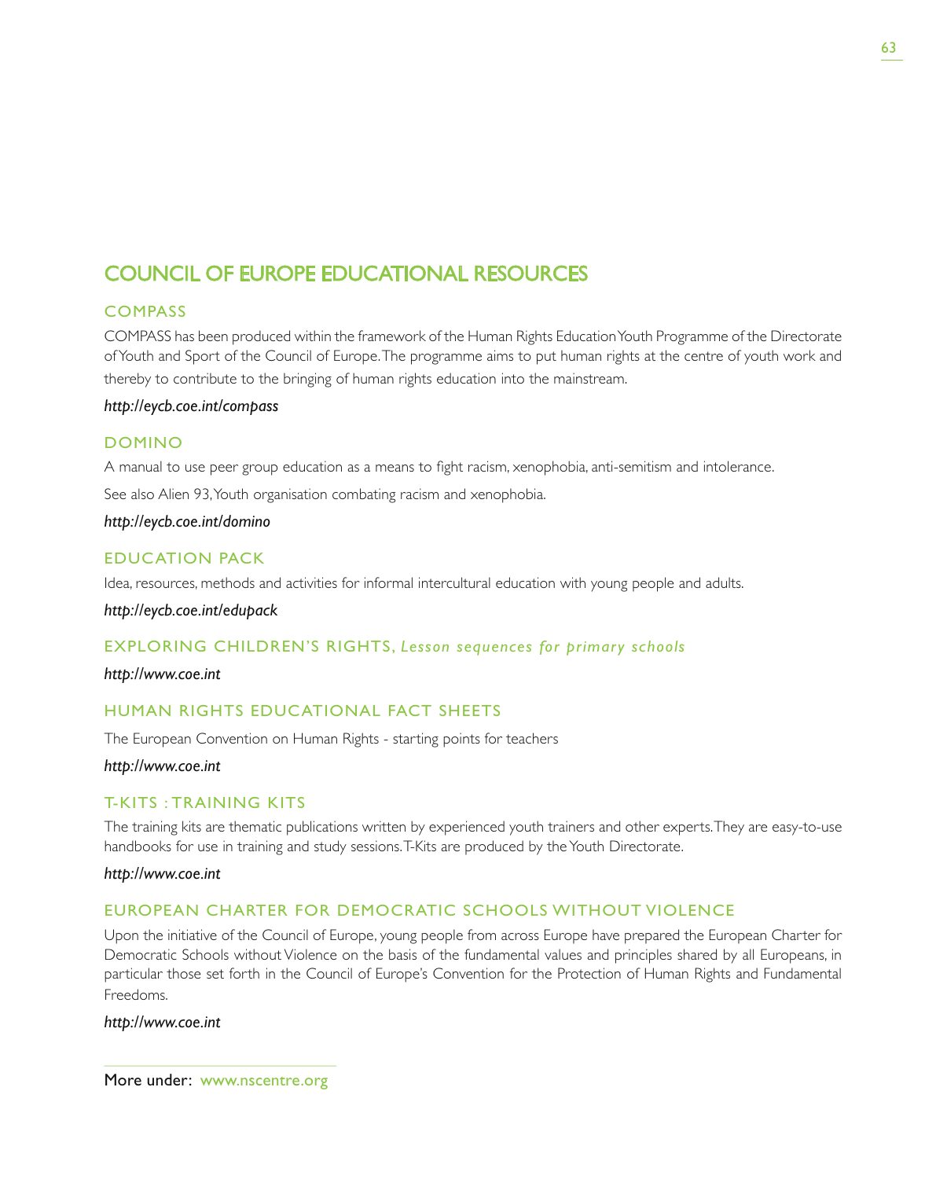# COUNCIL OF EUROPE EDUCATIONAL RESOURCES

## COMPASS

COMPASS has been produced within the framework of the Human Rights Education Youth Programme of the Directorate of Youth and Sport of the Council of Europe. The programme aims to put human rights at the centre of youth work and thereby to contribute to the bringing of human rights education into the mainstream.

***http://eycb.coe.int/compass***

## DOMINO

A manual to use peer group education as a means to fight racism, xenophobia, anti-semitism and intolerance.

See also Alien 93, Youth organisation combating racism and xenophobia.

***http://eycb.coe.int/domino***

## EDUCATION PACK

Idea, resources, methods and activities for informal intercultural education with young people and adults.

***http://eycb.coe.int/edupack***

## EXPLORING CHILDREN'S RIGHTS, *Lesson sequences for primary schools*

***http://www.coe.int***

## HUMAN RIGHTS EDUCATIONAL FACT SHEETS

The European Convention on Human Rights - starting points for teachers

***http://www.coe.int***

## T-KITS : TRAINING KITS

The training kits are thematic publications written by experienced youth trainers and other experts. They are easy-to-use handbooks for use in training and study sessions. T-Kits are produced by the Youth Directorate.

***http://www.coe.int***

## EUROPEAN CHARTER FOR DEMOCRATIC SCHOOLS WITHOUT VIOLENCE

Upon the initiative of the Council of Europe, young people from across Europe have prepared the European Charter for Democratic Schools without Violence on the basis of the fundamental values and principles shared by all Europeans, in particular those set forth in the Council of Europe's Convention for the Protection of Human Rights and Fundamental Freedoms.

***http://www.coe.int***

More under: www.nscentre.org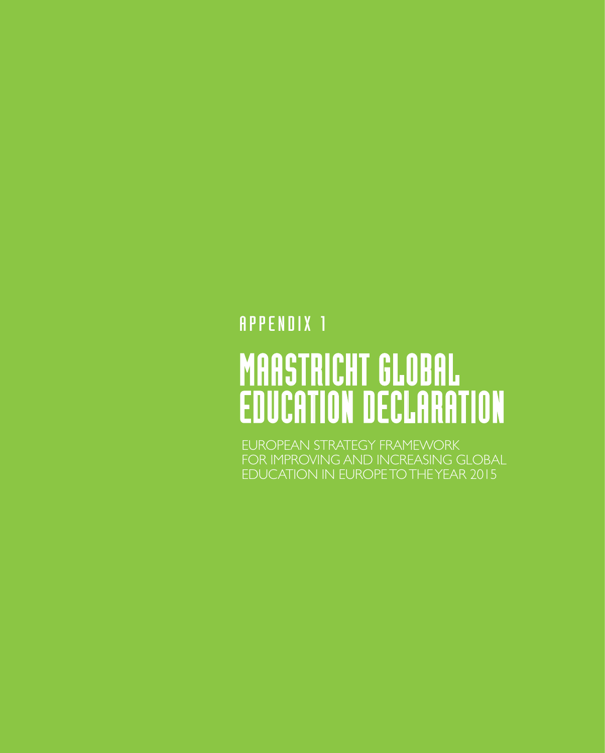APPENDIX 1

# MAASTRICHT GLOBAL EDUCATION DECLARATION

EUROPEAN STRATEGY FRAMEWORK FOR IMPROVING AND INCREASING GLOBAL EDUCATION IN EUROPE TO THE YEAR 2015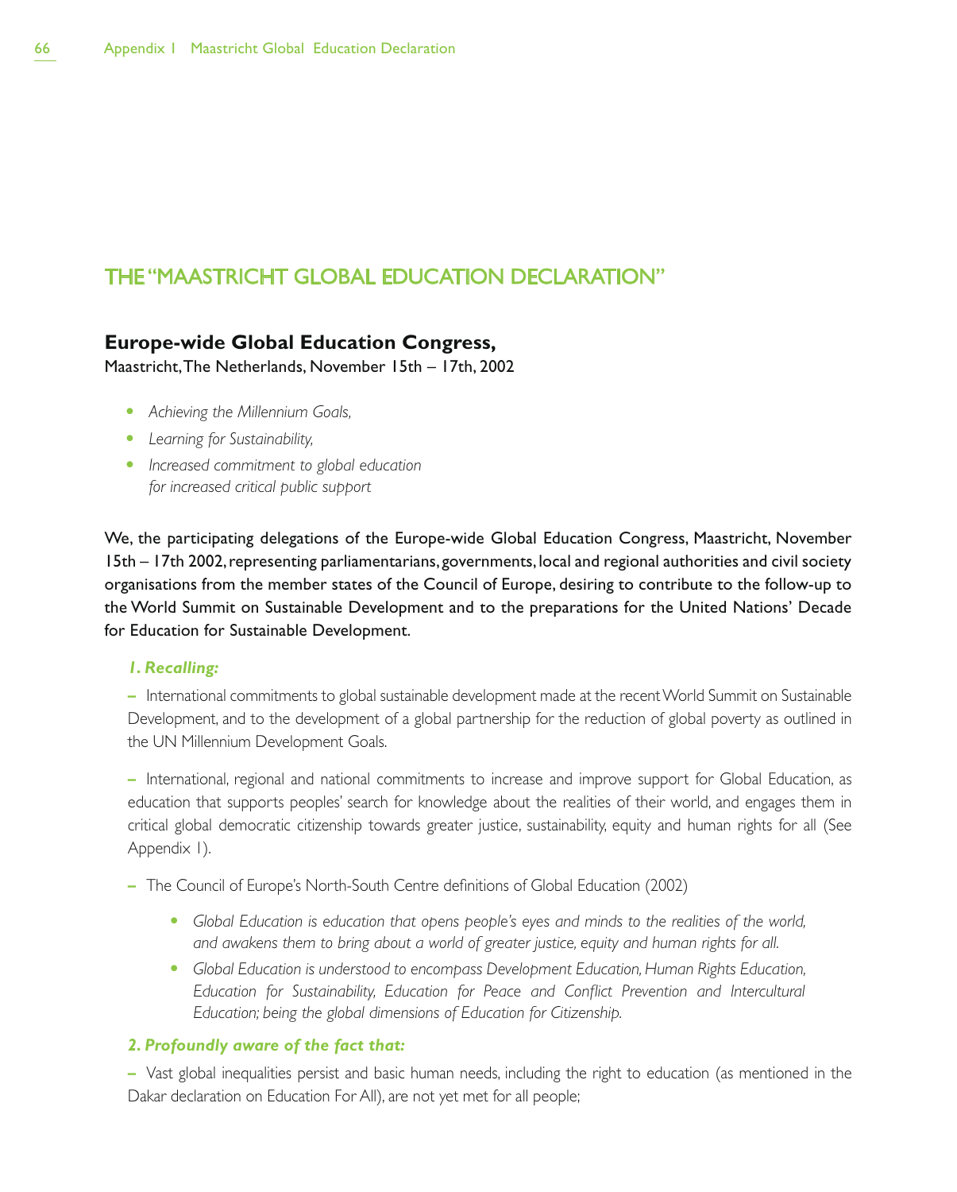# THE "MAASTRICHT GLOBAL EDUCATION DECLARATION"

## Europe-wide Global Education Congress,

Maastricht, The Netherlands, November 15th – 17th, 2002

- *Achieving the Millennium Goals,*
- *Learning for Sustainability,*
- *Increased commitment to global education for increased critical public support*

We, the participating delegations of the Europe-wide Global Education Congress, Maastricht, November 15th – 17th 2002, representing parliamentarians, governments, local and regional authorities and civil society organisations from the member states of the Council of Europe, desiring to contribute to the follow-up to the World Summit on Sustainable Development and to the preparations for the United Nations' Decade for Education for Sustainable Development.

### *1. Recalling:*

– International commitments to global sustainable development made at the recent World Summit on Sustainable Development, and to the development of a global partnership for the reduction of global poverty as outlined in the UN Millennium Development Goals.

– International, regional and national commitments to increase and improve support for Global Education, as education that supports peoples' search for knowledge about the realities of their world, and engages them in critical global democratic citizenship towards greater justice, sustainability, equity and human rights for all (See Appendix 1).

– The Council of Europe's North-South Centre definitions of Global Education (2002)

- *Global Education is education that opens people's eyes and minds to the realities of the world, and awakens them to bring about a world of greater justice, equity and human rights for all.*
- *Global Education is understood to encompass Development Education, Human Rights Education, Education for Sustainability, Education for Peace and Conflict Prevention and Intercultural Education; being the global dimensions of Education for Citizenship.*

### *2. Profoundly aware of the fact that:*

– Vast global inequalities persist and basic human needs, including the right to education (as mentioned in the Dakar declaration on Education For All), are not yet met for all people;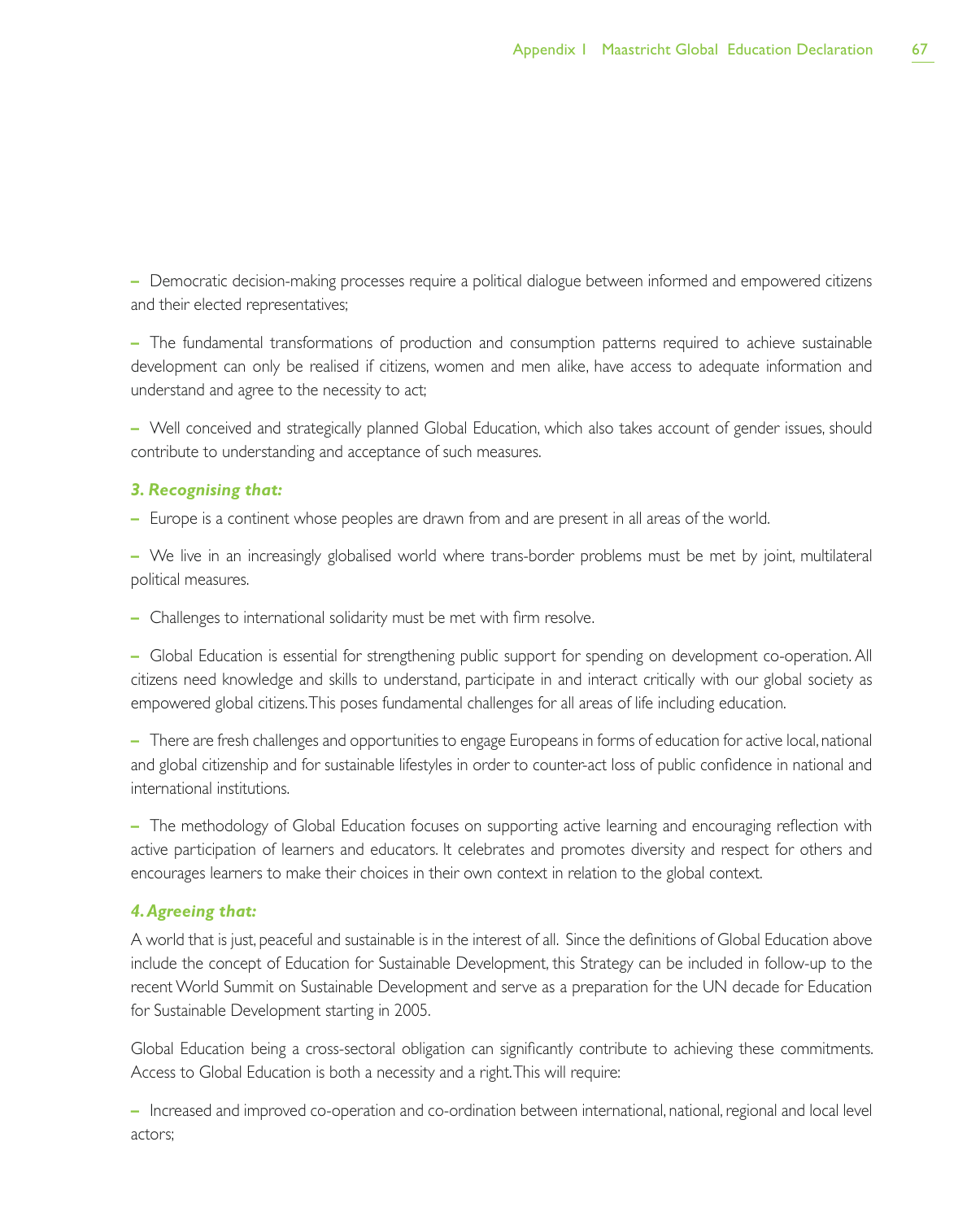– Democratic decision-making processes require a political dialogue between informed and empowered citizens and their elected representatives;

– The fundamental transformations of production and consumption patterns required to achieve sustainable development can only be realised if citizens, women and men alike, have access to adequate information and understand and agree to the necessity to act;

– Well conceived and strategically planned Global Education, which also takes account of gender issues, should contribute to understanding and acceptance of such measures.

***3. Recognising that:***

– Europe is a continent whose peoples are drawn from and are present in all areas of the world.

– We live in an increasingly globalised world where trans-border problems must be met by joint, multilateral political measures.

– Challenges to international solidarity must be met with firm resolve.

– Global Education is essential for strengthening public support for spending on development co-operation. All citizens need knowledge and skills to understand, participate in and interact critically with our global society as empowered global citizens. This poses fundamental challenges for all areas of life including education.

– There are fresh challenges and opportunities to engage Europeans in forms of education for active local, national and global citizenship and for sustainable lifestyles in order to counter-act loss of public confidence in national and international institutions.

– The methodology of Global Education focuses on supporting active learning and encouraging reflection with active participation of learners and educators. It celebrates and promotes diversity and respect for others and encourages learners to make their choices in their own context in relation to the global context.

***4. Agreeing that:***

A world that is just, peaceful and sustainable is in the interest of all. Since the definitions of Global Education above include the concept of Education for Sustainable Development, this Strategy can be included in follow-up to the recent World Summit on Sustainable Development and serve as a preparation for the UN decade for Education for Sustainable Development starting in 2005.

Global Education being a cross-sectoral obligation can significantly contribute to achieving these commitments. Access to Global Education is both a necessity and a right. This will require:

– Increased and improved co-operation and co-ordination between international, national, regional and local level actors;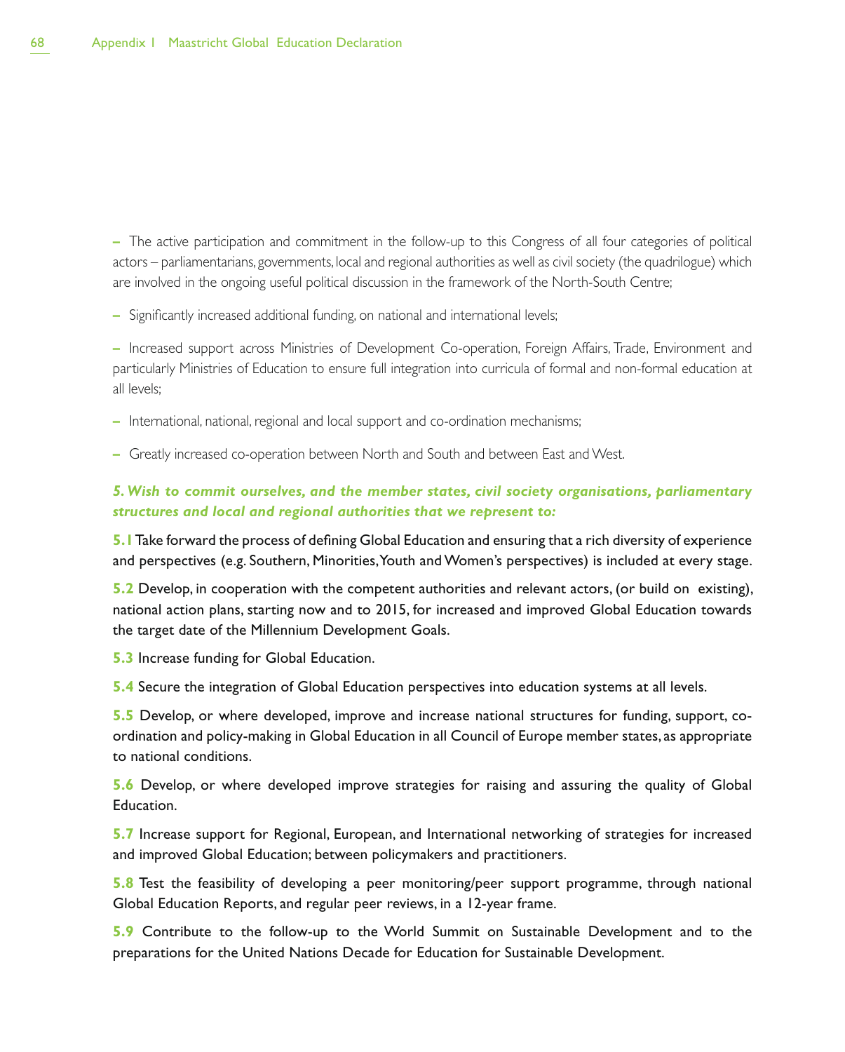– The active participation and commitment in the follow-up to this Congress of all four categories of political actors – parliamentarians, governments, local and regional authorities as well as civil society (the quadrilogue) which are involved in the ongoing useful political discussion in the framework of the North-South Centre;

– Significantly increased additional funding, on national and international levels;

– Increased support across Ministries of Development Co-operation, Foreign Affairs, Trade, Environment and particularly Ministries of Education to ensure full integration into curricula of formal and non-formal education at all levels;

– International, national, regional and local support and co-ordination mechanisms;

– Greatly increased co-operation between North and South and between East and West.

***5. Wish to commit ourselves, and the member states, civil society organisations, parliamentary structures and local and regional authorities that we represent to:***

**5.1** Take forward the process of defining Global Education and ensuring that a rich diversity of experience and perspectives (e.g. Southern, Minorities, Youth and Women's perspectives) is included at every stage.

**5.2** Develop, in cooperation with the competent authorities and relevant actors, (or build on existing), national action plans, starting now and to 2015, for increased and improved Global Education towards the target date of the Millennium Development Goals.

**5.3** Increase funding for Global Education.

**5.4** Secure the integration of Global Education perspectives into education systems at all levels.

**5.5** Develop, or where developed, improve and increase national structures for funding, support, co-ordination and policy-making in Global Education in all Council of Europe member states, as appropriate to national conditions.

**5.6** Develop, or where developed improve strategies for raising and assuring the quality of Global Education.

**5.7** Increase support for Regional, European, and International networking of strategies for increased and improved Global Education; between policymakers and practitioners.

**5.8** Test the feasibility of developing a peer monitoring/peer support programme, through national Global Education Reports, and regular peer reviews, in a 12-year frame.

**5.9** Contribute to the follow-up to the World Summit on Sustainable Development and to the preparations for the United Nations Decade for Education for Sustainable Development.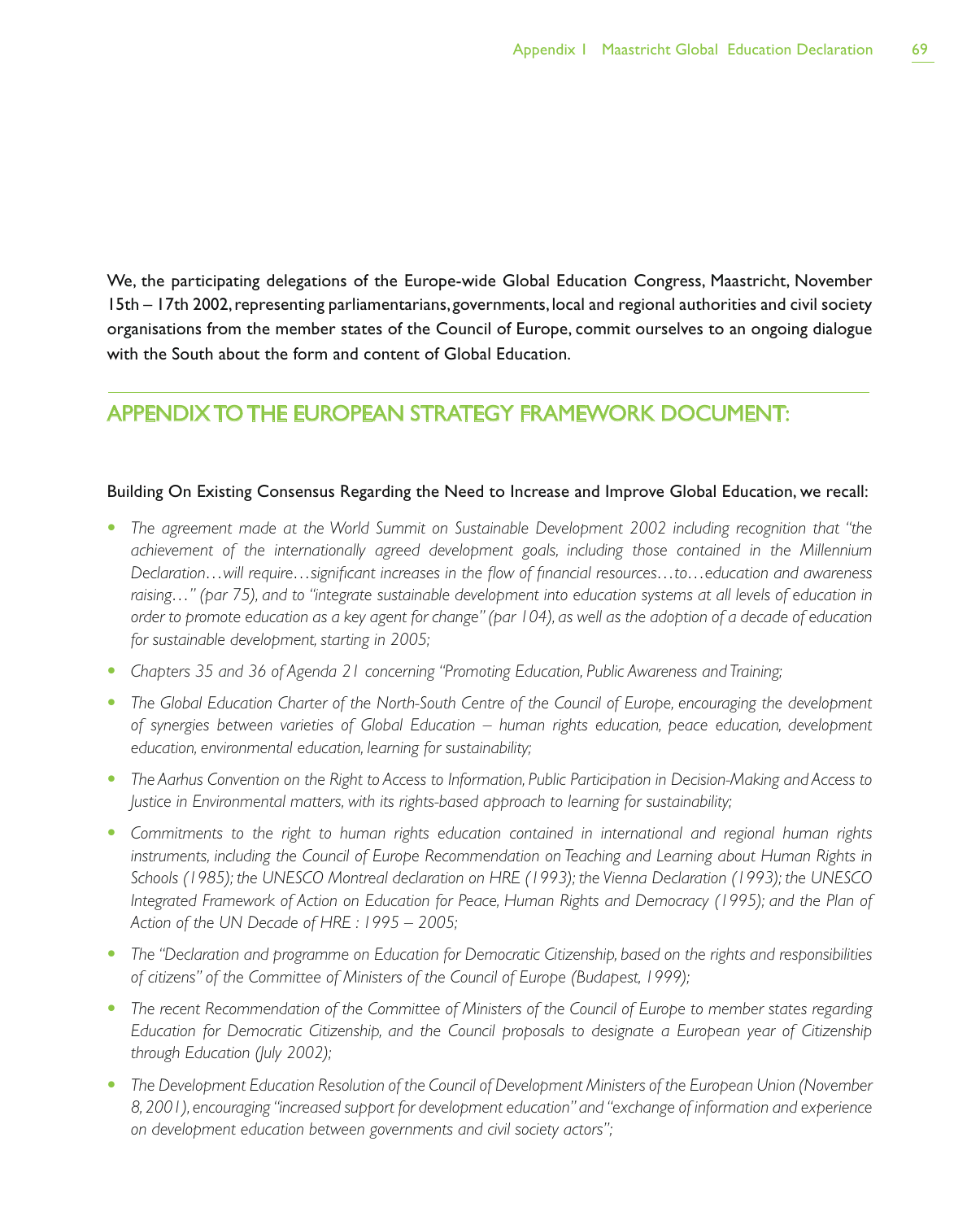We, the participating delegations of the Europe-wide Global Education Congress, Maastricht, November 15th – 17th 2002, representing parliamentarians, governments, local and regional authorities and civil society organisations from the member states of the Council of Europe, commit ourselves to an ongoing dialogue with the South about the form and content of Global Education.

## APPENDIX TO THE EUROPEAN STRATEGY FRAMEWORK DOCUMENT:

Building On Existing Consensus Regarding the Need to Increase and Improve Global Education, we recall:

- *The agreement made at the World Summit on Sustainable Development 2002 including recognition that "the achievement of the internationally agreed development goals, including those contained in the Millennium Declaration…will require…significant increases in the flow of financial resources…to…education and awareness raising…" (par 75), and to "integrate sustainable development into education systems at all levels of education in order to promote education as a key agent for change" (par 104), as well as the adoption of a decade of education for sustainable development, starting in 2005;*
- *Chapters 35 and 36 of Agenda 21 concerning "Promoting Education, Public Awareness and Training;*
- *The Global Education Charter of the North-South Centre of the Council of Europe, encouraging the development of synergies between varieties of Global Education – human rights education, peace education, development education, environmental education, learning for sustainability;*
- *The Aarhus Convention on the Right to Access to Information, Public Participation in Decision-Making and Access to Justice in Environmental matters, with its rights-based approach to learning for sustainability;*
- *Commitments to the right to human rights education contained in international and regional human rights instruments, including the Council of Europe Recommendation on Teaching and Learning about Human Rights in Schools (1985); the UNESCO Montreal declaration on HRE (1993); the Vienna Declaration (1993); the UNESCO Integrated Framework of Action on Education for Peace, Human Rights and Democracy (1995); and the Plan of Action of the UN Decade of HRE : 1995 – 2005;*
- *The "Declaration and programme on Education for Democratic Citizenship, based on the rights and responsibilities of citizens" of the Committee of Ministers of the Council of Europe (Budapest, 1999);*
- *The recent Recommendation of the Committee of Ministers of the Council of Europe to member states regarding Education for Democratic Citizenship, and the Council proposals to designate a European year of Citizenship through Education (July 2002);*
- *The Development Education Resolution of the Council of Development Ministers of the European Union (November 8, 2001), encouraging "increased support for development education" and "exchange of information and experience on development education between governments and civil society actors";*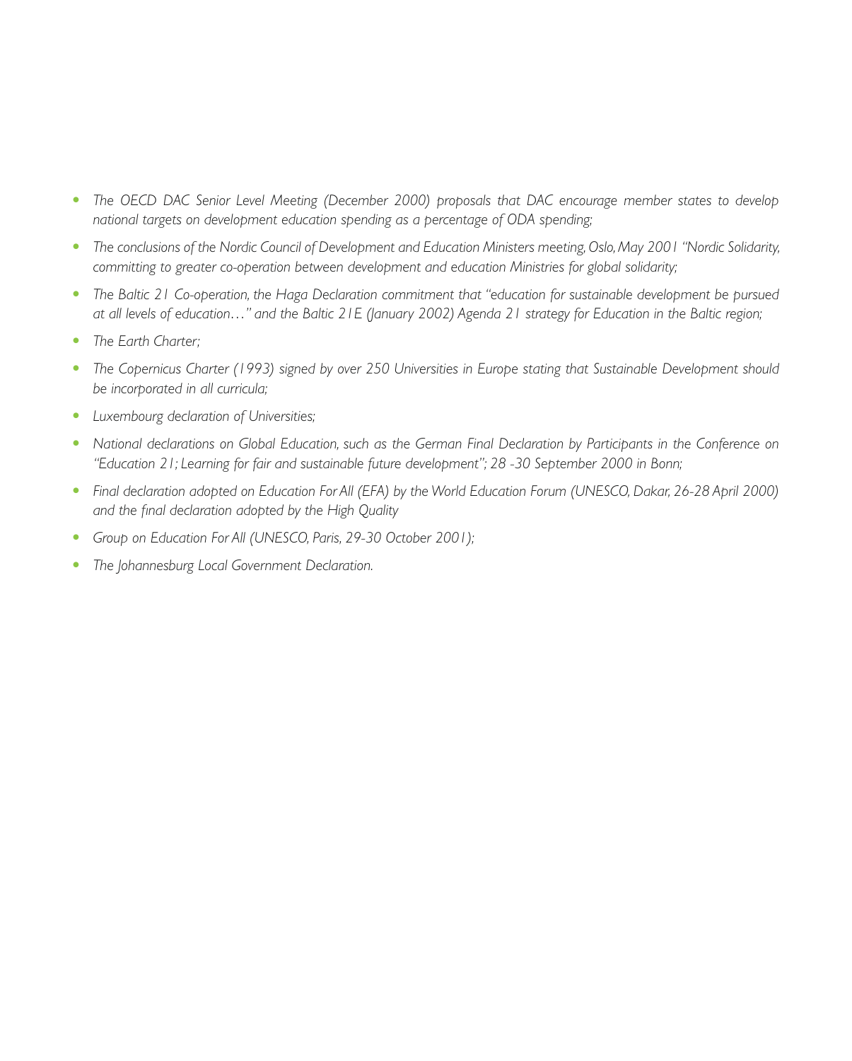- *The OECD DAC Senior Level Meeting (December 2000) proposals that DAC encourage member states to develop national targets on development education spending as a percentage of ODA spending;*
- *The conclusions of the Nordic Council of Development and Education Ministers meeting, Oslo, May 2001 "Nordic Solidarity, committing to greater co-operation between development and education Ministries for global solidarity;*
- *The Baltic 21 Co-operation, the Haga Declaration commitment that "education for sustainable development be pursued at all levels of education…" and the Baltic 21E (January 2002) Agenda 21 strategy for Education in the Baltic region;*
- *The Earth Charter;*
- *The Copernicus Charter (1993) signed by over 250 Universities in Europe stating that Sustainable Development should be incorporated in all curricula;*
- *Luxembourg declaration of Universities;*
- *National declarations on Global Education, such as the German Final Declaration by Participants in the Conference on "Education 21; Learning for fair and sustainable future development"; 28 -30 September 2000 in Bonn;*
- *Final declaration adopted on Education For All (EFA) by the World Education Forum (UNESCO, Dakar, 26-28 April 2000) and the final declaration adopted by the High Quality*
- *Group on Education For All (UNESCO, Paris, 29-30 October 2001);*
- *The Johannesburg Local Government Declaration.*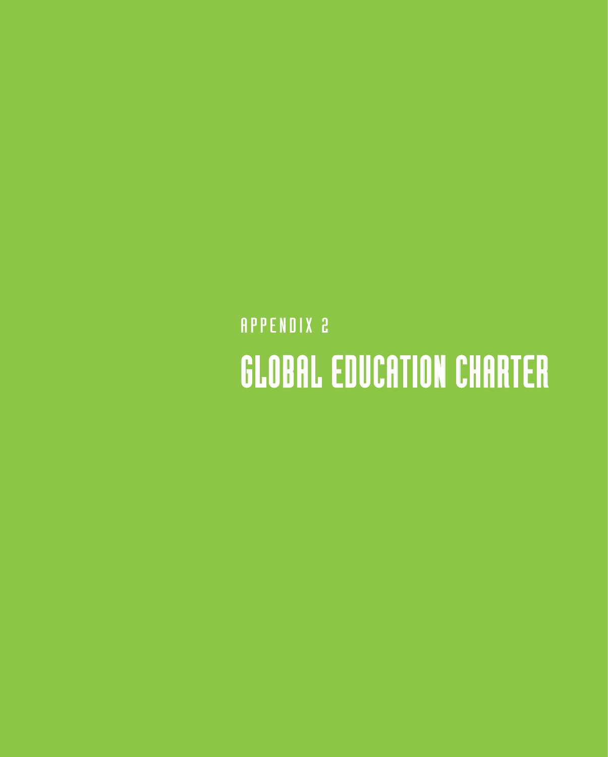APPENDIX 2

# GLOBAL EDUCATION CHARTER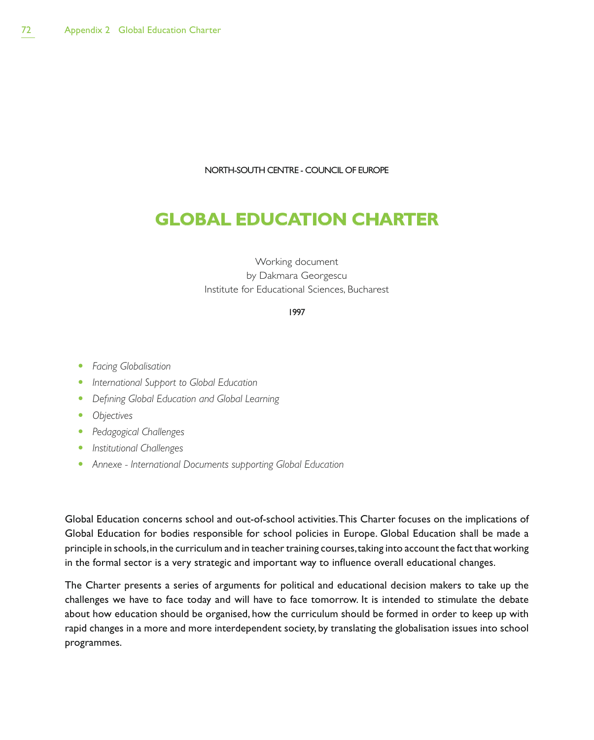NORTH-SOUTH CENTRE - COUNCIL OF EUROPE

# GLOBAL EDUCATION CHARTER

Working document
by Dakmara Georgescu
Institute for Educational Sciences, Bucharest

1997

- *Facing Globalisation*
- *International Support to Global Education*
- *Defining Global Education and Global Learning*
- *Objectives*
- *Pedagogical Challenges*
- *Institutional Challenges*
- *Annexe - International Documents supporting Global Education*

Global Education concerns school and out-of-school activities. This Charter focuses on the implications of Global Education for bodies responsible for school policies in Europe. Global Education shall be made a principle in schools, in the curriculum and in teacher training courses, taking into account the fact that working in the formal sector is a very strategic and important way to influence overall educational changes.

The Charter presents a series of arguments for political and educational decision makers to take up the challenges we have to face today and will have to face tomorrow. It is intended to stimulate the debate about how education should be organised, how the curriculum should be formed in order to keep up with rapid changes in a more and more interdependent society, by translating the globalisation issues into school programmes.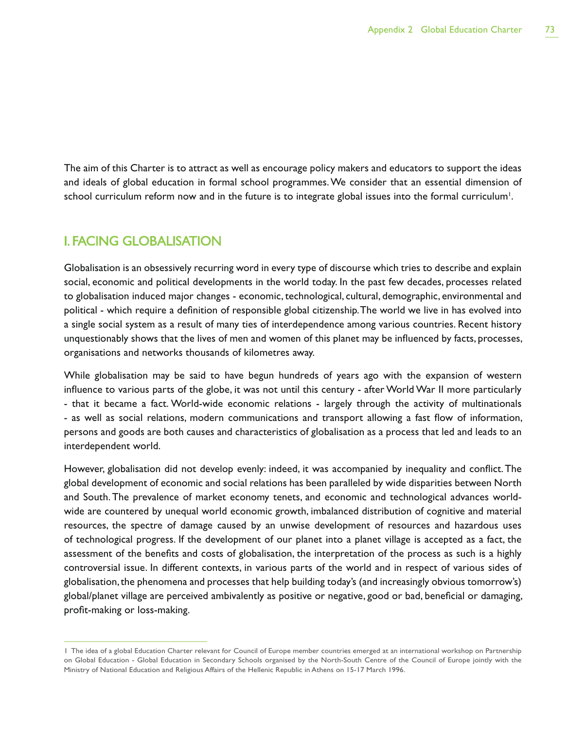The aim of this Charter is to attract as well as encourage policy makers and educators to support the ideas and ideals of global education in formal school programmes. We consider that an essential dimension of school curriculum reform now and in the future is to integrate global issues into the formal curriculum[1].

## I. FACING GLOBALISATION

Globalisation is an obsessively recurring word in every type of discourse which tries to describe and explain social, economic and political developments in the world today. In the past few decades, processes related to globalisation induced major changes - economic, technological, cultural, demographic, environmental and political - which require a definition of responsible global citizenship. The world we live in has evolved into a single social system as a result of many ties of interdependence among various countries. Recent history unquestionably shows that the lives of men and women of this planet may be influenced by facts, processes, organisations and networks thousands of kilometres away.

While globalisation may be said to have begun hundreds of years ago with the expansion of western influence to various parts of the globe, it was not until this century - after World War II more particularly - that it became a fact. World-wide economic relations - largely through the activity of multinationals - as well as social relations, modern communications and transport allowing a fast flow of information, persons and goods are both causes and characteristics of globalisation as a process that led and leads to an interdependent world.

However, globalisation did not develop evenly: indeed, it was accompanied by inequality and conflict. The global development of economic and social relations has been paralleled by wide disparities between North and South. The prevalence of market economy tenets, and economic and technological advances world-wide are countered by unequal world economic growth, imbalanced distribution of cognitive and material resources, the spectre of damage caused by an unwise development of resources and hazardous uses of technological progress. If the development of our planet into a planet village is accepted as a fact, the assessment of the benefits and costs of globalisation, the interpretation of the process as such is a highly controversial issue. In different contexts, in various parts of the world and in respect of various sides of globalisation, the phenomena and processes that help building today's (and increasingly obvious tomorrow's) global/planet village are perceived ambivalently as positive or negative, good or bad, beneficial or damaging, profit-making or loss-making.

---

1 The idea of a global Education Charter relevant for Council of Europe member countries emerged at an international workshop on Partnership on Global Education - Global Education in Secondary Schools organised by the North-South Centre of the Council of Europe jointly with the Ministry of National Education and Religious Affairs of the Hellenic Republic in Athens on 15-17 March 1996.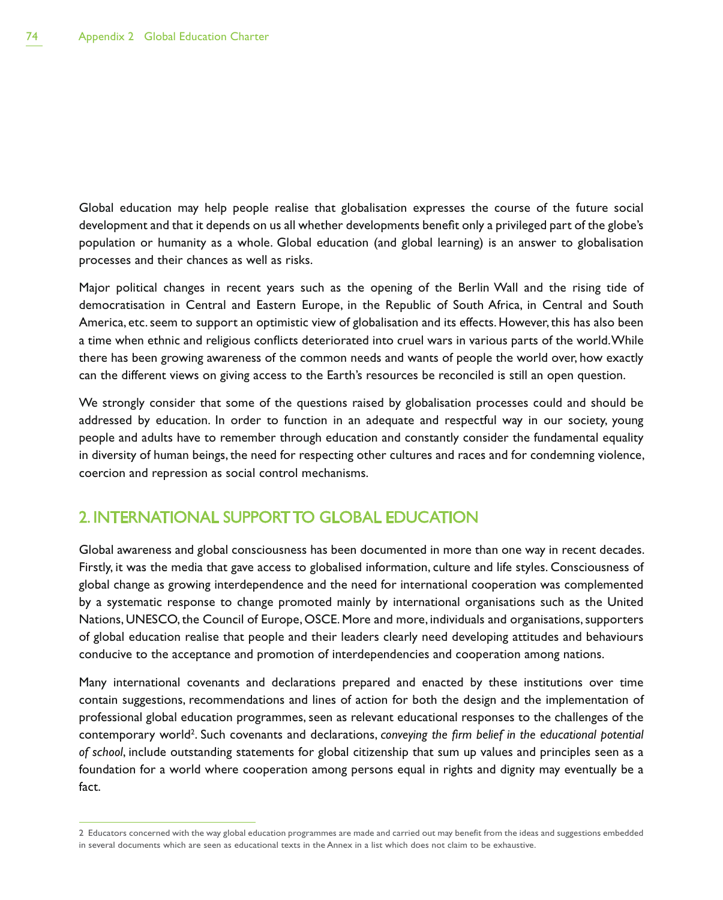Global education may help people realise that globalisation expresses the course of the future social development and that it depends on us all whether developments benefit only a privileged part of the globe's population or humanity as a whole. Global education (and global learning) is an answer to globalisation processes and their chances as well as risks.

Major political changes in recent years such as the opening of the Berlin Wall and the rising tide of democratisation in Central and Eastern Europe, in the Republic of South Africa, in Central and South America, etc. seem to support an optimistic view of globalisation and its effects. However, this has also been a time when ethnic and religious conflicts deteriorated into cruel wars in various parts of the world. While there has been growing awareness of the common needs and wants of people the world over, how exactly can the different views on giving access to the Earth's resources be reconciled is still an open question.

We strongly consider that some of the questions raised by globalisation processes could and should be addressed by education. In order to function in an adequate and respectful way in our society, young people and adults have to remember through education and constantly consider the fundamental equality in diversity of human beings, the need for respecting other cultures and races and for condemning violence, coercion and repression as social control mechanisms.

## 2. INTERNATIONAL SUPPORT TO GLOBAL EDUCATION

Global awareness and global consciousness has been documented in more than one way in recent decades. Firstly, it was the media that gave access to globalised information, culture and life styles. Consciousness of global change as growing interdependence and the need for international cooperation was complemented by a systematic response to change promoted mainly by international organisations such as the United Nations, UNESCO, the Council of Europe, OSCE. More and more, individuals and organisations, supporters of global education realise that people and their leaders clearly need developing attitudes and behaviours conducive to the acceptance and promotion of interdependencies and cooperation among nations.

Many international covenants and declarations prepared and enacted by these institutions over time contain suggestions, recommendations and lines of action for both the design and the implementation of professional global education programmes, seen as relevant educational responses to the challenges of the contemporary world[2]. Such covenants and declarations, *conveying the firm belief in the educational potential of school*, include outstanding statements for global citizenship that sum up values and principles seen as a foundation for a world where cooperation among persons equal in rights and dignity may eventually be a fact.

---

2 Educators concerned with the way global education programmes are made and carried out may benefit from the ideas and suggestions embedded in several documents which are seen as educational texts in the Annex in a list which does not claim to be exhaustive.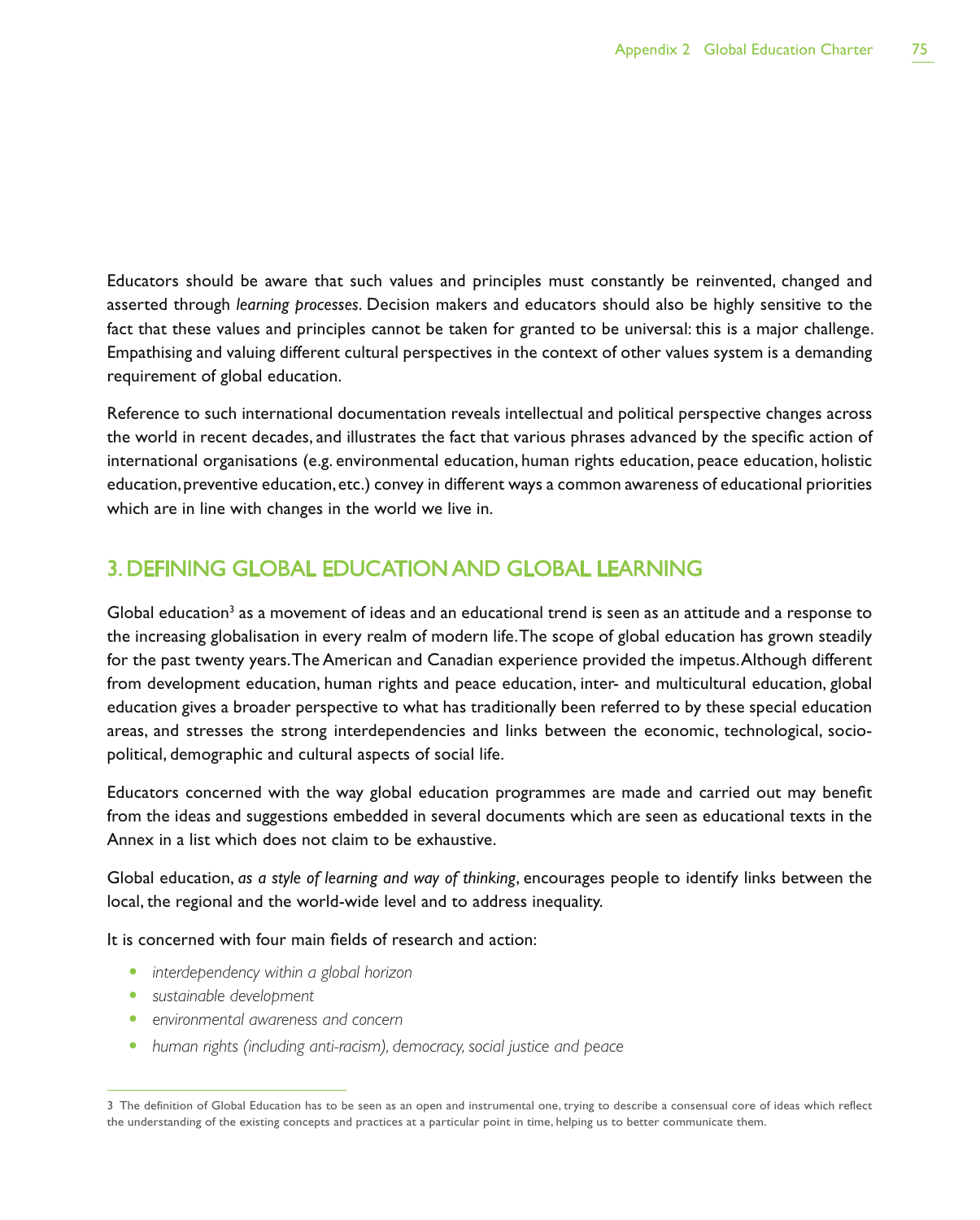Educators should be aware that such values and principles must constantly be reinvented, changed and asserted through *learning processes*. Decision makers and educators should also be highly sensitive to the fact that these values and principles cannot be taken for granted to be universal: this is a major challenge. Empathising and valuing different cultural perspectives in the context of other values system is a demanding requirement of global education.

Reference to such international documentation reveals intellectual and political perspective changes across the world in recent decades, and illustrates the fact that various phrases advanced by the specific action of international organisations (e.g. environmental education, human rights education, peace education, holistic education, preventive education, etc.) convey in different ways a common awareness of educational priorities which are in line with changes in the world we live in.

## 3. DEFINING GLOBAL EDUCATION AND GLOBAL LEARNING

Global education[3] as a movement of ideas and an educational trend is seen as an attitude and a response to the increasing globalisation in every realm of modern life. The scope of global education has grown steadily for the past twenty years. The American and Canadian experience provided the impetus. Although different from development education, human rights and peace education, inter- and multicultural education, global education gives a broader perspective to what has traditionally been referred to by these special education areas, and stresses the strong interdependencies and links between the economic, technological, socio-political, demographic and cultural aspects of social life.

Educators concerned with the way global education programmes are made and carried out may benefit from the ideas and suggestions embedded in several documents which are seen as educational texts in the Annex in a list which does not claim to be exhaustive.

Global education, *as a style of learning and way of thinking*, encourages people to identify links between the local, the regional and the world-wide level and to address inequality.

It is concerned with four main fields of research and action:

- *interdependency within a global horizon*
- *sustainable development*
- *environmental awareness and concern*
- *human rights (including anti-racism), democracy, social justice and peace*

---

3 The definition of Global Education has to be seen as an open and instrumental one, trying to describe a consensual core of ideas which reflect the understanding of the existing concepts and practices at a particular point in time, helping us to better communicate them.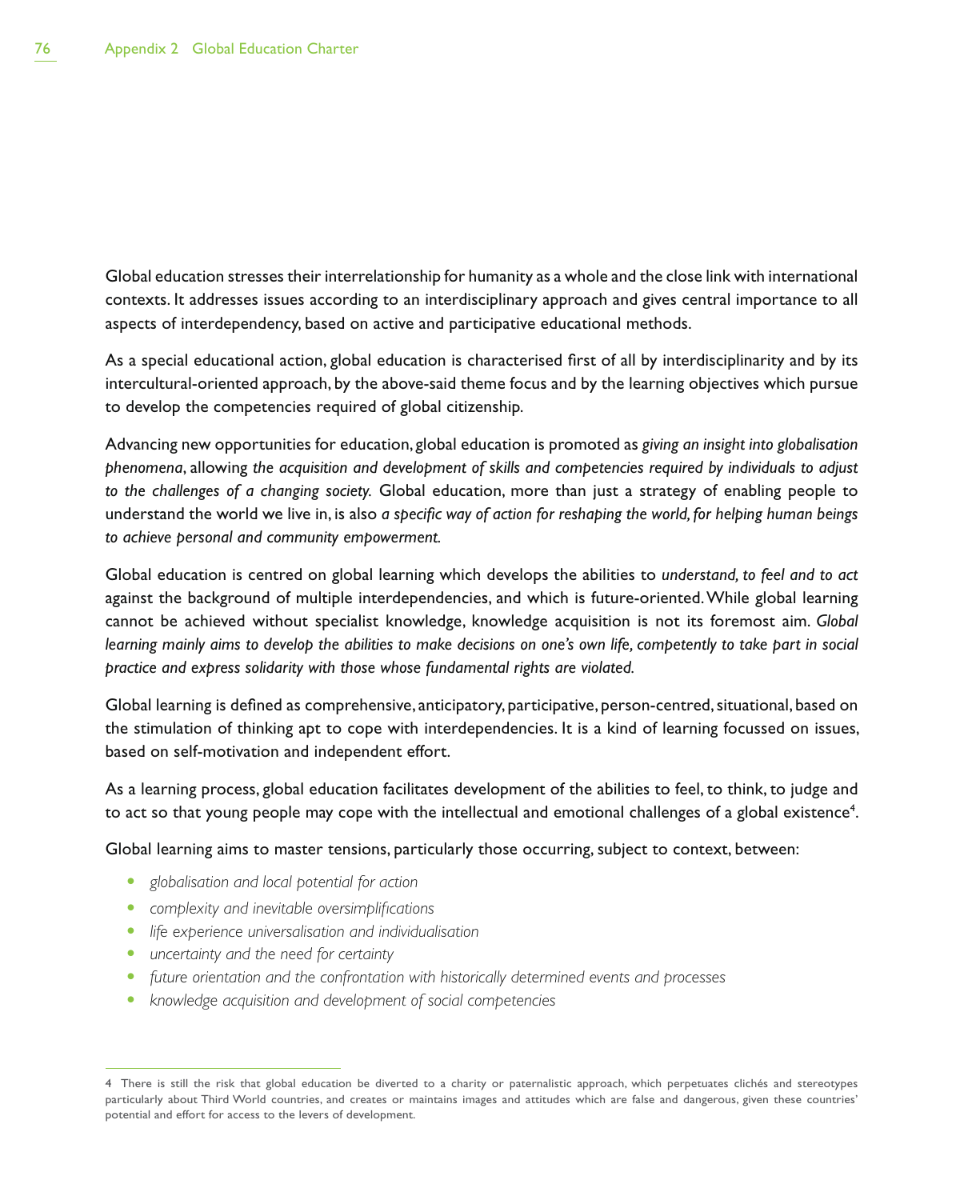Global education stresses their interrelationship for humanity as a whole and the close link with international contexts. It addresses issues according to an interdisciplinary approach and gives central importance to all aspects of interdependency, based on active and participative educational methods.

As a special educational action, global education is characterised first of all by interdisciplinarity and by its intercultural-oriented approach, by the above-said theme focus and by the learning objectives which pursue to develop the competencies required of global citizenship.

Advancing new opportunities for education, global education is promoted as *giving an insight into globalisation phenomena*, allowing *the acquisition and development of skills and competencies required by individuals to adjust to the challenges of a changing society.* Global education, more than just a strategy of enabling people to understand the world we live in, is also *a specific way of action for reshaping the world, for helping human beings to achieve personal and community empowerment.*

Global education is centred on global learning which develops the abilities to *understand, to feel and to act* against the background of multiple interdependencies, and which is future-oriented. While global learning cannot be achieved without specialist knowledge, knowledge acquisition is not its foremost aim. *Global learning mainly aims to develop the abilities to make decisions on one's own life, competently to take part in social practice and express solidarity with those whose fundamental rights are violated.*

Global learning is defined as comprehensive, anticipatory, participative, person-centred, situational, based on the stimulation of thinking apt to cope with interdependencies. It is a kind of learning focussed on issues, based on self-motivation and independent effort.

As a learning process, global education facilitates development of the abilities to feel, to think, to judge and to act so that young people may cope with the intellectual and emotional challenges of a global existence[4].

Global learning aims to master tensions, particularly those occurring, subject to context, between:

- *globalisation and local potential for action*
- *complexity and inevitable oversimplifications*
- *life experience universalisation and individualisation*
- *uncertainty and the need for certainty*
- *future orientation and the confrontation with historically determined events and processes*
- *knowledge acquisition and development of social competencies*

---

4 There is still the risk that global education be diverted to a charity or paternalistic approach, which perpetuates clichés and stereotypes particularly about Third World countries, and creates or maintains images and attitudes which are false and dangerous, given these countries' potential and effort for access to the levers of development.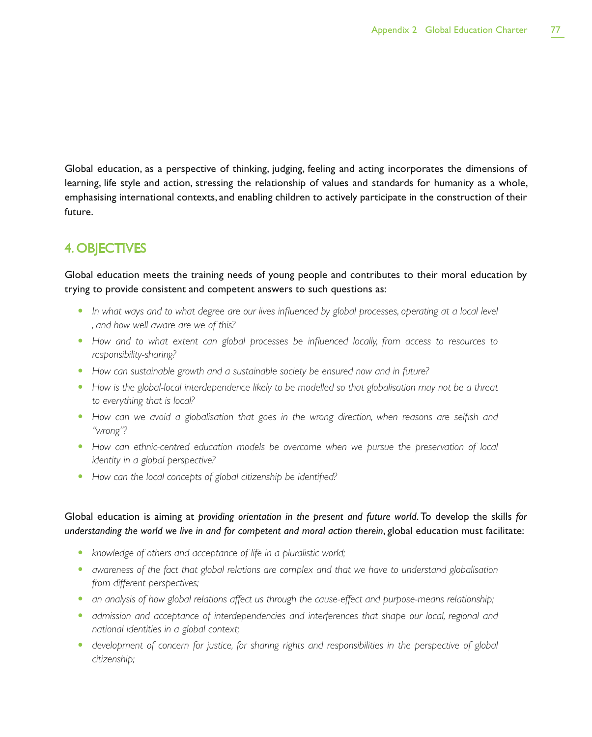Global education, as a perspective of thinking, judging, feeling and acting incorporates the dimensions of learning, life style and action, stressing the relationship of values and standards for humanity as a whole, emphasising international contexts, and enabling children to actively participate in the construction of their future.

## 4. OBJECTIVES

Global education meets the training needs of young people and contributes to their moral education by trying to provide consistent and competent answers to such questions as:

- *In what ways and to what degree are our lives influenced by global processes, operating at a local level , and how well aware are we of this?*
- *How and to what extent can global processes be influenced locally, from access to resources to responsibility-sharing?*
- *How can sustainable growth and a sustainable society be ensured now and in future?*
- *How is the global-local interdependence likely to be modelled so that globalisation may not be a threat to everything that is local?*
- *How can we avoid a globalisation that goes in the wrong direction, when reasons are selfish and "wrong"?*
- *How can ethnic-centred education models be overcome when we pursue the preservation of local identity in a global perspective?*
- *How can the local concepts of global citizenship be identified?*

Global education is aiming at *providing orientation in the present and future world*. To develop the skills *for understanding the world we live in and for competent and moral action therein*, global education must facilitate:

- *knowledge of others and acceptance of life in a pluralistic world;*
- *awareness of the fact that global relations are complex and that we have to understand globalisation from different perspectives;*
- *an analysis of how global relations affect us through the cause-effect and purpose-means relationship;*
- *admission and acceptance of interdependencies and interferences that shape our local, regional and national identities in a global context;*
- *development of concern for justice, for sharing rights and responsibilities in the perspective of global citizenship;*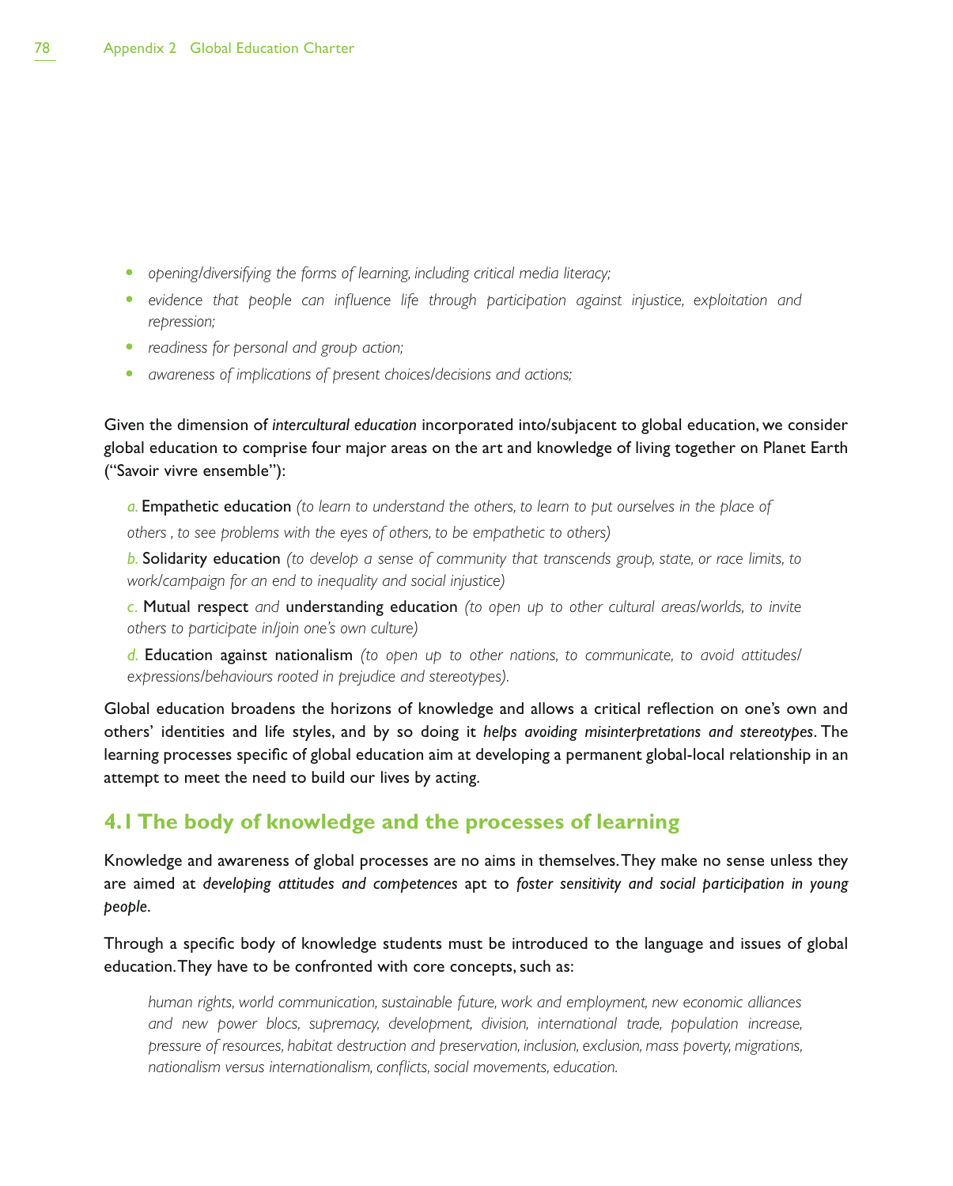- *opening/diversifying the forms of learning, including critical media literacy;*
- *evidence that people can influence life through participation against injustice, exploitation and repression;*
- *readiness for personal and group action;*
- *awareness of implications of present choices/decisions and actions;*

Given the dimension of *intercultural education* incorporated into/subjacent to global education, we consider global education to comprise four major areas on the art and knowledge of living together on Planet Earth ("Savoir vivre ensemble"):

*a.* Empathetic education *(to learn to understand the others, to learn to put ourselves in the place of others , to see problems with the eyes of others, to be empathetic to others)*

*b.* Solidarity education *(to develop a sense of community that transcends group, state, or race limits, to work/campaign for an end to inequality and social injustice)*

*c.* Mutual respect *and* understanding education *(to open up to other cultural areas/worlds, to invite others to participate in/join one's own culture)*

*d.* Education against nationalism *(to open up to other nations, to communicate, to avoid attitudes/ expressions/behaviours rooted in prejudice and stereotypes).*

Global education broadens the horizons of knowledge and allows a critical reflection on one's own and others' identities and life styles, and by so doing it *helps avoiding misinterpretations and stereotypes*. The learning processes specific of global education aim at developing a permanent global-local relationship in an attempt to meet the need to build our lives by acting.

## 4.1 The body of knowledge and the processes of learning

Knowledge and awareness of global processes are no aims in themselves. They make no sense unless they are aimed at *developing attitudes and competences* apt to *foster sensitivity and social participation in young people*.

Through a specific body of knowledge students must be introduced to the language and issues of global education. They have to be confronted with core concepts, such as:

> *human rights, world communication, sustainable future, work and employment, new economic alliances and new power blocs, supremacy, development, division, international trade, population increase, pressure of resources, habitat destruction and preservation, inclusion, exclusion, mass poverty, migrations, nationalism versus internationalism, conflicts, social movements, education.*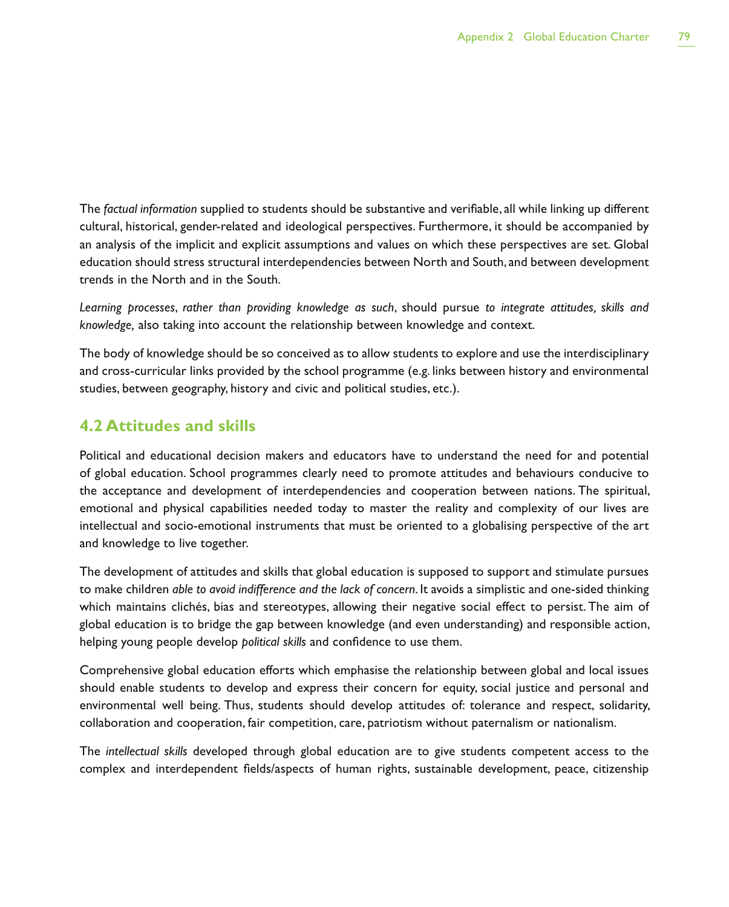The *factual information* supplied to students should be substantive and verifiable, all while linking up different cultural, historical, gender-related and ideological perspectives. Furthermore, it should be accompanied by an analysis of the implicit and explicit assumptions and values on which these perspectives are set. Global education should stress structural interdependencies between North and South, and between development trends in the North and in the South.

*Learning processes, rather than providing knowledge as such*, should pursue *to integrate attitudes, skills and knowledge,* also taking into account the relationship between knowledge and context.

The body of knowledge should be so conceived as to allow students to explore and use the interdisciplinary and cross-curricular links provided by the school programme (e.g. links between history and environmental studies, between geography, history and civic and political studies, etc.).

## 4.2 Attitudes and skills

Political and educational decision makers and educators have to understand the need for and potential of global education. School programmes clearly need to promote attitudes and behaviours conducive to the acceptance and development of interdependencies and cooperation between nations. The spiritual, emotional and physical capabilities needed today to master the reality and complexity of our lives are intellectual and socio-emotional instruments that must be oriented to a globalising perspective of the art and knowledge to live together.

The development of attitudes and skills that global education is supposed to support and stimulate pursues to make children *able to avoid indifference and the lack of concern*. It avoids a simplistic and one-sided thinking which maintains clichés, bias and stereotypes, allowing their negative social effect to persist. The aim of global education is to bridge the gap between knowledge (and even understanding) and responsible action, helping young people develop *political skills* and confidence to use them.

Comprehensive global education efforts which emphasise the relationship between global and local issues should enable students to develop and express their concern for equity, social justice and personal and environmental well being. Thus, students should develop attitudes of: tolerance and respect, solidarity, collaboration and cooperation, fair competition, care, patriotism without paternalism or nationalism.

The *intellectual skills* developed through global education are to give students competent access to the complex and interdependent fields/aspects of human rights, sustainable development, peace, citizenship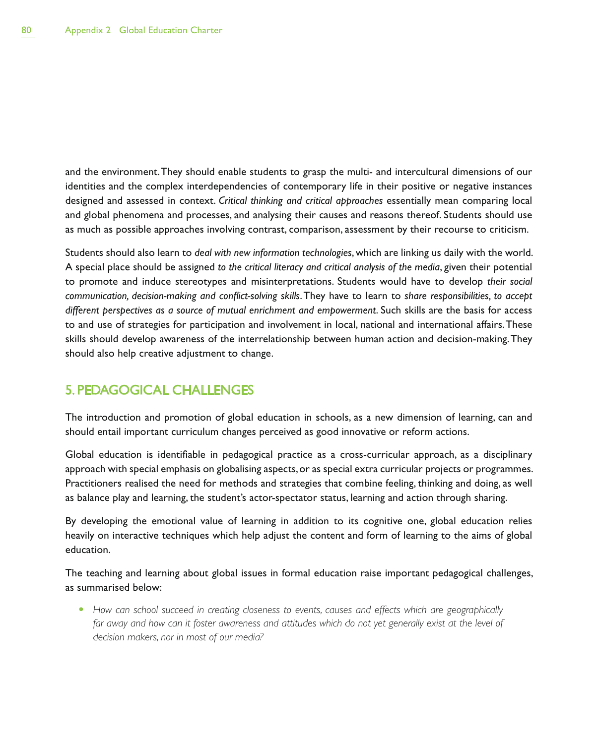and the environment. They should enable students to grasp the multi- and intercultural dimensions of our identities and the complex interdependencies of contemporary life in their positive or negative instances designed and assessed in context. *Critical thinking and critical approaches* essentially mean comparing local and global phenomena and processes, and analysing their causes and reasons thereof. Students should use as much as possible approaches involving contrast, comparison, assessment by their recourse to criticism.

Students should also learn to *deal with new information technologies*, which are linking us daily with the world. A special place should be assigned *to the critical literacy and critical analysis of the media*, given their potential to promote and induce stereotypes and misinterpretations. Students would have to develop *their social communication, decision-making and conflict-solving skills*. They have to learn to *share responsibilities, to accept different perspectives as a source of mutual enrichment and empowerment*. Such skills are the basis for access to and use of strategies for participation and involvement in local, national and international affairs. These skills should develop awareness of the interrelationship between human action and decision-making. They should also help creative adjustment to change.

## 5. PEDAGOGICAL CHALLENGES

The introduction and promotion of global education in schools, as a new dimension of learning, can and should entail important curriculum changes perceived as good innovative or reform actions.

Global education is identifiable in pedagogical practice as a cross-curricular approach, as a disciplinary approach with special emphasis on globalising aspects, or as special extra curricular projects or programmes. Practitioners realised the need for methods and strategies that combine feeling, thinking and doing, as well as balance play and learning, the student's actor-spectator status, learning and action through sharing.

By developing the emotional value of learning in addition to its cognitive one, global education relies heavily on interactive techniques which help adjust the content and form of learning to the aims of global education.

The teaching and learning about global issues in formal education raise important pedagogical challenges, as summarised below:

- *How can school succeed in creating closeness to events, causes and effects which are geographically far away and how can it foster awareness and attitudes which do not yet generally exist at the level of decision makers, nor in most of our media?*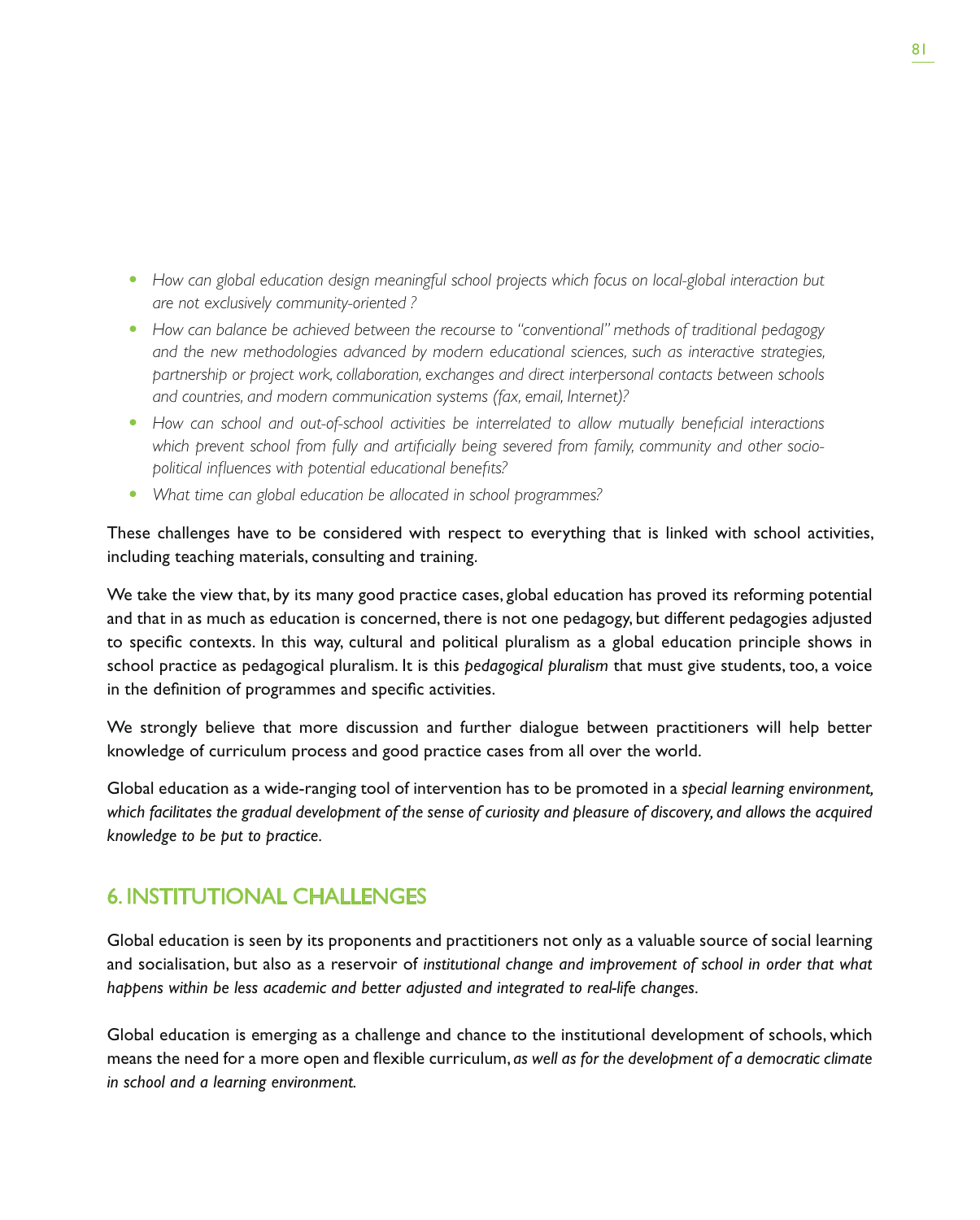- *How can global education design meaningful school projects which focus on local-global interaction but are not exclusively community-oriented ?*
- *How can balance be achieved between the recourse to "conventional" methods of traditional pedagogy and the new methodologies advanced by modern educational sciences, such as interactive strategies, partnership or project work, collaboration, exchanges and direct interpersonal contacts between schools and countries, and modern communication systems (fax, email, Internet)?*
- *How can school and out-of-school activities be interrelated to allow mutually beneficial interactions which prevent school from fully and artificially being severed from family, community and other socio-political influences with potential educational benefits?*
- *What time can global education be allocated in school programmes?*

These challenges have to be considered with respect to everything that is linked with school activities, including teaching materials, consulting and training.

We take the view that, by its many good practice cases, global education has proved its reforming potential and that in as much as education is concerned, there is not one pedagogy, but different pedagogies adjusted to specific contexts. In this way, cultural and political pluralism as a global education principle shows in school practice as pedagogical pluralism. It is this *pedagogical pluralism* that must give students, too, a voice in the definition of programmes and specific activities.

We strongly believe that more discussion and further dialogue between practitioners will help better knowledge of curriculum process and good practice cases from all over the world.

Global education as a wide-ranging tool of intervention has to be promoted in a *special learning environment, which facilitates the gradual development of the sense of curiosity and pleasure of discovery, and allows the acquired knowledge to be put to practice*.

## 6. INSTITUTIONAL CHALLENGES

Global education is seen by its proponents and practitioners not only as a valuable source of social learning and socialisation, but also as a reservoir of *institutional change and improvement of school in order that what happens within be less academic and better adjusted and integrated to real-life changes*.

Global education is emerging as a challenge and chance to the institutional development of schools, which means the need for a more open and flexible curriculum, *as well as for the development of a democratic climate in school and a learning environment.*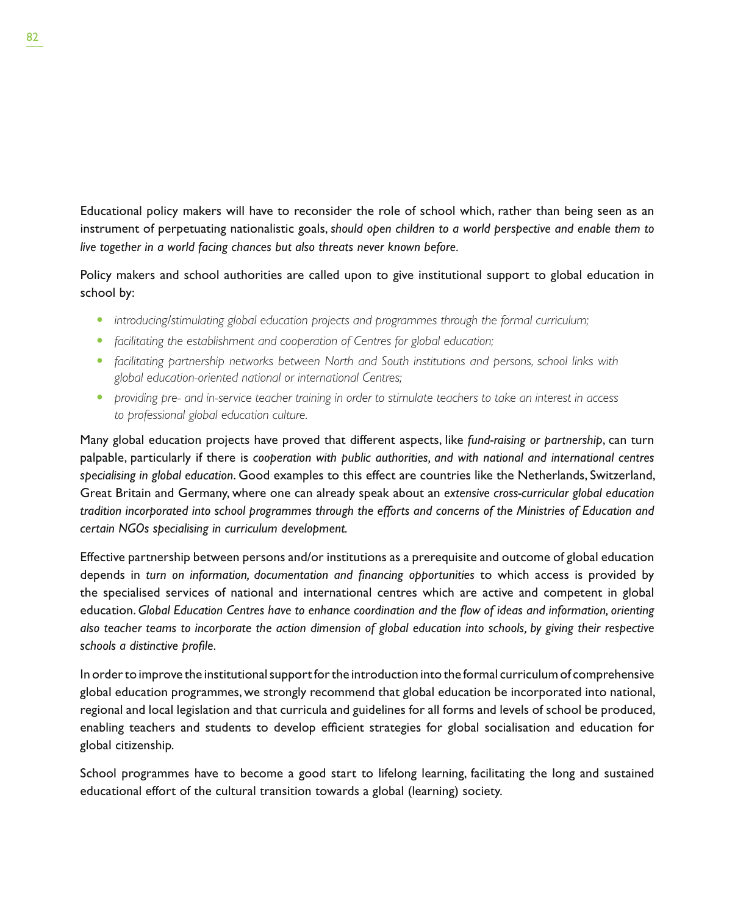Educational policy makers will have to reconsider the role of school which, rather than being seen as an instrument of perpetuating nationalistic goals, *should open children to a world perspective and enable them to live together in a world facing chances but also threats never known before*.

Policy makers and school authorities are called upon to give institutional support to global education in school by:

- *introducing/stimulating global education projects and programmes through the formal curriculum;*
- *facilitating the establishment and cooperation of Centres for global education;*
- *facilitating partnership networks between North and South institutions and persons, school links with global education-oriented national or international Centres;*
- *providing pre- and in-service teacher training in order to stimulate teachers to take an interest in access to professional global education culture.*

Many global education projects have proved that different aspects, like *fund-raising or partnership*, can turn palpable, particularly if there is *cooperation with public authorities, and with national and international centres specialising in global education*. Good examples to this effect are countries like the Netherlands, Switzerland, Great Britain and Germany, where one can already speak about an *extensive cross-curricular global education tradition incorporated into school programmes through the efforts and concerns of the Ministries of Education and certain NGOs specialising in curriculum development.*

Effective partnership between persons and/or institutions as a prerequisite and outcome of global education depends in *turn on information, documentation and financing opportunities* to which access is provided by the specialised services of national and international centres which are active and competent in global education. *Global Education Centres have to enhance coordination and the flow of ideas and information, orienting also teacher teams to incorporate the action dimension of global education into schools, by giving their respective schools a distinctive profile*.

In order to improve the institutional support for the introduction into the formal curriculum of comprehensive global education programmes, we strongly recommend that global education be incorporated into national, regional and local legislation and that curricula and guidelines for all forms and levels of school be produced, enabling teachers and students to develop efficient strategies for global socialisation and education for global citizenship.

School programmes have to become a good start to lifelong learning, facilitating the long and sustained educational effort of the cultural transition towards a global (learning) society.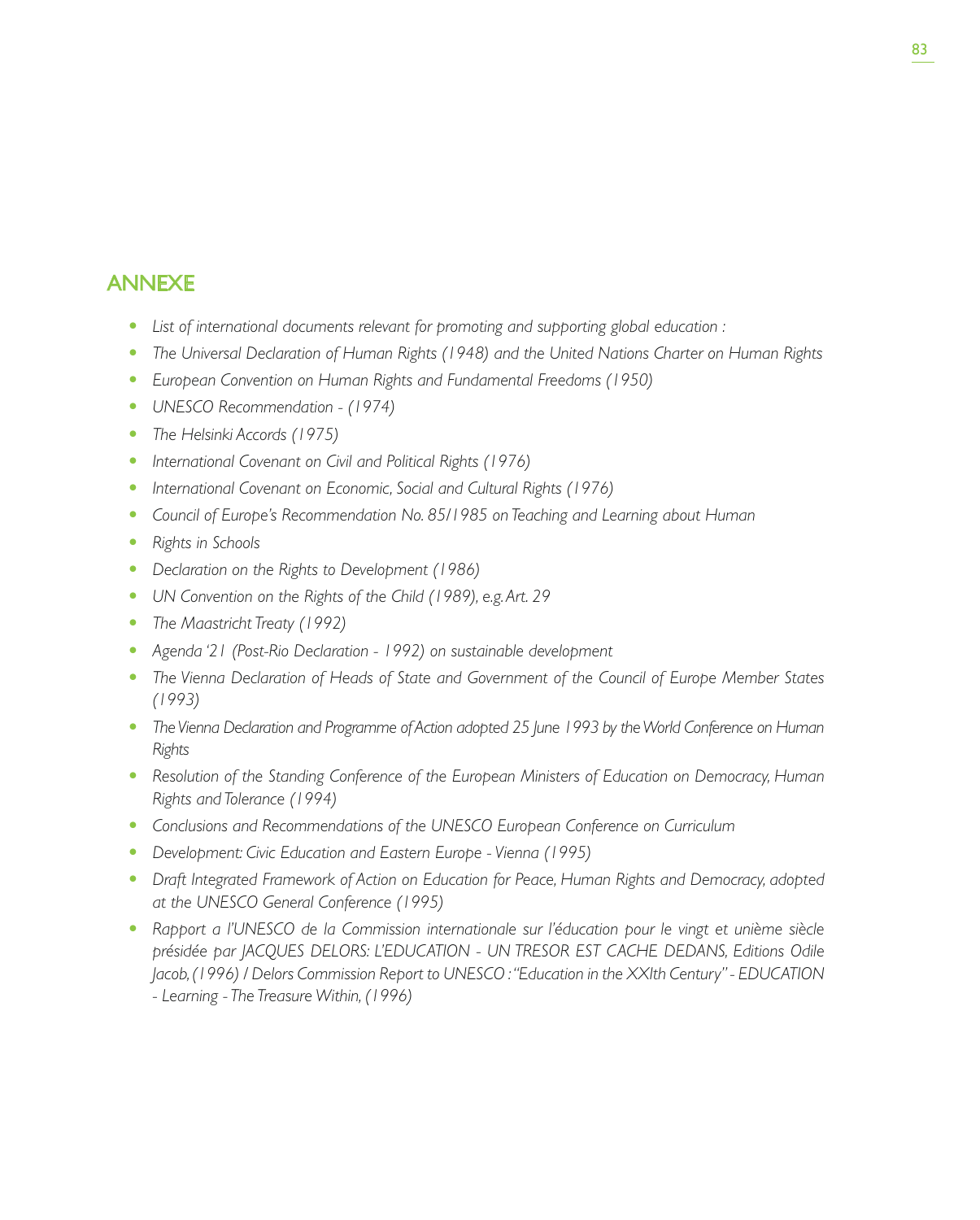## ANNEXE

- *List of international documents relevant for promoting and supporting global education :*
- *The Universal Declaration of Human Rights (1948) and the United Nations Charter on Human Rights*
- *European Convention on Human Rights and Fundamental Freedoms (1950)*
- *UNESCO Recommendation - (1974)*
- *The Helsinki Accords (1975)*
- *International Covenant on Civil and Political Rights (1976)*
- *International Covenant on Economic, Social and Cultural Rights (1976)*
- *Council of Europe's Recommendation No. 85/1985 on Teaching and Learning about Human*
- *Rights in Schools*
- *Declaration on the Rights to Development (1986)*
- *UN Convention on the Rights of the Child (1989), e.g. Art. 29*
- *The Maastricht Treaty (1992)*
- *Agenda '21 (Post-Rio Declaration - 1992) on sustainable development*
- *The Vienna Declaration of Heads of State and Government of the Council of Europe Member States (1993)*
- *The Vienna Declaration and Programme of Action adopted 25 June 1993 by the World Conference on Human Rights*
- *Resolution of the Standing Conference of the European Ministers of Education on Democracy, Human Rights and Tolerance (1994)*
- *Conclusions and Recommendations of the UNESCO European Conference on Curriculum*
- *Development: Civic Education and Eastern Europe - Vienna (1995)*
- *Draft Integrated Framework of Action on Education for Peace, Human Rights and Democracy, adopted at the UNESCO General Conference (1995)*
- *Rapport a l'UNESCO de la Commission internationale sur l'éducation pour le vingt et unième siècle présidée par JACQUES DELORS: L'EDUCATION - UN TRESOR EST CACHE DEDANS, Editions Odile Jacob, (1996) / Delors Commission Report to UNESCO : "Education in the XXIth Century" - EDUCATION - Learning - The Treasure Within, (1996)*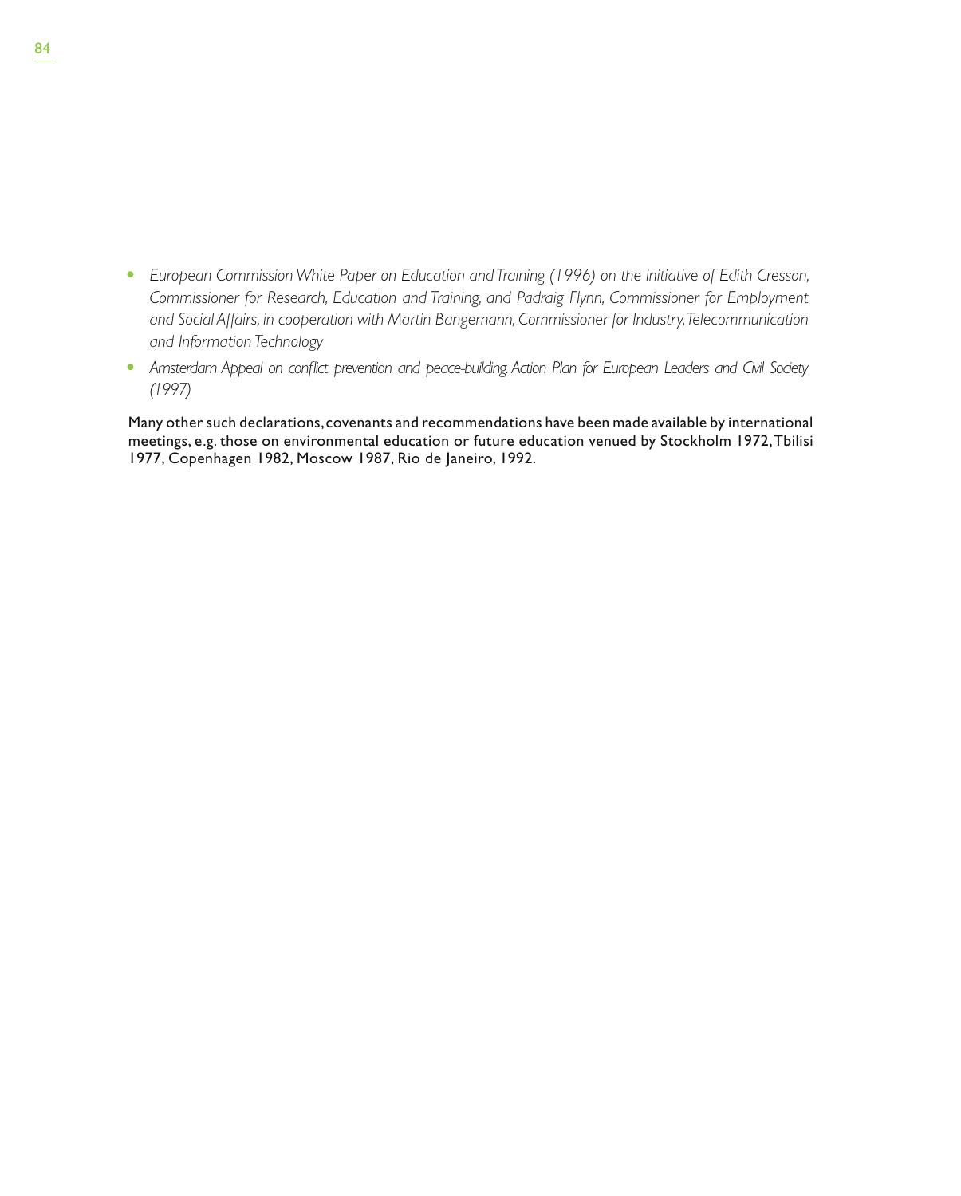- *European Commission White Paper on Education and Training (1996) on the initiative of Edith Cresson, Commissioner for Research, Education and Training, and Padraig Flynn, Commissioner for Employment and Social Affairs, in cooperation with Martin Bangemann, Commissioner for Industry, Telecommunication and Information Technology*
- *Amsterdam Appeal on conflict prevention and peace-building. Action Plan for European Leaders and Civil Society (1997)*

Many other such declarations, covenants and recommendations have been made available by international meetings, e.g. those on environmental education or future education venued by Stockholm 1972, Tbilisi 1977, Copenhagen 1982, Moscow 1987, Rio de Janeiro, 1992.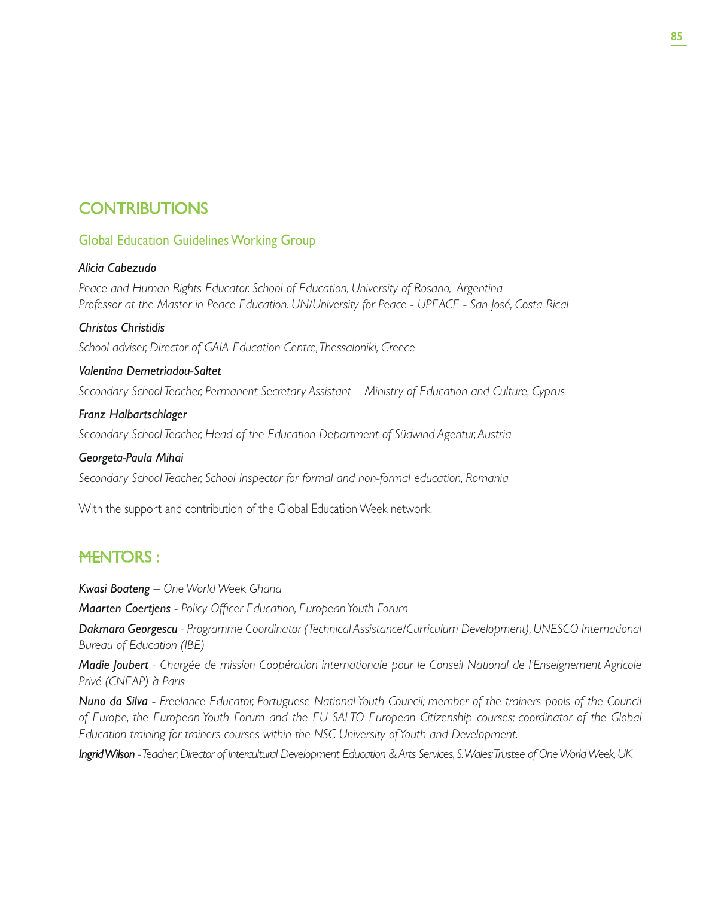## CONTRIBUTIONS

### Global Education Guidelines Working Group

***Alicia Cabezudo***

*Peace and Human Rights Educator. School of Education, University of Rosario, Argentina*
*Professor at the Master in Peace Education. UN/University for Peace - UPEACE - San José, Costa Rical*

***Christos Christidis***

*School adviser, Director of GAIA Education Centre, Thessaloniki, Greece*

***Valentina Demetriadou-Saltet***

*Secondary School Teacher, Permanent Secretary Assistant – Ministry of Education and Culture, Cyprus*

***Franz Halbartschlager***

*Secondary School Teacher, Head of the Education Department of Südwind Agentur, Austria*

***Georgeta-Paula Mihai***

*Secondary School Teacher, School Inspector for formal and non-formal education, Romania*

With the support and contribution of the Global Education Week network.

## MENTORS :

***Kwasi Boateng*** *– One World Week Ghana*

***Maarten Coertjens*** *- Policy Officer Education, European Youth Forum*

***Dakmara Georgescu*** *- Programme Coordinator (Technical Assistance/Curriculum Development), UNESCO International Bureau of Education (IBE)*

***Madie Joubert*** *- Chargée de mission Coopération internationale pour le Conseil National de l'Enseignement Agricole Privé (CNEAP) à Paris*

***Nuno da Silva*** *- Freelance Educator, Portuguese National Youth Council; member of the trainers pools of the Council of Europe, the European Youth Forum and the EU SALTO European Citizenship courses; coordinator of the Global Education training for trainers courses within the NSC University of Youth and Development.*

***Ingrid Wilson*** *- Teacher; Director of Intercultural Development Education & Arts Services, S.Wales; Trustee of One World Week, UK*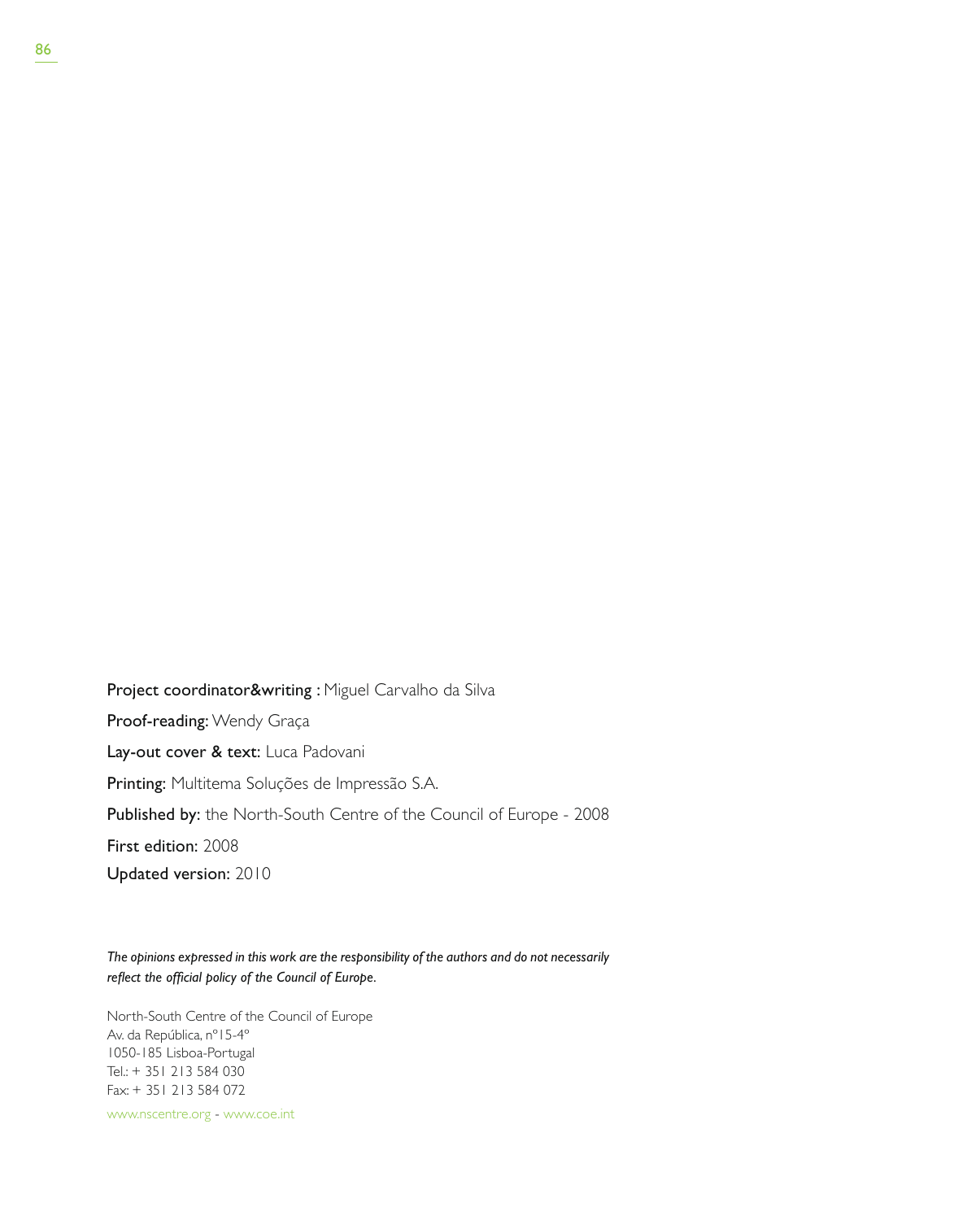**Project coordinator&writing :** Miguel Carvalho da Silva

**Proof-reading:** Wendy Graça

**Lay-out cover & text:** Luca Padovani

**Printing:** Multitema Soluções de Impressão S.A.

**Published by:** the North-South Centre of the Council of Europe - 2008

**First edition:** 2008

**Updated version:** 2010

***The opinions expressed in this work are the responsibility of the authors and do not necessarily reflect the official policy of the Council of Europe.***

North-South Centre of the Council of Europe
Av. da República, nº15-4º
1050-185 Lisboa-Portugal
Tel.: + 351 213 584 030
Fax: + 351 213 584 072

www.nscentre.org - www.coe.int